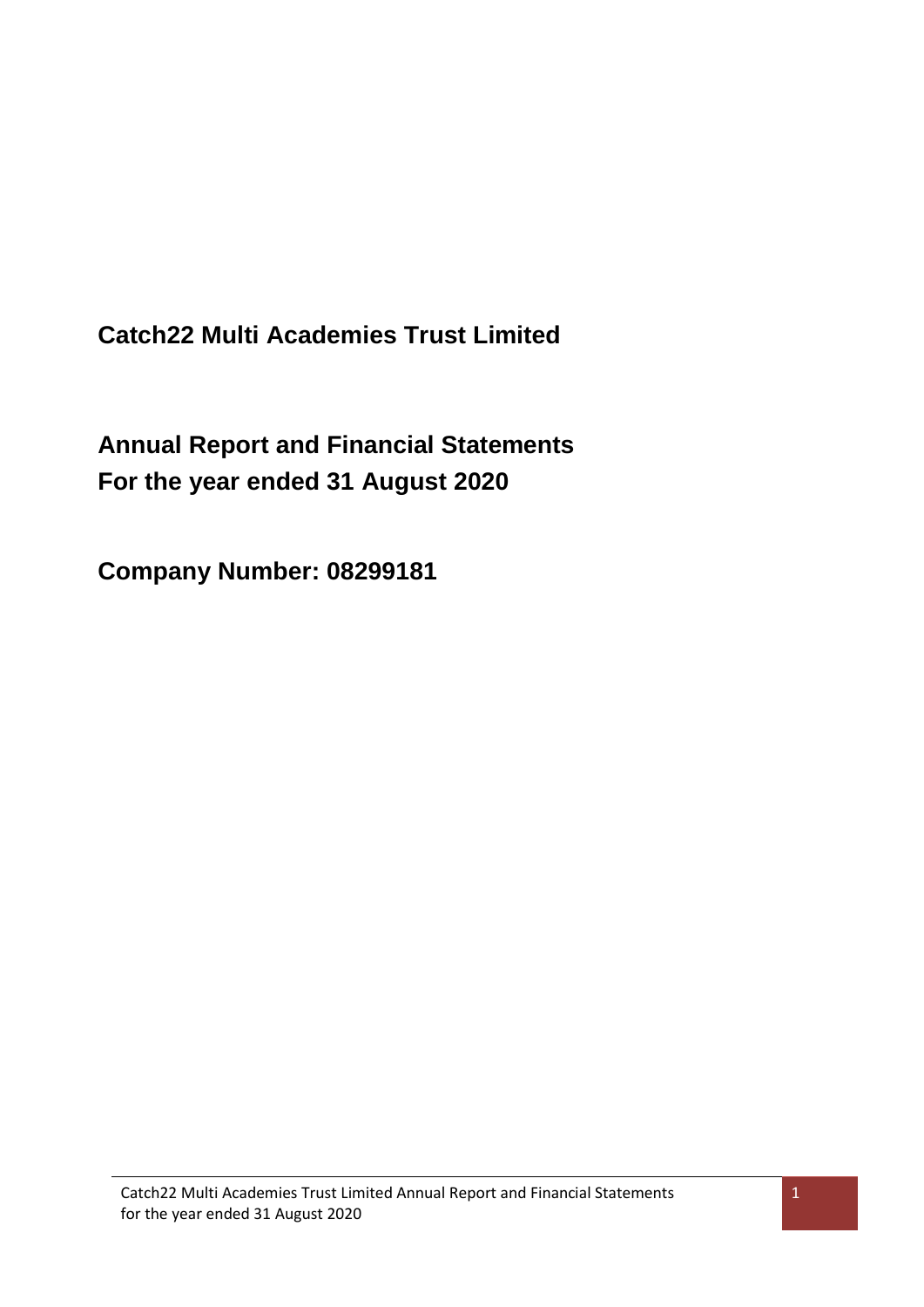# Catch22 Multi Academies Trust Limited

## Annual Report and Financial Statements
## For the year ended 31 August 2020

## Company Number: 08299181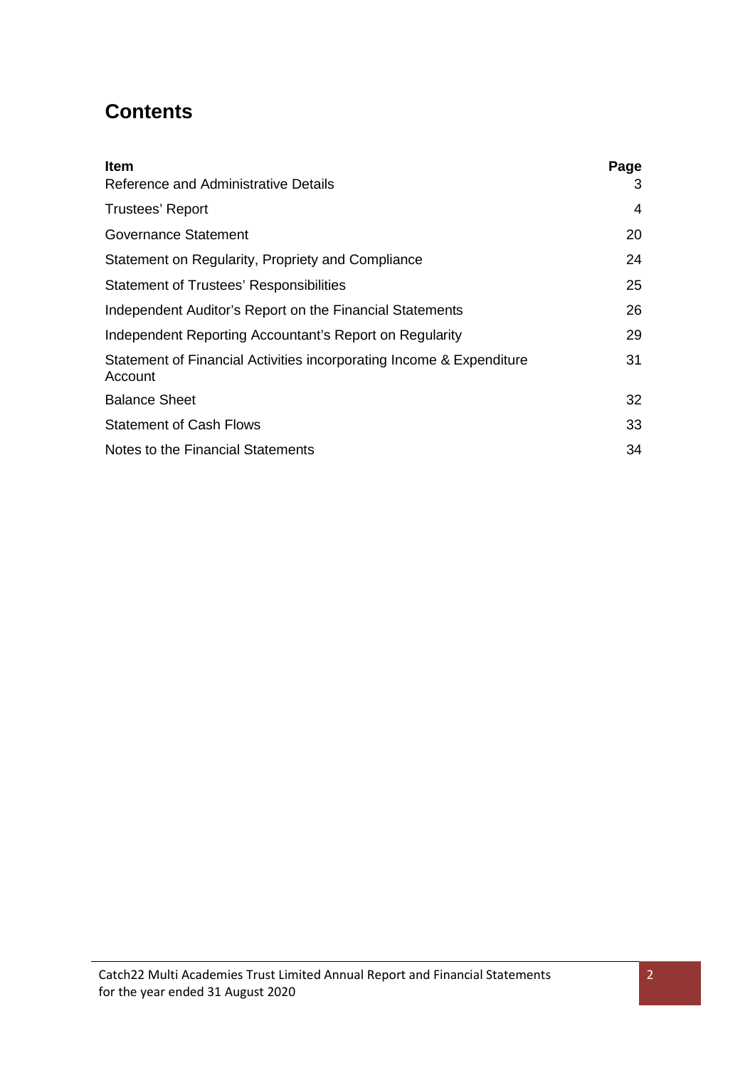# Contents

| Item | Page |
|---|---|
| Reference and Administrative Details | 3 |
| Trustees' Report | 4 |
| Governance Statement | 20 |
| Statement on Regularity, Propriety and Compliance | 24 |
| Statement of Trustees' Responsibilities | 25 |
| Independent Auditor's Report on the Financial Statements | 26 |
| Independent Reporting Accountant's Report on Regularity | 29 |
| Statement of Financial Activities incorporating Income & Expenditure Account | 31 |
| Balance Sheet | 32 |
| Statement of Cash Flows | 33 |
| Notes to the Financial Statements | 34 |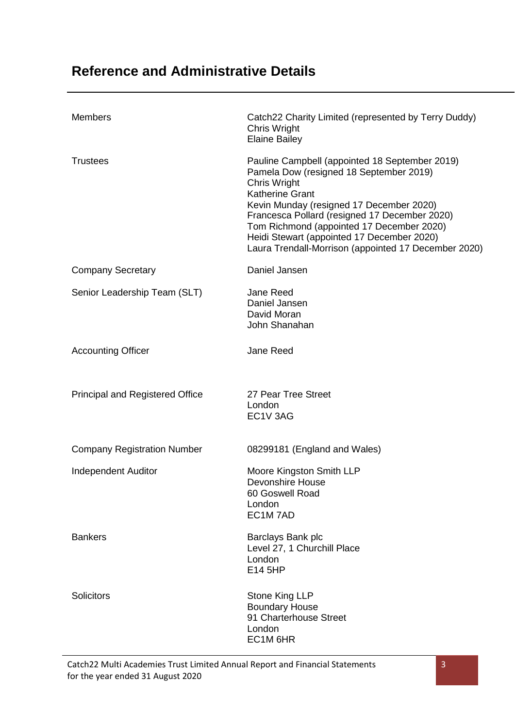# Reference and Administrative Details

| | |
|---|---|
| Members | Catch22 Charity Limited (represented by Terry Duddy)<br>Chris Wright<br>Elaine Bailey |
| Trustees | Pauline Campbell (appointed 18 September 2019)<br>Pamela Dow (resigned 18 September 2019)<br>Chris Wright<br>Katherine Grant<br>Kevin Munday (resigned 17 December 2020)<br>Francesca Pollard (resigned 17 December 2020)<br>Tom Richmond (appointed 17 December 2020)<br>Heidi Stewart (appointed 17 December 2020)<br>Laura Trendall-Morrison (appointed 17 December 2020) |
| Company Secretary | Daniel Jansen |
| Senior Leadership Team (SLT) | Jane Reed<br>Daniel Jansen<br>David Moran<br>John Shanahan |
| Accounting Officer | Jane Reed |
| Principal and Registered Office | 27 Pear Tree Street<br>London<br>EC1V 3AG |
| Company Registration Number | 08299181 (England and Wales) |
| Independent Auditor | Moore Kingston Smith LLP<br>Devonshire House<br>60 Goswell Road<br>London<br>EC1M 7AD |
| Bankers | Barclays Bank plc<br>Level 27, 1 Churchill Place<br>London<br>E14 5HP |
| Solicitors | Stone King LLP<br>Boundary House<br>91 Charterhouse Street<br>London<br>EC1M 6HR |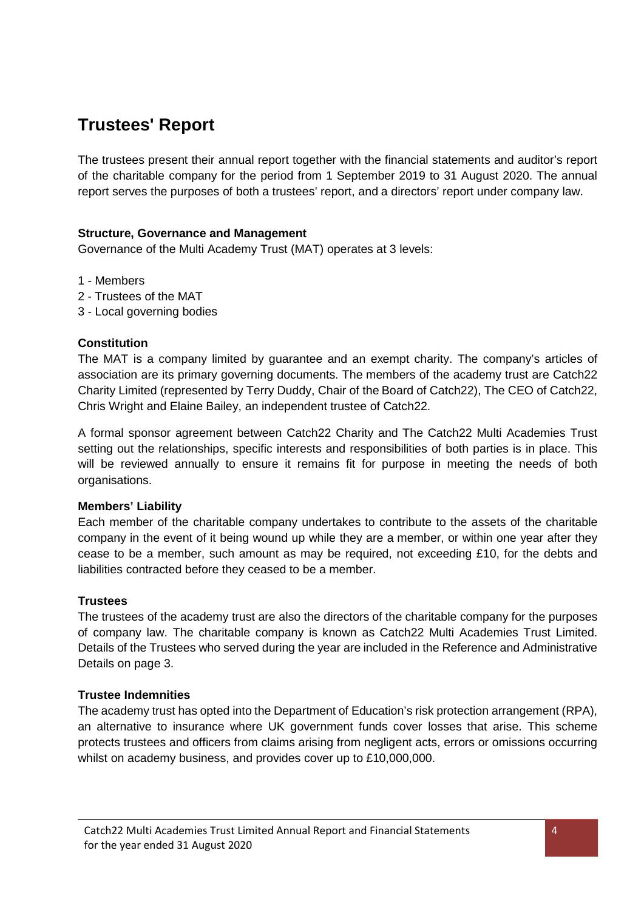# Trustees' Report

The trustees present their annual report together with the financial statements and auditor's report of the charitable company for the period from 1 September 2019 to 31 August 2020. The annual report serves the purposes of both a trustees' report, and a directors' report under company law.

**Structure, Governance and Management**

Governance of the Multi Academy Trust (MAT) operates at 3 levels:

1 - Members
2 - Trustees of the MAT
3 - Local governing bodies

**Constitution**

The MAT is a company limited by guarantee and an exempt charity. The company's articles of association are its primary governing documents. The members of the academy trust are Catch22 Charity Limited (represented by Terry Duddy, Chair of the Board of Catch22), The CEO of Catch22, Chris Wright and Elaine Bailey, an independent trustee of Catch22.

A formal sponsor agreement between Catch22 Charity and The Catch22 Multi Academies Trust setting out the relationships, specific interests and responsibilities of both parties is in place. This will be reviewed annually to ensure it remains fit for purpose in meeting the needs of both organisations.

**Members' Liability**

Each member of the charitable company undertakes to contribute to the assets of the charitable company in the event of it being wound up while they are a member, or within one year after they cease to be a member, such amount as may be required, not exceeding £10, for the debts and liabilities contracted before they ceased to be a member.

**Trustees**

The trustees of the academy trust are also the directors of the charitable company for the purposes of company law. The charitable company is known as Catch22 Multi Academies Trust Limited. Details of the Trustees who served during the year are included in the Reference and Administrative Details on page 3.

**Trustee Indemnities**

The academy trust has opted into the Department of Education's risk protection arrangement (RPA), an alternative to insurance where UK government funds cover losses that arise. This scheme protects trustees and officers from claims arising from negligent acts, errors or omissions occurring whilst on academy business, and provides cover up to £10,000,000.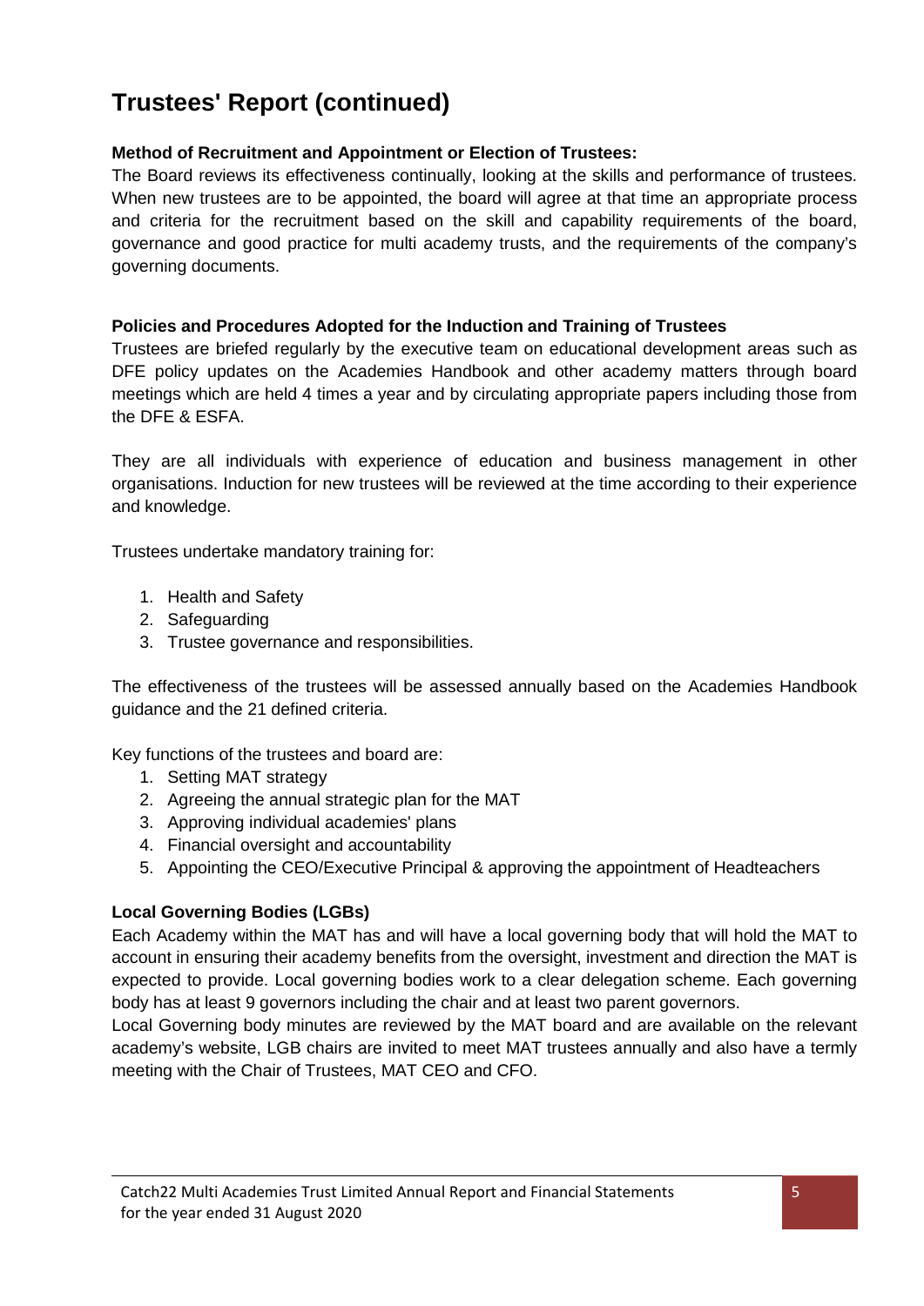# Trustees' Report (continued)

**Method of Recruitment and Appointment or Election of Trustees:**

The Board reviews its effectiveness continually, looking at the skills and performance of trustees. When new trustees are to be appointed, the board will agree at that time an appropriate process and criteria for the recruitment based on the skill and capability requirements of the board, governance and good practice for multi academy trusts, and the requirements of the company's governing documents.

**Policies and Procedures Adopted for the Induction and Training of Trustees**

Trustees are briefed regularly by the executive team on educational development areas such as DFE policy updates on the Academies Handbook and other academy matters through board meetings which are held 4 times a year and by circulating appropriate papers including those from the DFE & ESFA.

They are all individuals with experience of education and business management in other organisations. Induction for new trustees will be reviewed at the time according to their experience and knowledge.

Trustees undertake mandatory training for:

1. Health and Safety
2. Safeguarding
3. Trustee governance and responsibilities.

The effectiveness of the trustees will be assessed annually based on the Academies Handbook guidance and the 21 defined criteria.

Key functions of the trustees and board are:

1. Setting MAT strategy
2. Agreeing the annual strategic plan for the MAT
3. Approving individual academies' plans
4. Financial oversight and accountability
5. Appointing the CEO/Executive Principal & approving the appointment of Headteachers

**Local Governing Bodies (LGBs)**

Each Academy within the MAT has and will have a local governing body that will hold the MAT to account in ensuring their academy benefits from the oversight, investment and direction the MAT is expected to provide. Local governing bodies work to a clear delegation scheme. Each governing body has at least 9 governors including the chair and at least two parent governors.

Local Governing body minutes are reviewed by the MAT board and are available on the relevant academy's website, LGB chairs are invited to meet MAT trustees annually and also have a termly meeting with the Chair of Trustees, MAT CEO and CFO.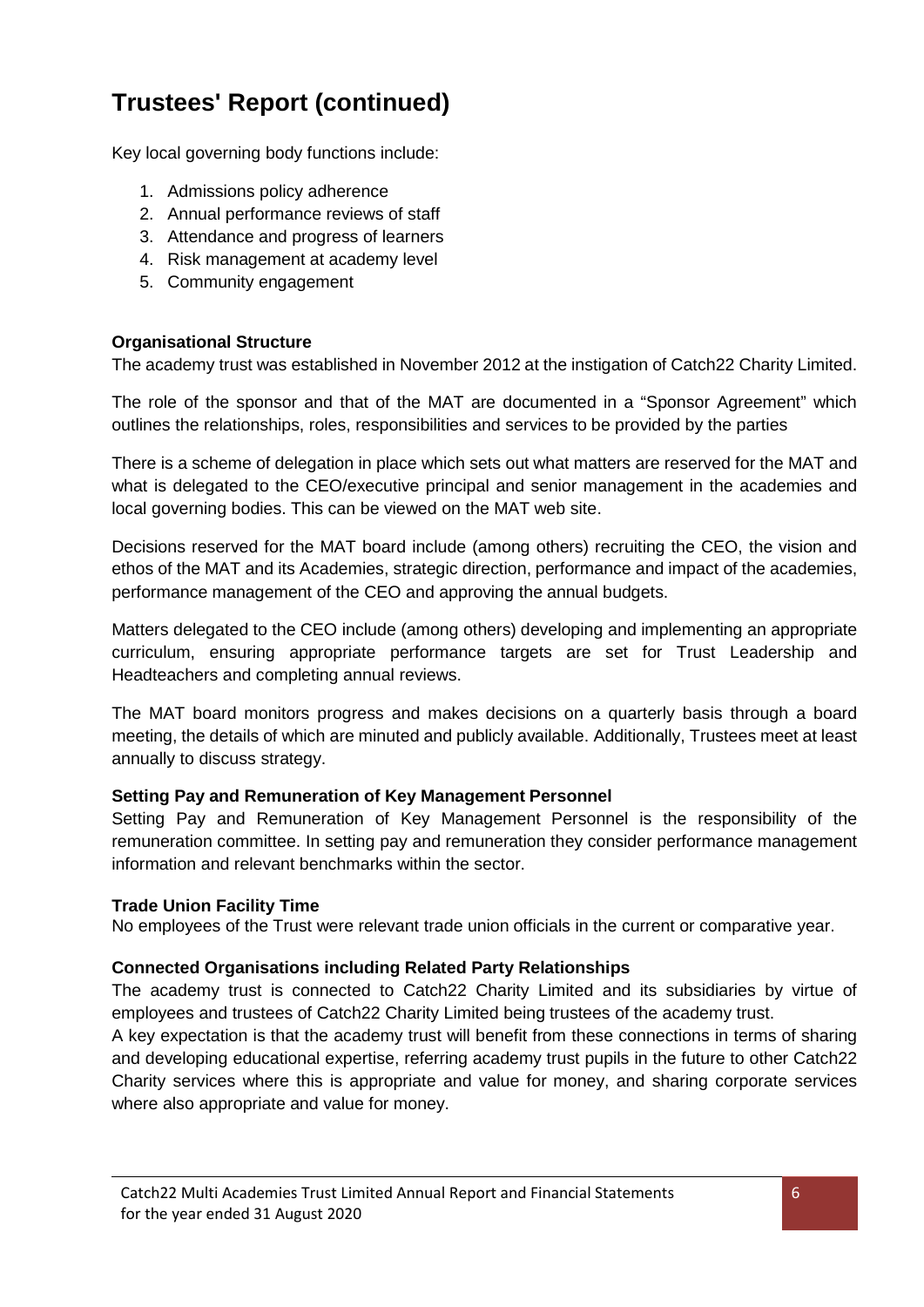# Trustees' Report (continued)

Key local governing body functions include:

1. Admissions policy adherence
2. Annual performance reviews of staff
3. Attendance and progress of learners
4. Risk management at academy level
5. Community engagement

**Organisational Structure**

The academy trust was established in November 2012 at the instigation of Catch22 Charity Limited.

The role of the sponsor and that of the MAT are documented in a "Sponsor Agreement" which outlines the relationships, roles, responsibilities and services to be provided by the parties

There is a scheme of delegation in place which sets out what matters are reserved for the MAT and what is delegated to the CEO/executive principal and senior management in the academies and local governing bodies. This can be viewed on the MAT web site.

Decisions reserved for the MAT board include (among others) recruiting the CEO, the vision and ethos of the MAT and its Academies, strategic direction, performance and impact of the academies, performance management of the CEO and approving the annual budgets.

Matters delegated to the CEO include (among others) developing and implementing an appropriate curriculum, ensuring appropriate performance targets are set for Trust Leadership and Headteachers and completing annual reviews.

The MAT board monitors progress and makes decisions on a quarterly basis through a board meeting, the details of which are minuted and publicly available. Additionally, Trustees meet at least annually to discuss strategy.

**Setting Pay and Remuneration of Key Management Personnel**

Setting Pay and Remuneration of Key Management Personnel is the responsibility of the remuneration committee. In setting pay and remuneration they consider performance management information and relevant benchmarks within the sector.

**Trade Union Facility Time**

No employees of the Trust were relevant trade union officials in the current or comparative year.

**Connected Organisations including Related Party Relationships**

The academy trust is connected to Catch22 Charity Limited and its subsidiaries by virtue of employees and trustees of Catch22 Charity Limited being trustees of the academy trust.

A key expectation is that the academy trust will benefit from these connections in terms of sharing and developing educational expertise, referring academy trust pupils in the future to other Catch22 Charity services where this is appropriate and value for money, and sharing corporate services where also appropriate and value for money.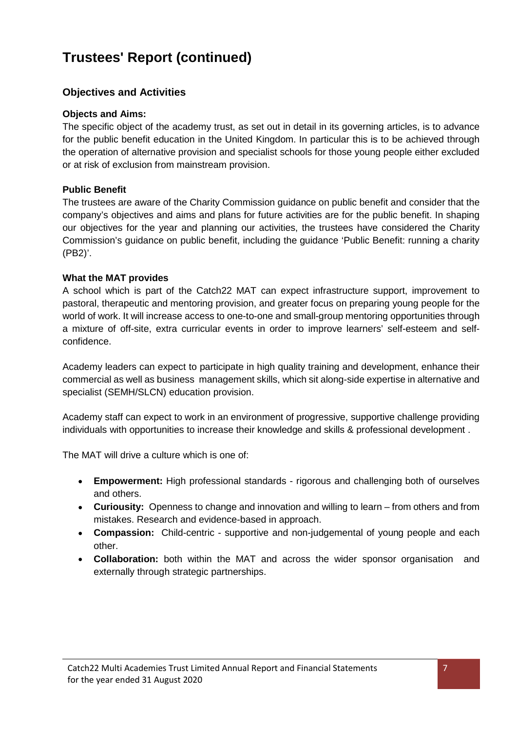# Trustees' Report (continued)

## Objectives and Activities

**Objects and Aims:**

The specific object of the academy trust, as set out in detail in its governing articles, is to advance for the public benefit education in the United Kingdom. In particular this is to be achieved through the operation of alternative provision and specialist schools for those young people either excluded or at risk of exclusion from mainstream provision.

**Public Benefit**

The trustees are aware of the Charity Commission guidance on public benefit and consider that the company's objectives and aims and plans for future activities are for the public benefit. In shaping our objectives for the year and planning our activities, the trustees have considered the Charity Commission's guidance on public benefit, including the guidance 'Public Benefit: running a charity (PB2)'.

**What the MAT provides**

A school which is part of the Catch22 MAT can expect infrastructure support, improvement to pastoral, therapeutic and mentoring provision, and greater focus on preparing young people for the world of work. It will increase access to one-to-one and small-group mentoring opportunities through a mixture of off-site, extra curricular events in order to improve learners' self-esteem and self-confidence.

Academy leaders can expect to participate in high quality training and development, enhance their commercial as well as business management skills, which sit along-side expertise in alternative and specialist (SEMH/SLCN) education provision.

Academy staff can expect to work in an environment of progressive, supportive challenge providing individuals with opportunities to increase their knowledge and skills & professional development .

The MAT will drive a culture which is one of:

- **Empowerment:** High professional standards - rigorous and challenging both of ourselves and others.
- **Curiousity:** Openness to change and innovation and willing to learn – from others and from mistakes. Research and evidence-based in approach.
- **Compassion:** Child-centric - supportive and non-judgemental of young people and each other.
- **Collaboration:** both within the MAT and across the wider sponsor organisation and externally through strategic partnerships.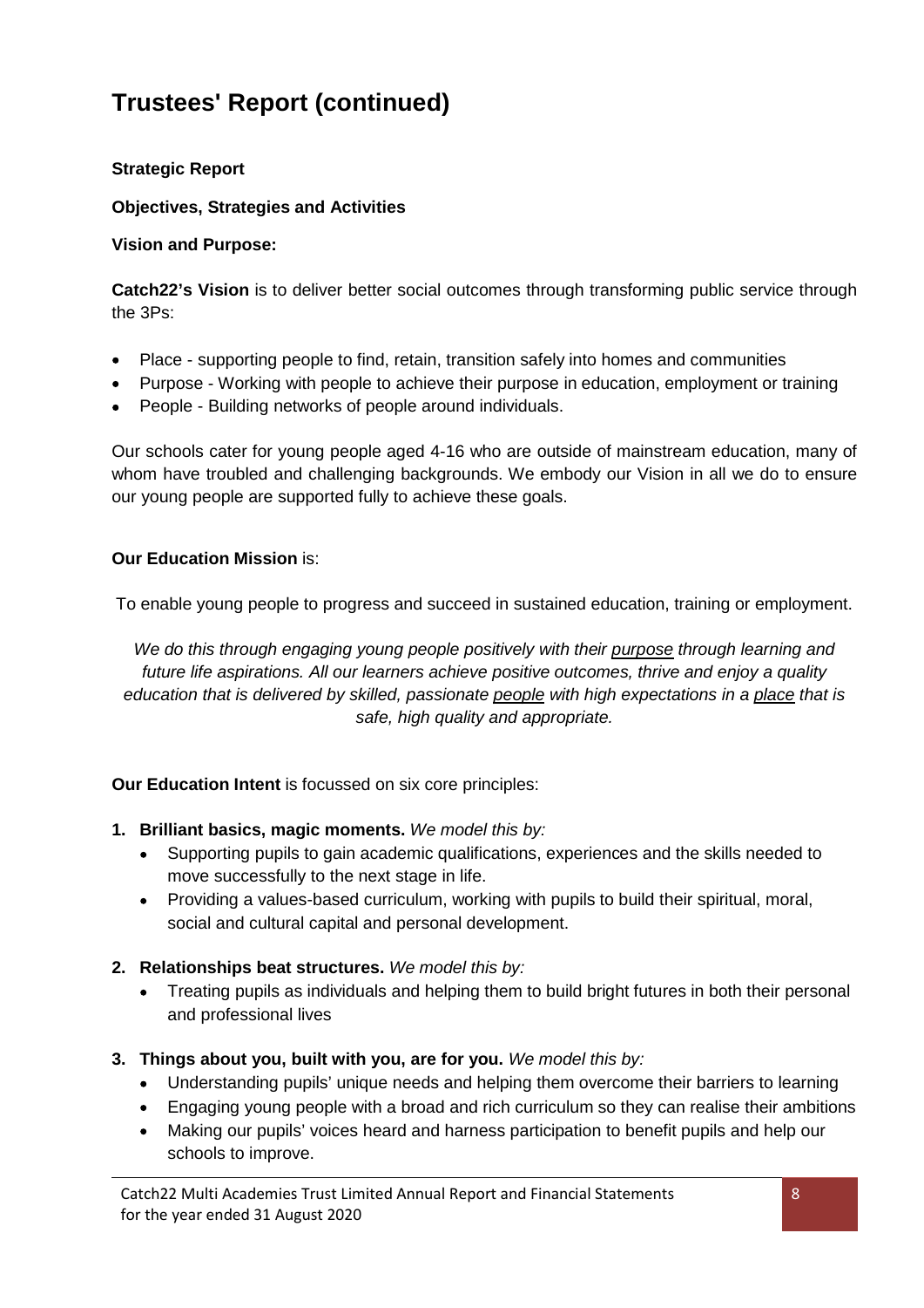# Trustees' Report (continued)

**Strategic Report**

**Objectives, Strategies and Activities**

**Vision and Purpose:**

**Catch22's Vision** is to deliver better social outcomes through transforming public service through the 3Ps:

- Place - supporting people to find, retain, transition safely into homes and communities
- Purpose - Working with people to achieve their purpose in education, employment or training
- People - Building networks of people around individuals.

Our schools cater for young people aged 4-16 who are outside of mainstream education, many of whom have troubled and challenging backgrounds. We embody our Vision in all we do to ensure our young people are supported fully to achieve these goals.

**Our Education Mission** is:

To enable young people to progress and succeed in sustained education, training or employment.

*We do this through engaging young people positively with their <u>purpose</u> through learning and future life aspirations. All our learners achieve positive outcomes, thrive and enjoy a quality education that is delivered by skilled, passionate <u>people</u> with high expectations in a <u>place</u> that is safe, high quality and appropriate.*

**Our Education Intent** is focussed on six core principles:

1. **Brilliant basics, magic moments.** *We model this by:*
   - Supporting pupils to gain academic qualifications, experiences and the skills needed to move successfully to the next stage in life.
   - Providing a values-based curriculum, working with pupils to build their spiritual, moral, social and cultural capital and personal development.
2. **Relationships beat structures.** *We model this by:*
   - Treating pupils as individuals and helping them to build bright futures in both their personal and professional lives
3. **Things about you, built with you, are for you.** *We model this by:*
   - Understanding pupils' unique needs and helping them overcome their barriers to learning
   - Engaging young people with a broad and rich curriculum so they can realise their ambitions
   - Making our pupils' voices heard and harness participation to benefit pupils and help our schools to improve.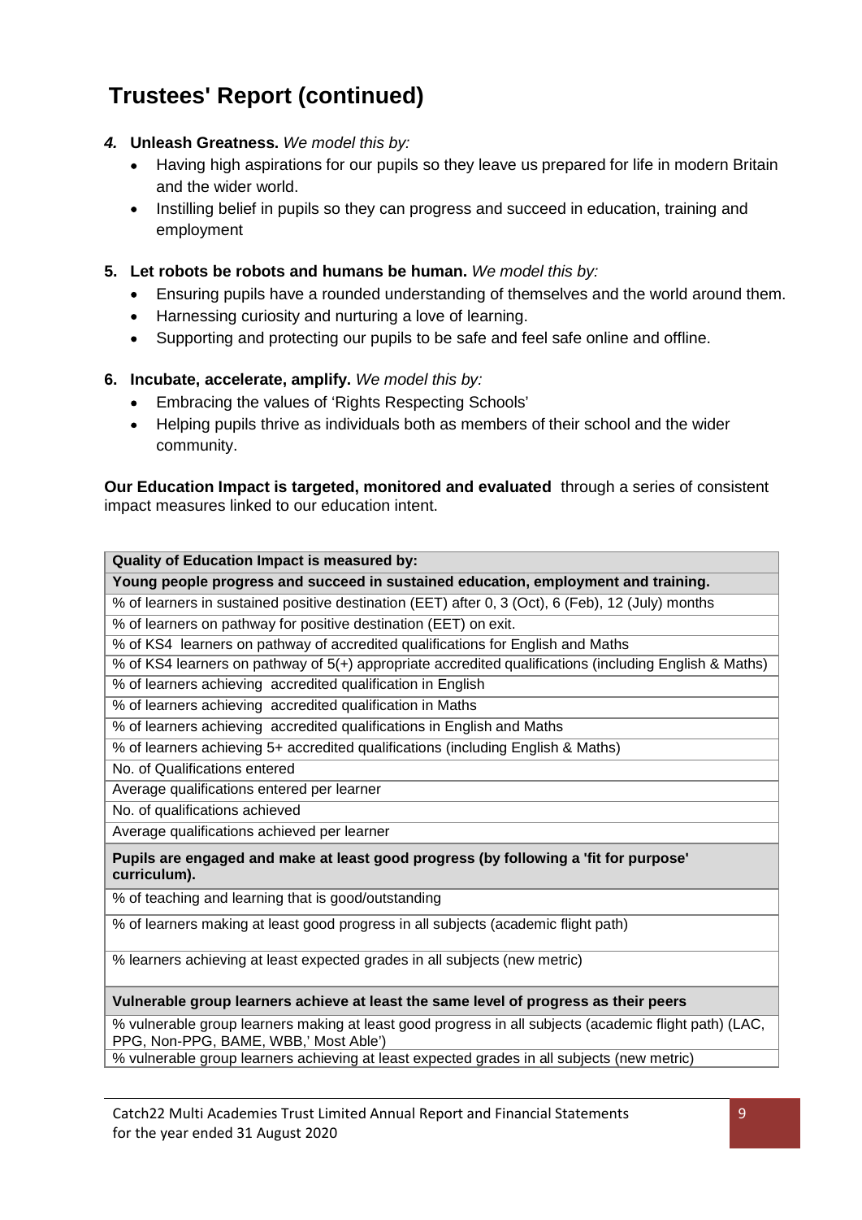# Trustees' Report (continued)

4. **Unleash Greatness.** *We model this by:*
   - Having high aspirations for our pupils so they leave us prepared for life in modern Britain and the wider world.
   - Instilling belief in pupils so they can progress and succeed in education, training and employment

5. **Let robots be robots and humans be human.** *We model this by:*
   - Ensuring pupils have a rounded understanding of themselves and the world around them.
   - Harnessing curiosity and nurturing a love of learning.
   - Supporting and protecting our pupils to be safe and feel safe online and offline.

6. **Incubate, accelerate, amplify.** *We model this by:*
   - Embracing the values of 'Rights Respecting Schools'
   - Helping pupils thrive as individuals both as members of their school and the wider community.

**Our Education Impact is targeted, monitored and evaluated** through a series of consistent impact measures linked to our education intent.

| **Quality of Education Impact is measured by:** |
|---|
| **Young people progress and succeed in sustained education, employment and training.** |
| % of learners in sustained positive destination (EET) after 0, 3 (Oct), 6 (Feb), 12 (July) months |
| % of learners on pathway for positive destination (EET) on exit. |
| % of KS4 learners on pathway of accredited qualifications for English and Maths |
| % of KS4 learners on pathway of 5(+) appropriate accredited qualifications (including English & Maths) |
| % of learners achieving accredited qualification in English |
| % of learners achieving accredited qualification in Maths |
| % of learners achieving accredited qualifications in English and Maths |
| % of learners achieving 5+ accredited qualifications (including English & Maths) |
| No. of Qualifications entered |
| Average qualifications entered per learner |
| No. of qualifications achieved |
| Average qualifications achieved per learner |
| **Pupils are engaged and make at least good progress (by following a 'fit for purpose' curriculum).** |
| % of teaching and learning that is good/outstanding |
| % of learners making at least good progress in all subjects (academic flight path) |
| % learners achieving at least expected grades in all subjects (new metric) |
| **Vulnerable group learners achieve at least the same level of progress as their peers** |
| % vulnerable group learners making at least good progress in all subjects (academic flight path) (LAC, PPG, Non-PPG, BAME, WBB,' Most Able') |
| % vulnerable group learners achieving at least expected grades in all subjects (new metric) |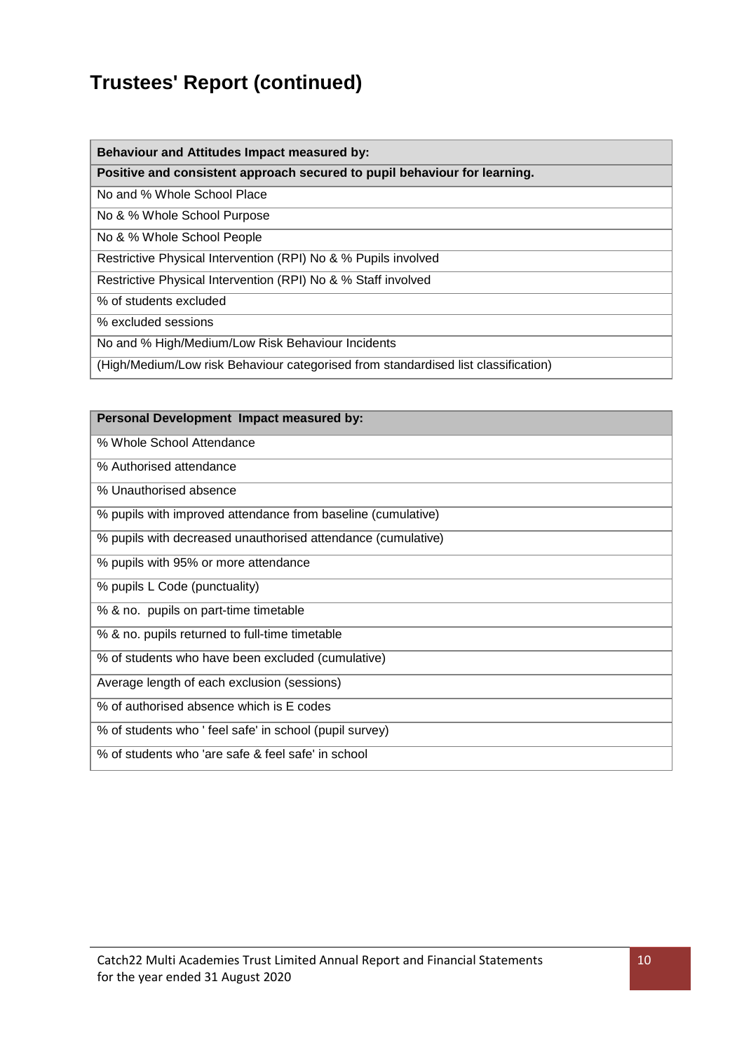## Trustees' Report (continued)

| Behaviour and Attitudes Impact measured by: |
|---|
| **Positive and consistent approach secured to pupil behaviour for learning.** |
| No and % Whole School Place |
| No & % Whole School Purpose |
| No & % Whole School People |
| Restrictive Physical Intervention (RPI) No & % Pupils involved |
| Restrictive Physical Intervention (RPI) No & % Staff involved |
| % of students excluded |
| % excluded sessions |
| No and % High/Medium/Low Risk Behaviour Incidents |
| (High/Medium/Low risk Behaviour categorised from standardised list classification) |

| Personal Development Impact measured by: |
|---|
| % Whole School Attendance |
| % Authorised attendance |
| % Unauthorised absence |
| % pupils with improved attendance from baseline (cumulative) |
| % pupils with decreased unauthorised attendance (cumulative) |
| % pupils with 95% or more attendance |
| % pupils L Code (punctuality) |
| % & no. pupils on part-time timetable |
| % & no. pupils returned to full-time timetable |
| % of students who have been excluded (cumulative) |
| Average length of each exclusion (sessions) |
| % of authorised absence which is E codes |
| % of students who ' feel safe' in school (pupil survey) |
| % of students who 'are safe & feel safe' in school |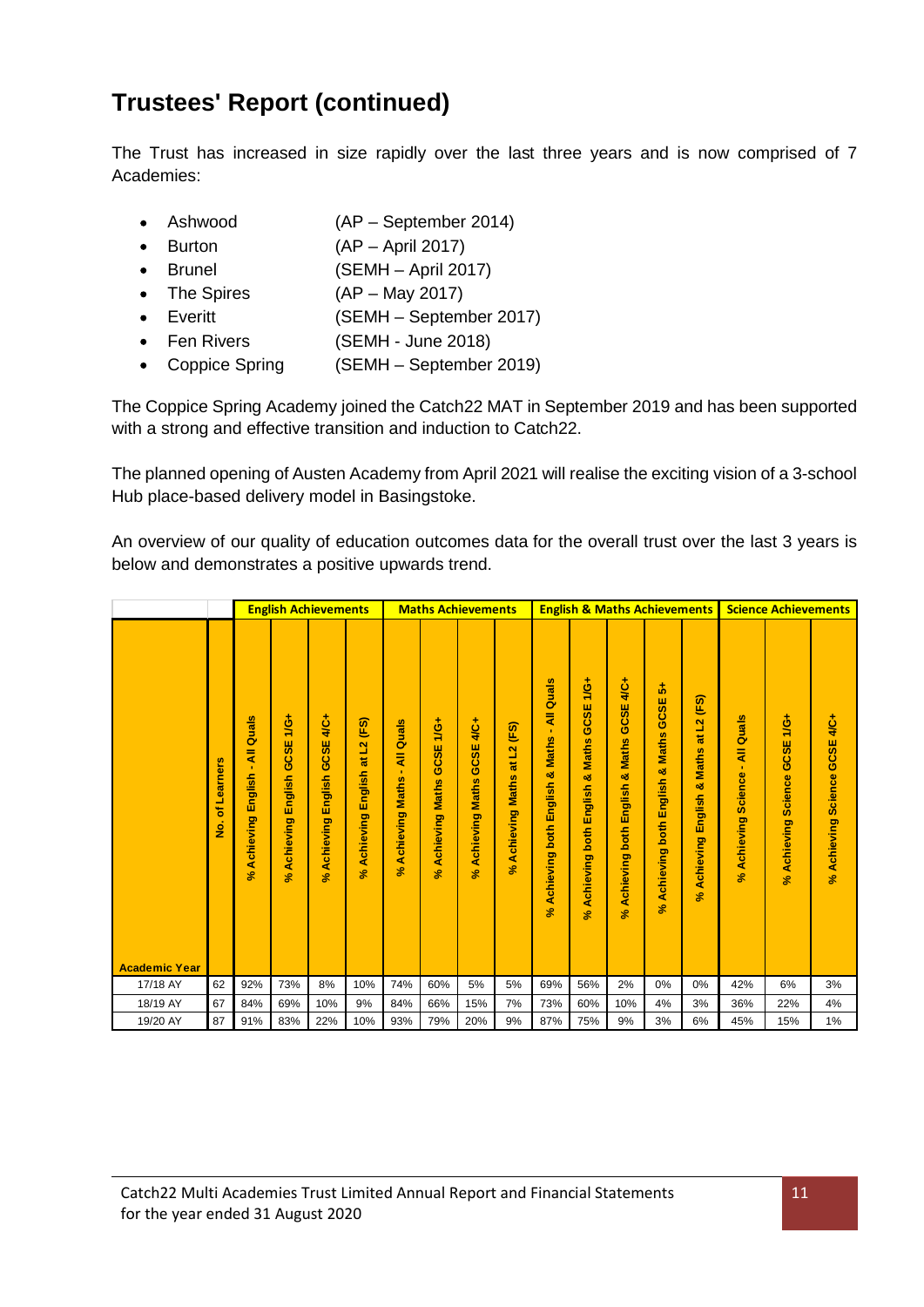## Trustees' Report (continued)

The Trust has increased in size rapidly over the last three years and is now comprised of 7 Academies:

- Ashwood (AP – September 2014)
- Burton (AP – April 2017)
- Brunel (SEMH – April 2017)
- The Spires (AP – May 2017)
- Everitt (SEMH – September 2017)
- Fen Rivers (SEMH - June 2018)
- Coppice Spring (SEMH – September 2019)

The Coppice Spring Academy joined the Catch22 MAT in September 2019 and has been supported with a strong and effective transition and induction to Catch22.

The planned opening of Austen Academy from April 2021 will realise the exciting vision of a 3-school Hub place-based delivery model in Basingstoke.

An overview of our quality of education outcomes data for the overall trust over the last 3 years is below and demonstrates a positive upwards trend.

| | | English Achievements | | | | Maths Achievements | | | | English & Maths Achievements | | | | | Science Achievements | | |
|---|---|---|---|---|---|---|---|---|---|---|---|---|---|---|---|---|---|
| Academic Year | No. of Learners | % Achieving English - All Quals | % Achieving English GCSE 1/G+ | % Achieving English GCSE 4/C+ | % Achieving English at L2 (FS) | % Achieving Maths - All Quals | % Achieving Maths GCSE 1/G+ | % Achieving Maths GCSE 4/C+ | % Achieving Maths at L2 (FS) | % Achieving both English & Maths - All Quals | % Achieving both English & Maths GCSE 1/G+ | % Achieving both English & Maths GCSE 4/C+ | % Achieving both English & Maths GCSE 5+ | % Achieving English & Maths at L2 (FS) | % Achieving Science - All Quals | % Achieving Science GCSE 1/G+ | % Achieving Science GCSE 4/C+ |
| 17/18 AY | 62 | 92% | 73% | 8% | 10% | 74% | 60% | 5% | 5% | 69% | 56% | 2% | 0% | 0% | 42% | 6% | 3% |
| 18/19 AY | 67 | 84% | 69% | 10% | 9% | 84% | 66% | 15% | 7% | 73% | 60% | 10% | 4% | 3% | 36% | 22% | 4% |
| 19/20 AY | 87 | 91% | 83% | 22% | 10% | 93% | 79% | 20% | 9% | 87% | 75% | 9% | 3% | 6% | 45% | 15% | 1% |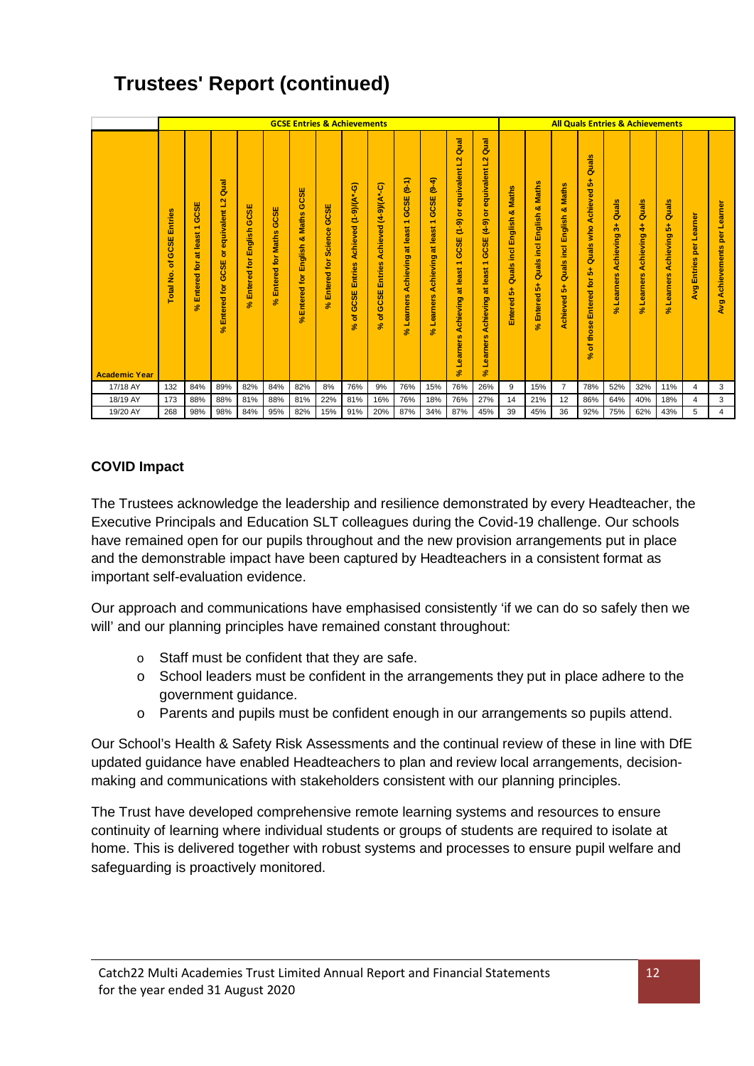# Trustees' Report (continued)

| Academic Year | GCSE Entries & Achievements | | | | | | | | | | | | | All Quals Entries & Achievements | | | | | | | | | |
|---|---|---|---|---|---|---|---|---|---|---|---|---|---|---|---|---|---|---|---|---|---|---|---|
| | Total No. of GCSE Entries | % Entered for at least 1 GCSE | % Entered for GCSE or equivalent L2 Qual | % Entered for English GCSE | % Entered for Maths GCSE | %Entered for English & Maths GCSE | % Entered for Science GCSE | % of GCSE Entries Achieved (1-9)/(A*-G) | % of GCSE Entries Achieved (4-9)/(A*-C) | % Learners Achieving at least 1 GCSE (9-1) | % Learners Achieving at least 1 GCSE (9-4) | % Learners Achieving at least 1 GCSE (1-9) or equivalent L2 Qual | % Learners Achieving at least 1 GCSE (4-9) or equivalent L2 Qual | Entered 5+ Quals incl English & Maths | % Entered 5+ Quals incl English & Maths | Achieved 5+ Quals incl English & Maths | % of those Entered for 5+ Quals who Achieved 5+ Quals | % Learners Achieving 3+ Quals | % Learners Achieving 4+ Quals | % Learners Achieving 5+ Quals | Avg Entries per Learner | Avg Achievements per Learner |
| 17/18 AY | 132 | 84% | 89% | 82% | 84% | 82% | 8% | 76% | 9% | 76% | 15% | 76% | 26% | 9 | 15% | 7 | 78% | 52% | 32% | 11% | 4 | 3 |
| 18/19 AY | 173 | 88% | 88% | 81% | 88% | 81% | 22% | 81% | 16% | 76% | 18% | 76% | 27% | 14 | 21% | 12 | 86% | 64% | 40% | 18% | 4 | 3 |
| 19/20 AY | 268 | 98% | 98% | 84% | 95% | 82% | 15% | 91% | 20% | 87% | 34% | 87% | 45% | 39 | 45% | 36 | 92% | 75% | 62% | 43% | 5 | 4 |

## COVID Impact

The Trustees acknowledge the leadership and resilience demonstrated by every Headteacher, the Executive Principals and Education SLT colleagues during the Covid-19 challenge. Our schools have remained open for our pupils throughout and the new provision arrangements put in place and the demonstrable impact have been captured by Headteachers in a consistent format as important self-evaluation evidence.

Our approach and communications have emphasised consistently 'if we can do so safely then we will' and our planning principles have remained constant throughout:

- Staff must be confident that they are safe.
- School leaders must be confident in the arrangements they put in place adhere to the government guidance.
- Parents and pupils must be confident enough in our arrangements so pupils attend.

Our School's Health & Safety Risk Assessments and the continual review of these in line with DfE updated guidance have enabled Headteachers to plan and review local arrangements, decision-making and communications with stakeholders consistent with our planning principles.

The Trust have developed comprehensive remote learning systems and resources to ensure continuity of learning where individual students or groups of students are required to isolate at home. This is delivered together with robust systems and processes to ensure pupil welfare and safeguarding is proactively monitored.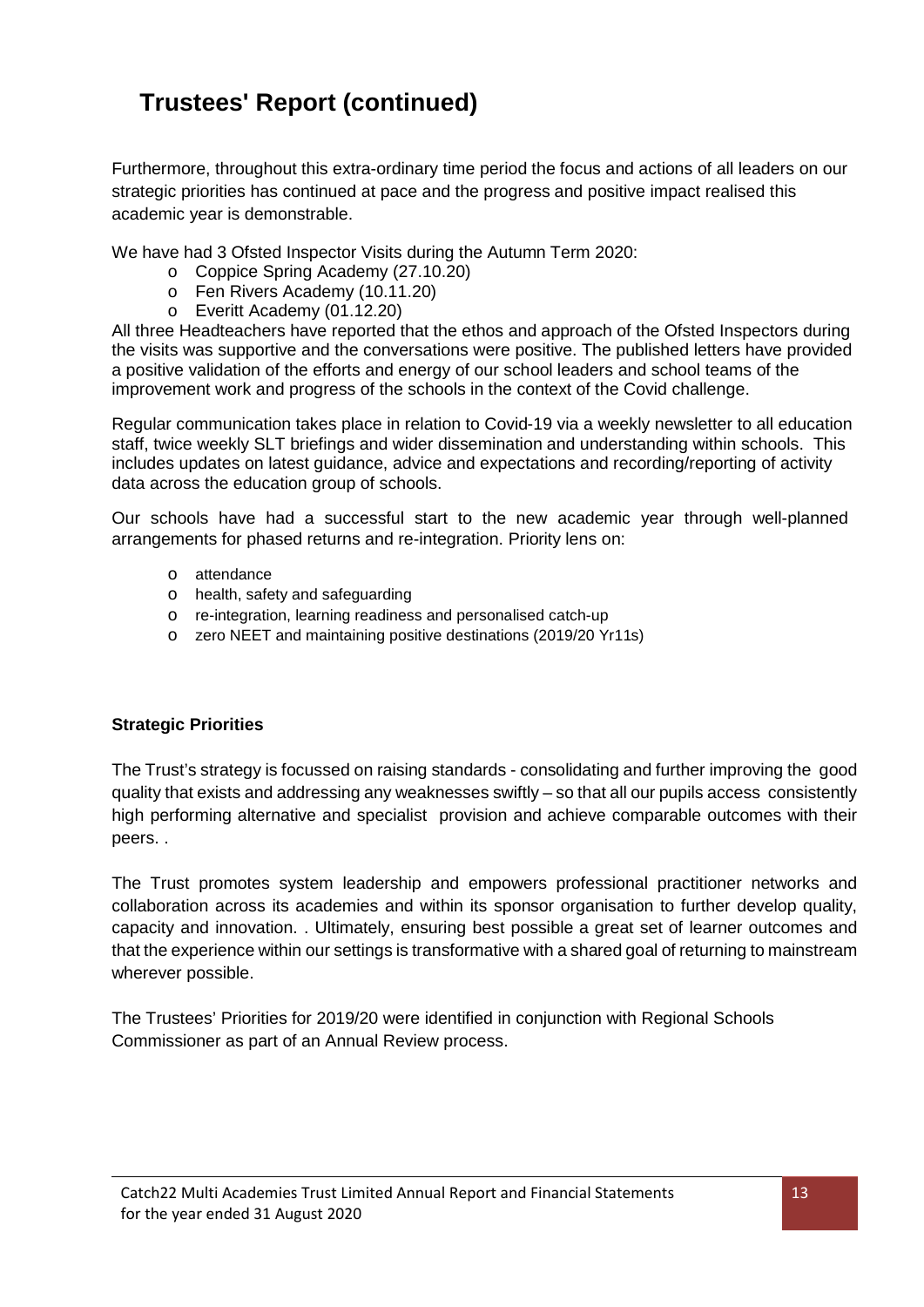# Trustees' Report (continued)

Furthermore, throughout this extra-ordinary time period the focus and actions of all leaders on our strategic priorities has continued at pace and the progress and positive impact realised this academic year is demonstrable.

We have had 3 Ofsted Inspector Visits during the Autumn Term 2020:

- Coppice Spring Academy (27.10.20)
- Fen Rivers Academy (10.11.20)
- Everitt Academy (01.12.20)

All three Headteachers have reported that the ethos and approach of the Ofsted Inspectors during the visits was supportive and the conversations were positive. The published letters have provided a positive validation of the efforts and energy of our school leaders and school teams of the improvement work and progress of the schools in the context of the Covid challenge.

Regular communication takes place in relation to Covid-19 via a weekly newsletter to all education staff, twice weekly SLT briefings and wider dissemination and understanding within schools. This includes updates on latest guidance, advice and expectations and recording/reporting of activity data across the education group of schools.

Our schools have had a successful start to the new academic year through well-planned arrangements for phased returns and re-integration. Priority lens on:

- attendance
- health, safety and safeguarding
- re-integration, learning readiness and personalised catch-up
- zero NEET and maintaining positive destinations (2019/20 Yr11s)

**Strategic Priorities**

The Trust's strategy is focussed on raising standards - consolidating and further improving the good quality that exists and addressing any weaknesses swiftly – so that all our pupils access consistently high performing alternative and specialist provision and achieve comparable outcomes with their peers. .

The Trust promotes system leadership and empowers professional practitioner networks and collaboration across its academies and within its sponsor organisation to further develop quality, capacity and innovation. . Ultimately, ensuring best possible a great set of learner outcomes and that the experience within our settings is transformative with a shared goal of returning to mainstream wherever possible.

The Trustees' Priorities for 2019/20 were identified in conjunction with Regional Schools Commissioner as part of an Annual Review process.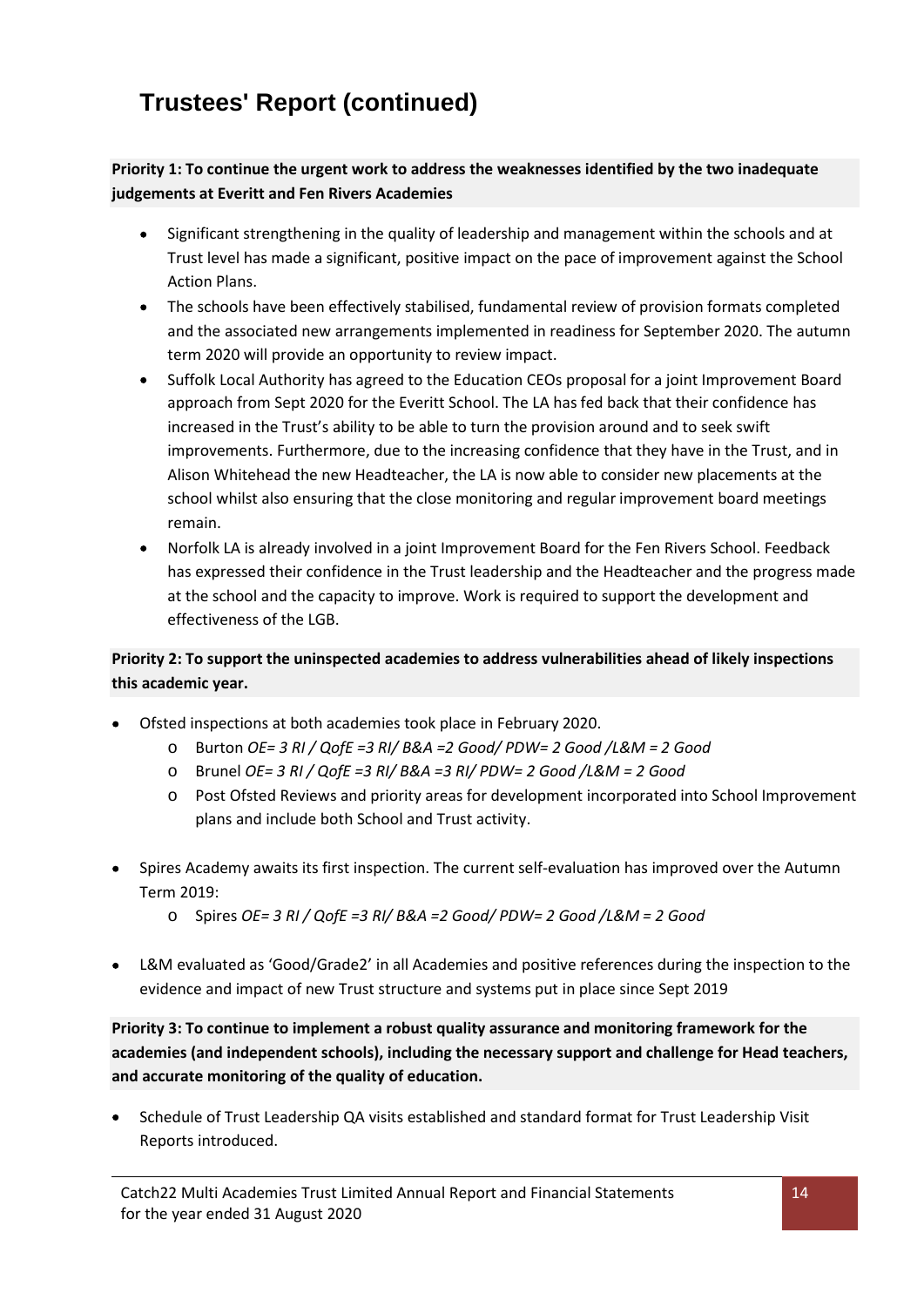# Trustees' Report (continued)

**Priority 1: To continue the urgent work to address the weaknesses identified by the two inadequate judgements at Everitt and Fen Rivers Academies**

- Significant strengthening in the quality of leadership and management within the schools and at Trust level has made a significant, positive impact on the pace of improvement against the School Action Plans.
- The schools have been effectively stabilised, fundamental review of provision formats completed and the associated new arrangements implemented in readiness for September 2020. The autumn term 2020 will provide an opportunity to review impact.
- Suffolk Local Authority has agreed to the Education CEOs proposal for a joint Improvement Board approach from Sept 2020 for the Everitt School. The LA has fed back that their confidence has increased in the Trust's ability to be able to turn the provision around and to seek swift improvements. Furthermore, due to the increasing confidence that they have in the Trust, and in Alison Whitehead the new Headteacher, the LA is now able to consider new placements at the school whilst also ensuring that the close monitoring and regular improvement board meetings remain.
- Norfolk LA is already involved in a joint Improvement Board for the Fen Rivers School. Feedback has expressed their confidence in the Trust leadership and the Headteacher and the progress made at the school and the capacity to improve. Work is required to support the development and effectiveness of the LGB.

**Priority 2: To support the uninspected academies to address vulnerabilities ahead of likely inspections this academic year.**

- Ofsted inspections at both academies took place in February 2020.
  - Burton *OE= 3 RI / QofE =3 RI/ B&A =2 Good/ PDW= 2 Good /L&M = 2 Good*
  - Brunel *OE= 3 RI / QofE =3 RI/ B&A =3 RI/ PDW= 2 Good /L&M = 2 Good*
  - Post Ofsted Reviews and priority areas for development incorporated into School Improvement plans and include both School and Trust activity.

- Spires Academy awaits its first inspection. The current self-evaluation has improved over the Autumn Term 2019:
  - Spires *OE= 3 RI / QofE =3 RI/ B&A =2 Good/ PDW= 2 Good /L&M = 2 Good*

- L&M evaluated as 'Good/Grade2' in all Academies and positive references during the inspection to the evidence and impact of new Trust structure and systems put in place since Sept 2019

**Priority 3: To continue to implement a robust quality assurance and monitoring framework for the academies (and independent schools), including the necessary support and challenge for Head teachers, and accurate monitoring of the quality of education.**

- Schedule of Trust Leadership QA visits established and standard format for Trust Leadership Visit Reports introduced.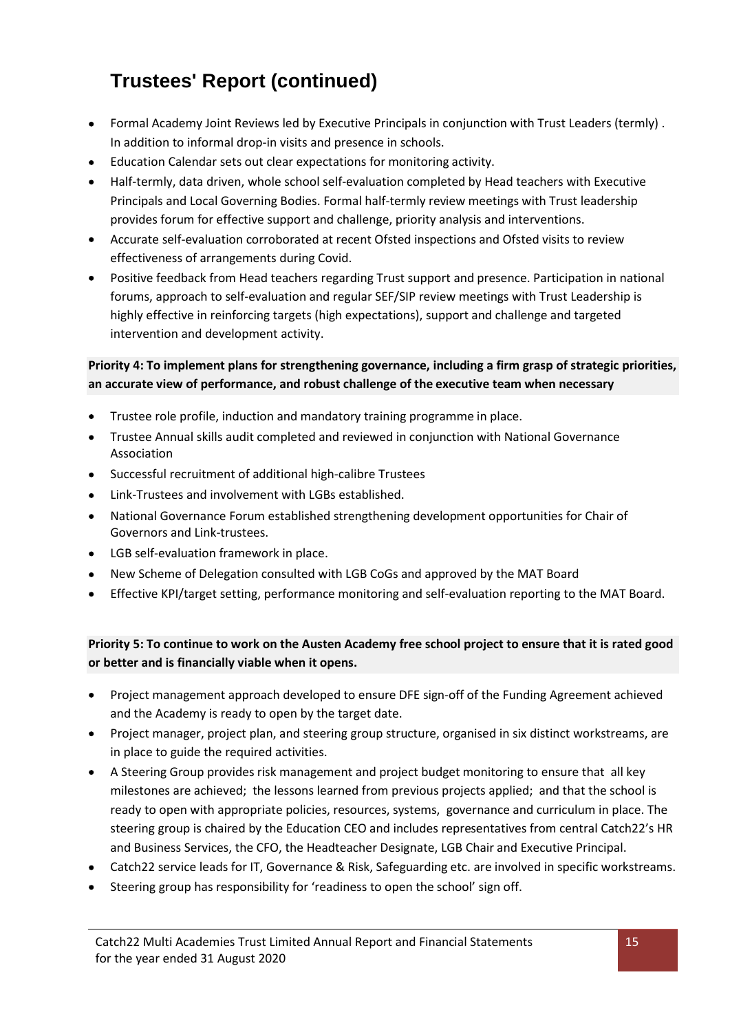## Trustees' Report (continued)

- Formal Academy Joint Reviews led by Executive Principals in conjunction with Trust Leaders (termly) . In addition to informal drop-in visits and presence in schools.
- Education Calendar sets out clear expectations for monitoring activity.
- Half-termly, data driven, whole school self-evaluation completed by Head teachers with Executive Principals and Local Governing Bodies. Formal half-termly review meetings with Trust leadership provides forum for effective support and challenge, priority analysis and interventions.
- Accurate self-evaluation corroborated at recent Ofsted inspections and Ofsted visits to review effectiveness of arrangements during Covid.
- Positive feedback from Head teachers regarding Trust support and presence. Participation in national forums, approach to self-evaluation and regular SEF/SIP review meetings with Trust Leadership is highly effective in reinforcing targets (high expectations), support and challenge and targeted intervention and development activity.

**Priority 4: To implement plans for strengthening governance, including a firm grasp of strategic priorities, an accurate view of performance, and robust challenge of the executive team when necessary**

- Trustee role profile, induction and mandatory training programme in place.
- Trustee Annual skills audit completed and reviewed in conjunction with National Governance Association
- Successful recruitment of additional high-calibre Trustees
- Link-Trustees and involvement with LGBs established.
- National Governance Forum established strengthening development opportunities for Chair of Governors and Link-trustees.
- LGB self-evaluation framework in place.
- New Scheme of Delegation consulted with LGB CoGs and approved by the MAT Board
- Effective KPI/target setting, performance monitoring and self-evaluation reporting to the MAT Board.

**Priority 5: To continue to work on the Austen Academy free school project to ensure that it is rated good or better and is financially viable when it opens.**

- Project management approach developed to ensure DFE sign-off of the Funding Agreement achieved and the Academy is ready to open by the target date.
- Project manager, project plan, and steering group structure, organised in six distinct workstreams, are in place to guide the required activities.
- A Steering Group provides risk management and project budget monitoring to ensure that all key milestones are achieved; the lessons learned from previous projects applied; and that the school is ready to open with appropriate policies, resources, systems, governance and curriculum in place. The steering group is chaired by the Education CEO and includes representatives from central Catch22's HR and Business Services, the CFO, the Headteacher Designate, LGB Chair and Executive Principal.
- Catch22 service leads for IT, Governance & Risk, Safeguarding etc. are involved in specific workstreams.
- Steering group has responsibility for 'readiness to open the school' sign off.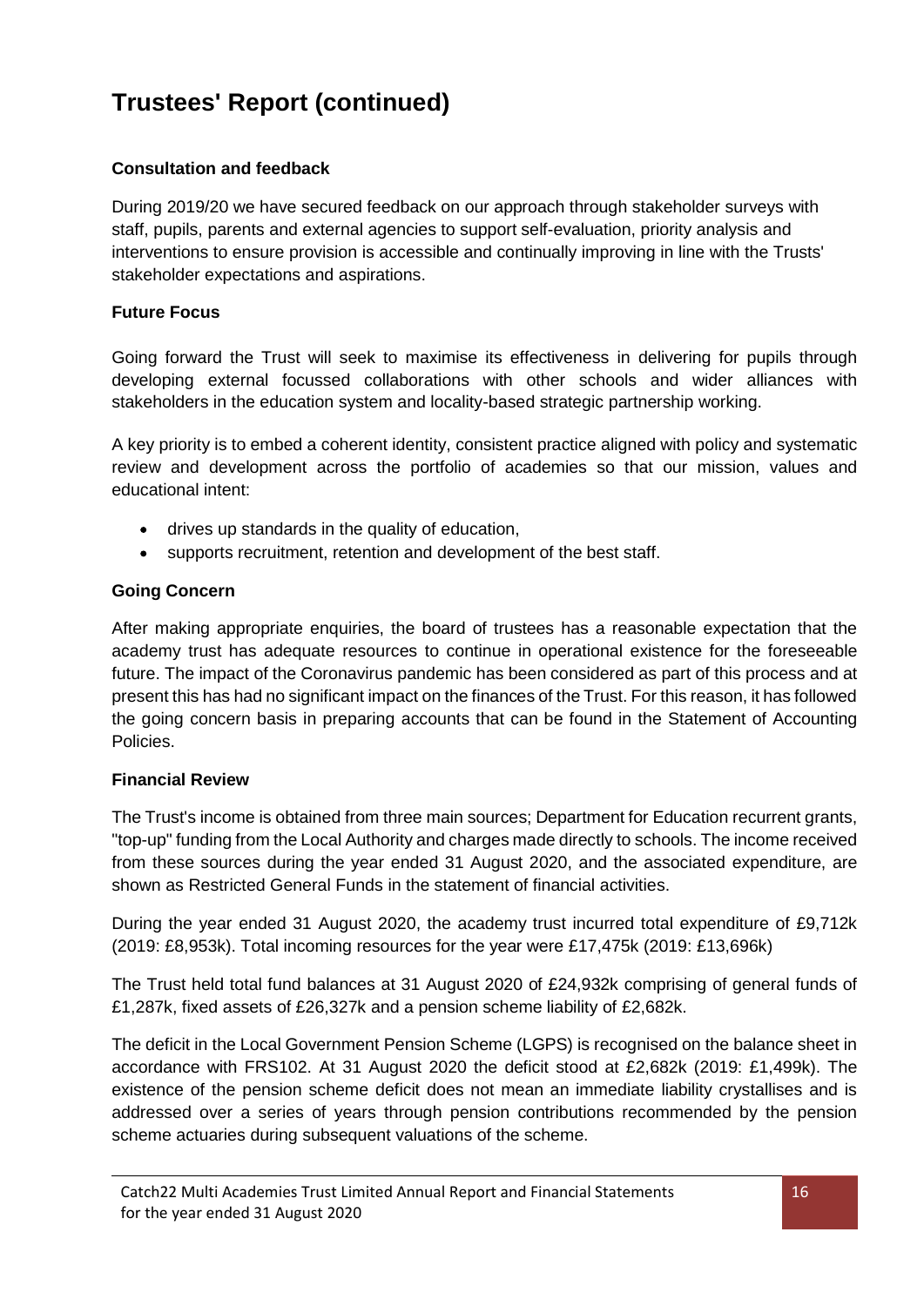# Trustees' Report (continued)

### Consultation and feedback

During 2019/20 we have secured feedback on our approach through stakeholder surveys with staff, pupils, parents and external agencies to support self-evaluation, priority analysis and interventions to ensure provision is accessible and continually improving in line with the Trusts' stakeholder expectations and aspirations.

### Future Focus

Going forward the Trust will seek to maximise its effectiveness in delivering for pupils through developing external focussed collaborations with other schools and wider alliances with stakeholders in the education system and locality-based strategic partnership working.

A key priority is to embed a coherent identity, consistent practice aligned with policy and systematic review and development across the portfolio of academies so that our mission, values and educational intent:

- drives up standards in the quality of education,
- supports recruitment, retention and development of the best staff.

### Going Concern

After making appropriate enquiries, the board of trustees has a reasonable expectation that the academy trust has adequate resources to continue in operational existence for the foreseeable future. The impact of the Coronavirus pandemic has been considered as part of this process and at present this has had no significant impact on the finances of the Trust. For this reason, it has followed the going concern basis in preparing accounts that can be found in the Statement of Accounting Policies.

### Financial Review

The Trust's income is obtained from three main sources; Department for Education recurrent grants, "top-up" funding from the Local Authority and charges made directly to schools. The income received from these sources during the year ended 31 August 2020, and the associated expenditure, are shown as Restricted General Funds in the statement of financial activities.

During the year ended 31 August 2020, the academy trust incurred total expenditure of £9,712k (2019: £8,953k). Total incoming resources for the year were £17,475k (2019: £13,696k)

The Trust held total fund balances at 31 August 2020 of £24,932k comprising of general funds of £1,287k, fixed assets of £26,327k and a pension scheme liability of £2,682k.

The deficit in the Local Government Pension Scheme (LGPS) is recognised on the balance sheet in accordance with FRS102. At 31 August 2020 the deficit stood at £2,682k (2019: £1,499k). The existence of the pension scheme deficit does not mean an immediate liability crystallises and is addressed over a series of years through pension contributions recommended by the pension scheme actuaries during subsequent valuations of the scheme.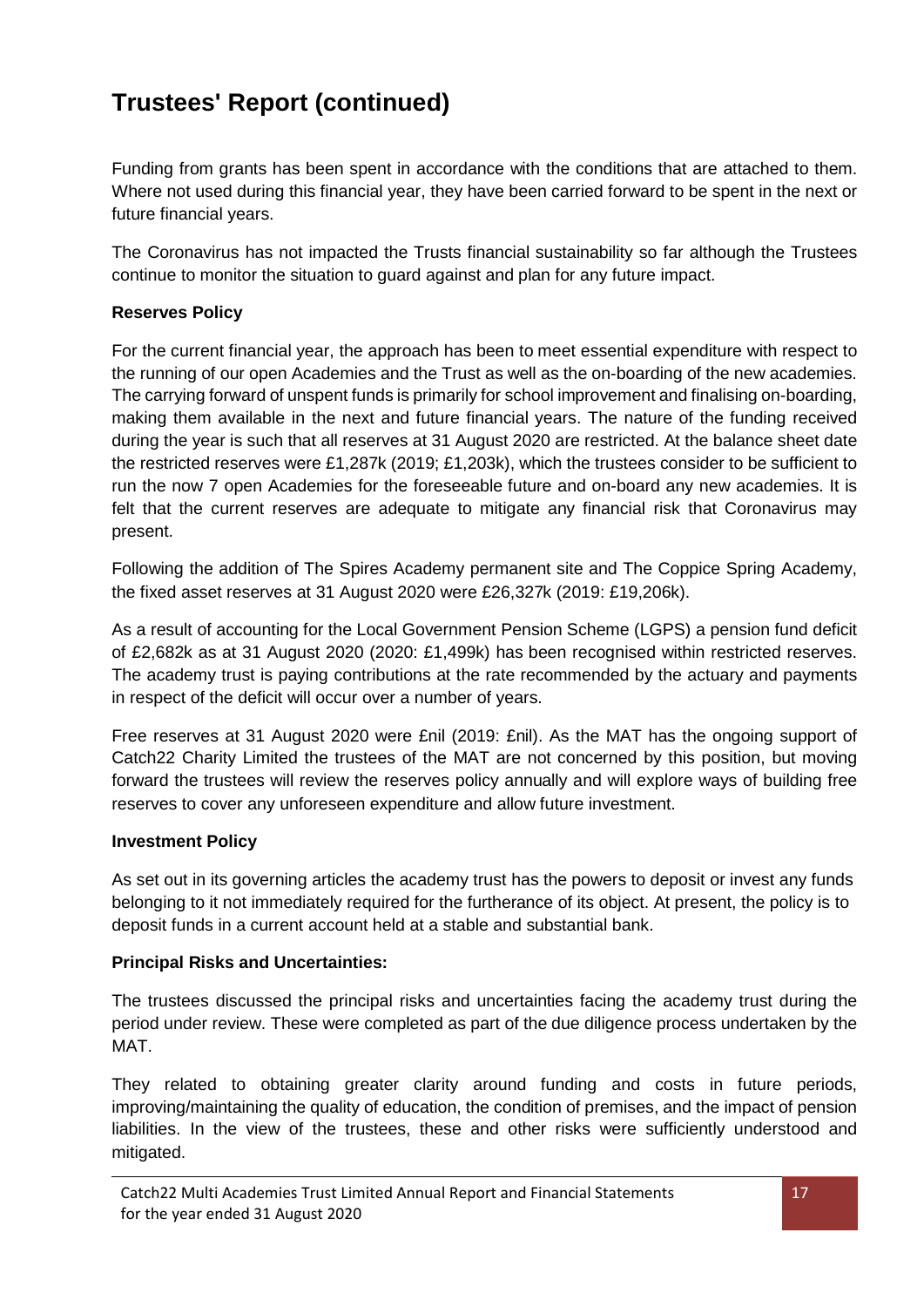# Trustees' Report (continued)

Funding from grants has been spent in accordance with the conditions that are attached to them. Where not used during this financial year, they have been carried forward to be spent in the next or future financial years.

The Coronavirus has not impacted the Trusts financial sustainability so far although the Trustees continue to monitor the situation to guard against and plan for any future impact.

**Reserves Policy**

For the current financial year, the approach has been to meet essential expenditure with respect to the running of our open Academies and the Trust as well as the on-boarding of the new academies. The carrying forward of unspent funds is primarily for school improvement and finalising on-boarding, making them available in the next and future financial years. The nature of the funding received during the year is such that all reserves at 31 August 2020 are restricted. At the balance sheet date the restricted reserves were £1,287k (2019; £1,203k), which the trustees consider to be sufficient to run the now 7 open Academies for the foreseeable future and on-board any new academies. It is felt that the current reserves are adequate to mitigate any financial risk that Coronavirus may present.

Following the addition of The Spires Academy permanent site and The Coppice Spring Academy, the fixed asset reserves at 31 August 2020 were £26,327k (2019: £19,206k).

As a result of accounting for the Local Government Pension Scheme (LGPS) a pension fund deficit of £2,682k as at 31 August 2020 (2020: £1,499k) has been recognised within restricted reserves. The academy trust is paying contributions at the rate recommended by the actuary and payments in respect of the deficit will occur over a number of years.

Free reserves at 31 August 2020 were £nil (2019: £nil). As the MAT has the ongoing support of Catch22 Charity Limited the trustees of the MAT are not concerned by this position, but moving forward the trustees will review the reserves policy annually and will explore ways of building free reserves to cover any unforeseen expenditure and allow future investment.

**Investment Policy**

As set out in its governing articles the academy trust has the powers to deposit or invest any funds belonging to it not immediately required for the furtherance of its object. At present, the policy is to deposit funds in a current account held at a stable and substantial bank.

**Principal Risks and Uncertainties:**

The trustees discussed the principal risks and uncertainties facing the academy trust during the period under review. These were completed as part of the due diligence process undertaken by the MAT.

They related to obtaining greater clarity around funding and costs in future periods, improving/maintaining the quality of education, the condition of premises, and the impact of pension liabilities. In the view of the trustees, these and other risks were sufficiently understood and mitigated.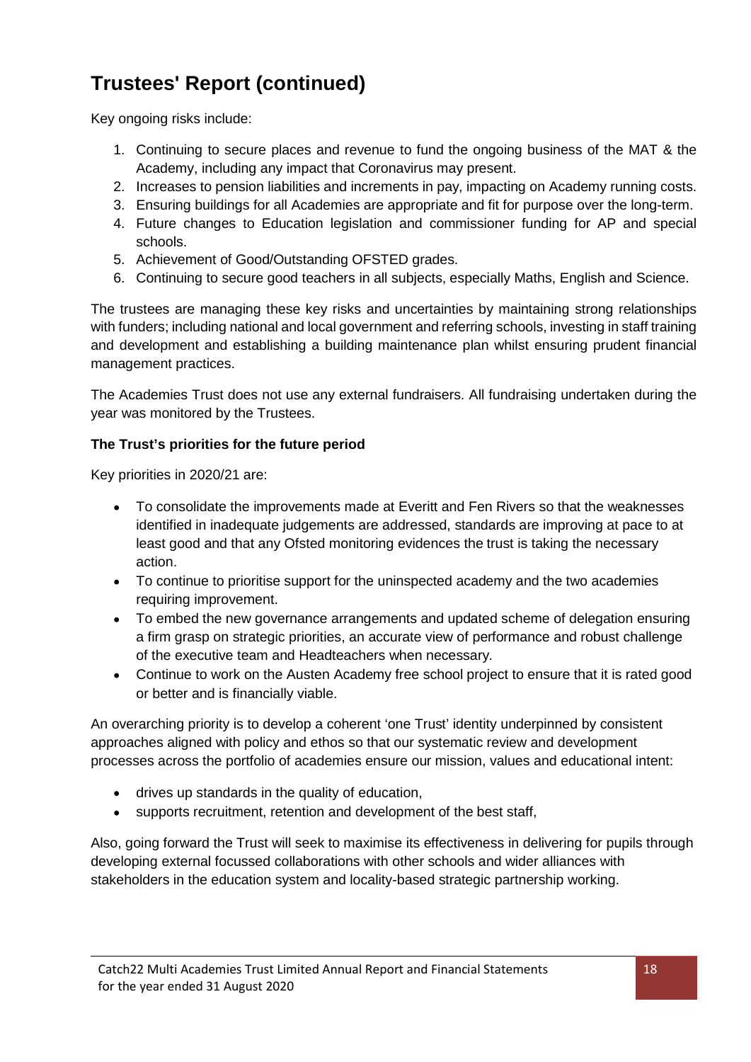# Trustees' Report (continued)

Key ongoing risks include:

1. Continuing to secure places and revenue to fund the ongoing business of the MAT & the Academy, including any impact that Coronavirus may present.
2. Increases to pension liabilities and increments in pay, impacting on Academy running costs.
3. Ensuring buildings for all Academies are appropriate and fit for purpose over the long-term.
4. Future changes to Education legislation and commissioner funding for AP and special schools.
5. Achievement of Good/Outstanding OFSTED grades.
6. Continuing to secure good teachers in all subjects, especially Maths, English and Science.

The trustees are managing these key risks and uncertainties by maintaining strong relationships with funders; including national and local government and referring schools, investing in staff training and development and establishing a building maintenance plan whilst ensuring prudent financial management practices.

The Academies Trust does not use any external fundraisers. All fundraising undertaken during the year was monitored by the Trustees.

**The Trust's priorities for the future period**

Key priorities in 2020/21 are:

- To consolidate the improvements made at Everitt and Fen Rivers so that the weaknesses identified in inadequate judgements are addressed, standards are improving at pace to at least good and that any Ofsted monitoring evidences the trust is taking the necessary action.
- To continue to prioritise support for the uninspected academy and the two academies requiring improvement.
- To embed the new governance arrangements and updated scheme of delegation ensuring a firm grasp on strategic priorities, an accurate view of performance and robust challenge of the executive team and Headteachers when necessary.
- Continue to work on the Austen Academy free school project to ensure that it is rated good or better and is financially viable.

An overarching priority is to develop a coherent 'one Trust' identity underpinned by consistent approaches aligned with policy and ethos so that our systematic review and development processes across the portfolio of academies ensure our mission, values and educational intent:

- drives up standards in the quality of education,
- supports recruitment, retention and development of the best staff,

Also, going forward the Trust will seek to maximise its effectiveness in delivering for pupils through developing external focussed collaborations with other schools and wider alliances with stakeholders in the education system and locality-based strategic partnership working.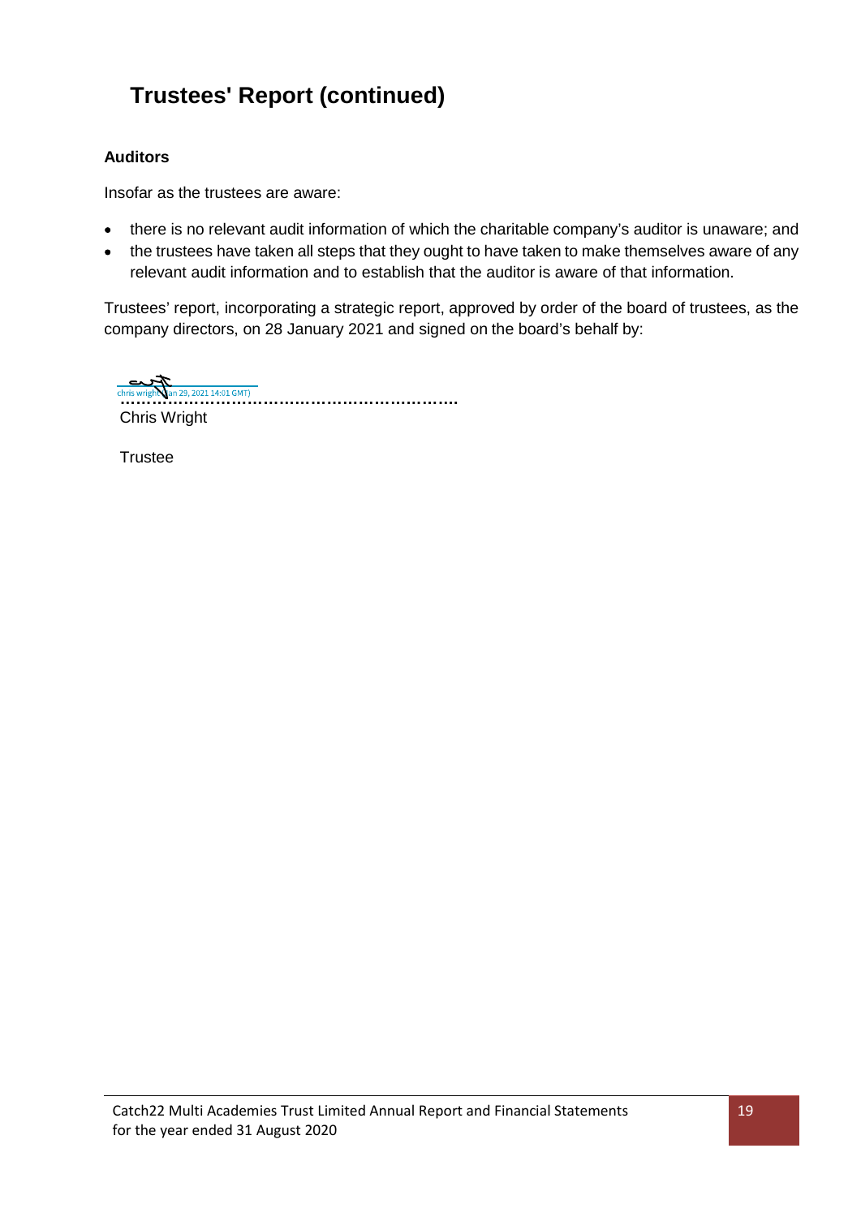# Trustees' Report (continued)

### Auditors

Insofar as the trustees are aware:

- there is no relevant audit information of which the charitable company's auditor is unaware; and
- the trustees have taken all steps that they ought to have taken to make themselves aware of any relevant audit information and to establish that the auditor is aware of that information.

Trustees' report, incorporating a strategic report, approved by order of the board of trustees, as the company directors, on 28 January 2021 and signed on the board's behalf by:

chris wright (Jan 29, 2021 14:01 GMT)

..............................................................

Chris Wright

Trustee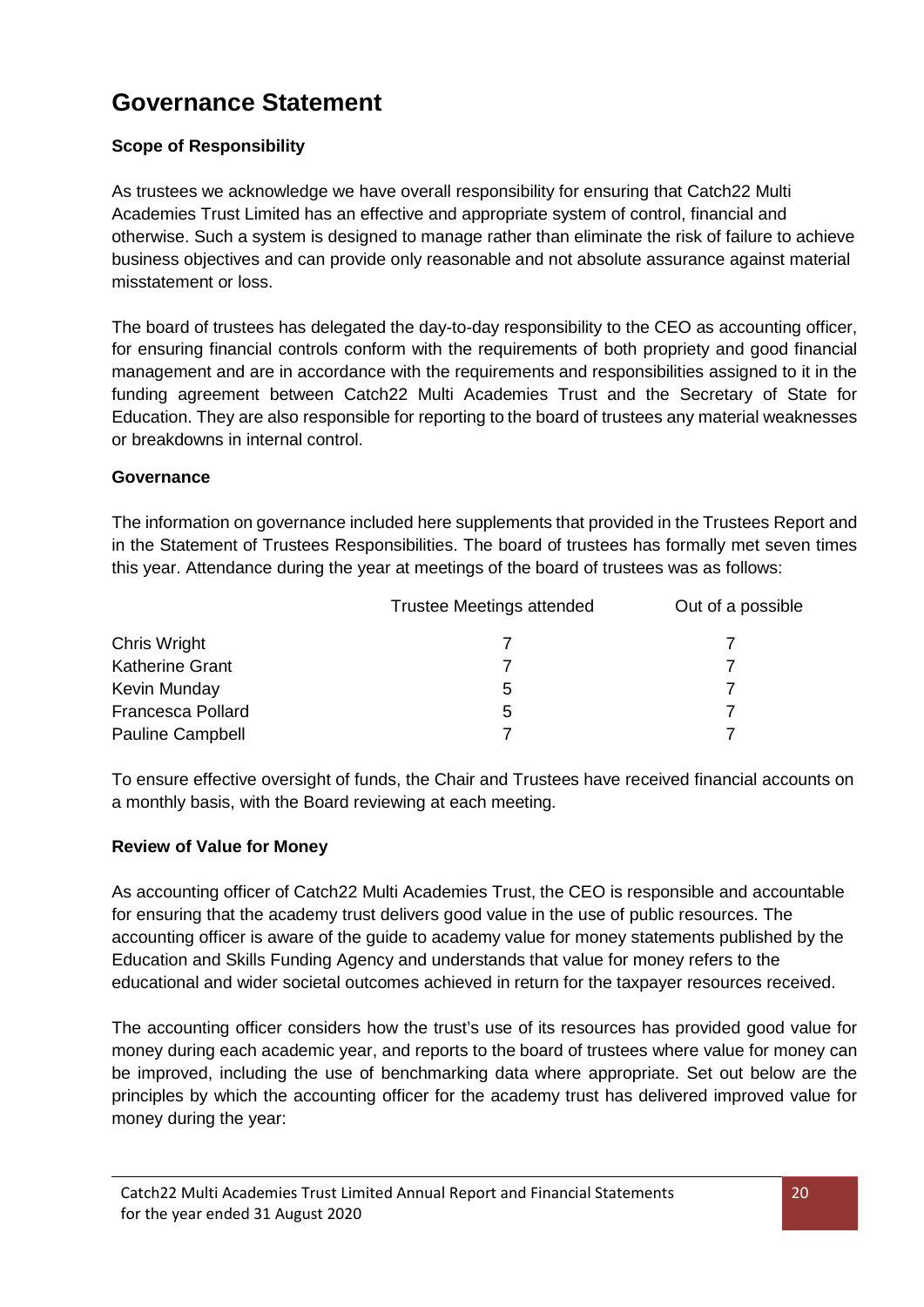# Governance Statement

**Scope of Responsibility**

As trustees we acknowledge we have overall responsibility for ensuring that Catch22 Multi Academies Trust Limited has an effective and appropriate system of control, financial and otherwise. Such a system is designed to manage rather than eliminate the risk of failure to achieve business objectives and can provide only reasonable and not absolute assurance against material misstatement or loss.

The board of trustees has delegated the day-to-day responsibility to the CEO as accounting officer, for ensuring financial controls conform with the requirements of both propriety and good financial management and are in accordance with the requirements and responsibilities assigned to it in the funding agreement between Catch22 Multi Academies Trust and the Secretary of State for Education. They are also responsible for reporting to the board of trustees any material weaknesses or breakdowns in internal control.

**Governance**

The information on governance included here supplements that provided in the Trustees Report and in the Statement of Trustees Responsibilities. The board of trustees has formally met seven times this year. Attendance during the year at meetings of the board of trustees was as follows:

| | Trustee Meetings attended | Out of a possible |
|---|---|---|
| Chris Wright | 7 | 7 |
| Katherine Grant | 7 | 7 |
| Kevin Munday | 5 | 7 |
| Francesca Pollard | 5 | 7 |
| Pauline Campbell | 7 | 7 |

To ensure effective oversight of funds, the Chair and Trustees have received financial accounts on a monthly basis, with the Board reviewing at each meeting.

**Review of Value for Money**

As accounting officer of Catch22 Multi Academies Trust, the CEO is responsible and accountable for ensuring that the academy trust delivers good value in the use of public resources. The accounting officer is aware of the guide to academy value for money statements published by the Education and Skills Funding Agency and understands that value for money refers to the educational and wider societal outcomes achieved in return for the taxpayer resources received.

The accounting officer considers how the trust's use of its resources has provided good value for money during each academic year, and reports to the board of trustees where value for money can be improved, including the use of benchmarking data where appropriate. Set out below are the principles by which the accounting officer for the academy trust has delivered improved value for money during the year: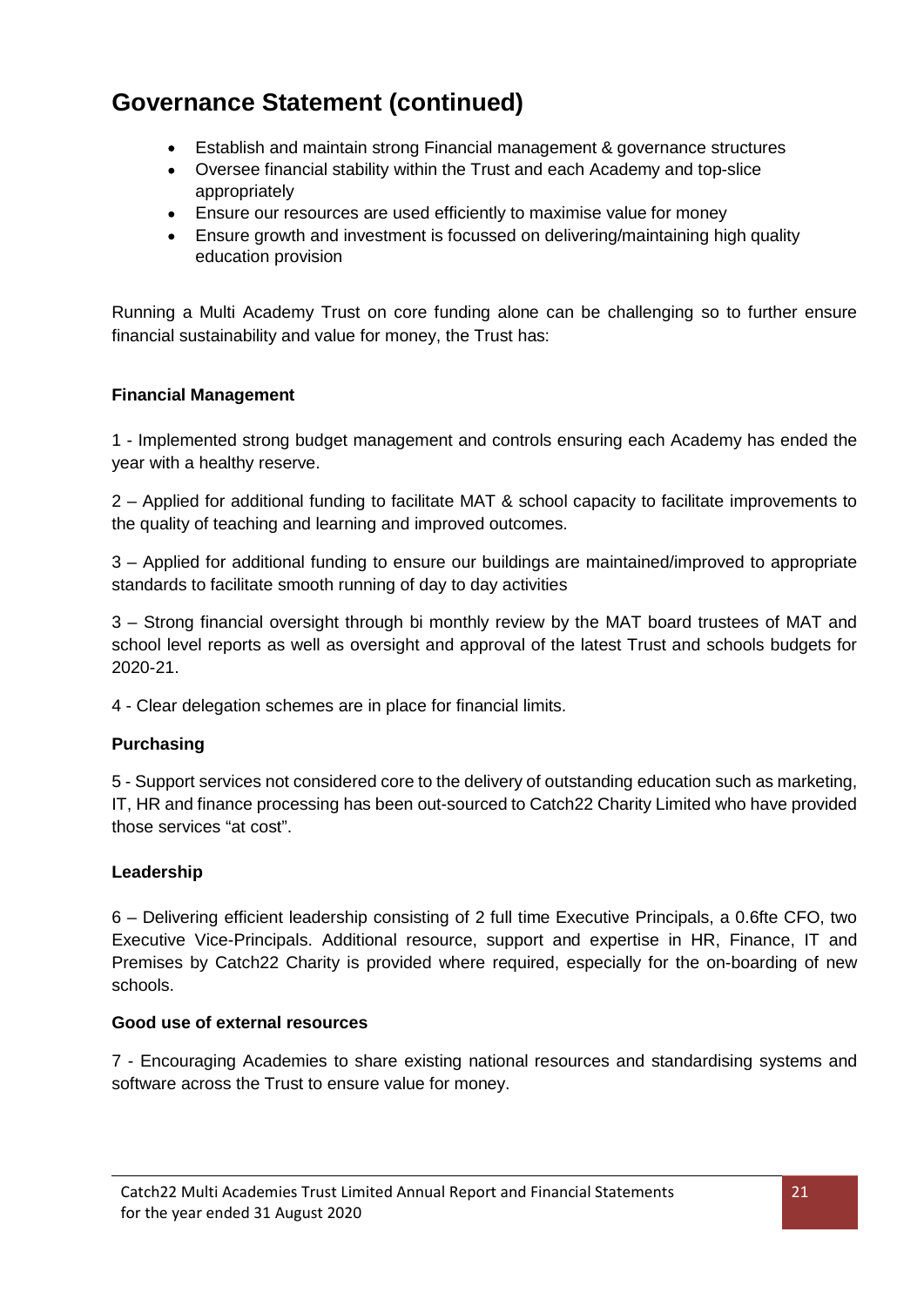# Governance Statement (continued)

- Establish and maintain strong Financial management & governance structures
- Oversee financial stability within the Trust and each Academy and top-slice appropriately
- Ensure our resources are used efficiently to maximise value for money
- Ensure growth and investment is focussed on delivering/maintaining high quality education provision

Running a Multi Academy Trust on core funding alone can be challenging so to further ensure financial sustainability and value for money, the Trust has:

**Financial Management**

1 - Implemented strong budget management and controls ensuring each Academy has ended the year with a healthy reserve.

2 – Applied for additional funding to facilitate MAT & school capacity to facilitate improvements to the quality of teaching and learning and improved outcomes.

3 – Applied for additional funding to ensure our buildings are maintained/improved to appropriate standards to facilitate smooth running of day to day activities

3 – Strong financial oversight through bi monthly review by the MAT board trustees of MAT and school level reports as well as oversight and approval of the latest Trust and schools budgets for 2020-21.

4 - Clear delegation schemes are in place for financial limits.

**Purchasing**

5 - Support services not considered core to the delivery of outstanding education such as marketing, IT, HR and finance processing has been out-sourced to Catch22 Charity Limited who have provided those services "at cost".

**Leadership**

6 – Delivering efficient leadership consisting of 2 full time Executive Principals, a 0.6fte CFO, two Executive Vice-Principals. Additional resource, support and expertise in HR, Finance, IT and Premises by Catch22 Charity is provided where required, especially for the on-boarding of new schools.

**Good use of external resources**

7 - Encouraging Academies to share existing national resources and standardising systems and software across the Trust to ensure value for money.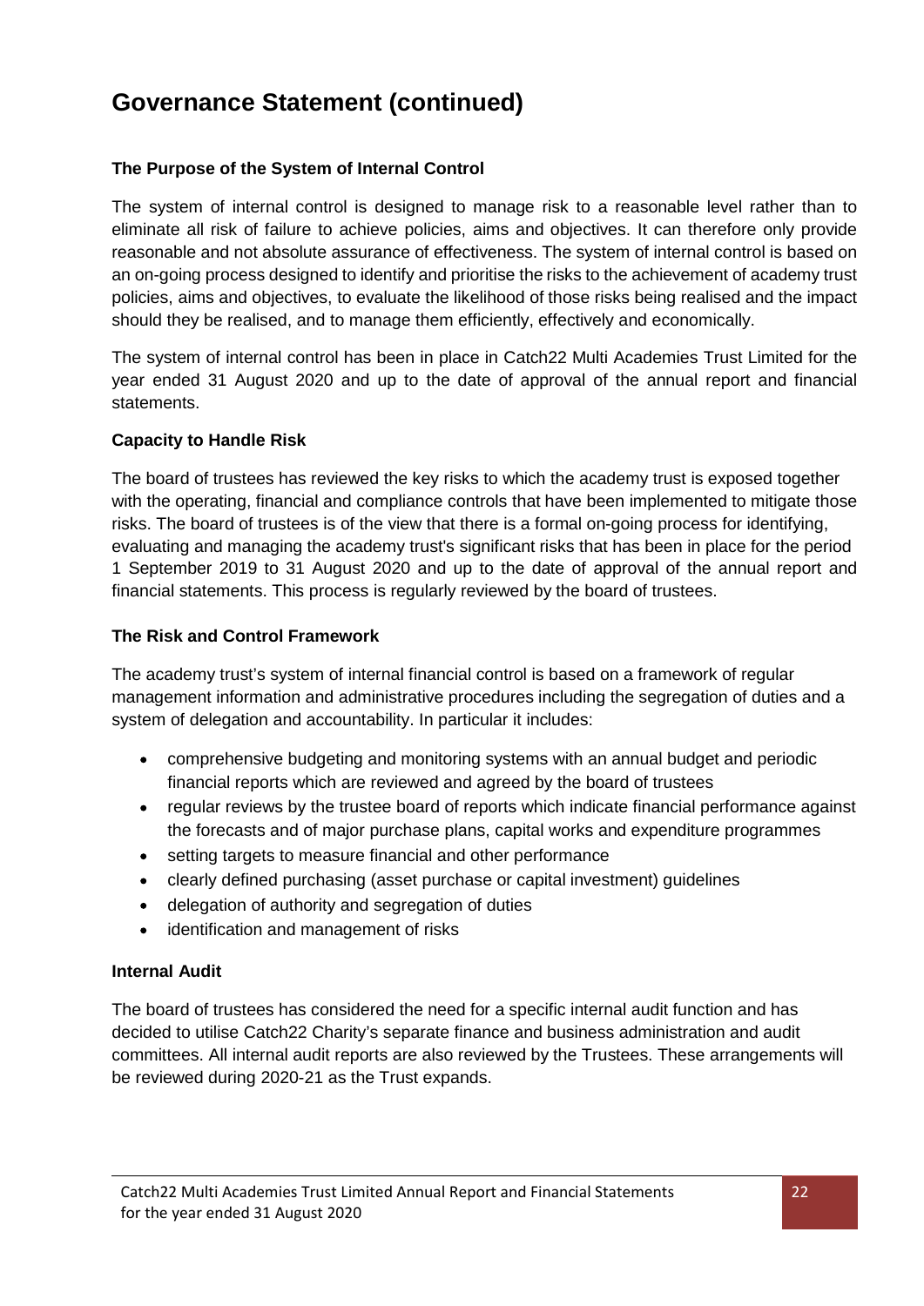# Governance Statement (continued)

### The Purpose of the System of Internal Control

The system of internal control is designed to manage risk to a reasonable level rather than to eliminate all risk of failure to achieve policies, aims and objectives. It can therefore only provide reasonable and not absolute assurance of effectiveness. The system of internal control is based on an on-going process designed to identify and prioritise the risks to the achievement of academy trust policies, aims and objectives, to evaluate the likelihood of those risks being realised and the impact should they be realised, and to manage them efficiently, effectively and economically.

The system of internal control has been in place in Catch22 Multi Academies Trust Limited for the year ended 31 August 2020 and up to the date of approval of the annual report and financial statements.

### Capacity to Handle Risk

The board of trustees has reviewed the key risks to which the academy trust is exposed together with the operating, financial and compliance controls that have been implemented to mitigate those risks. The board of trustees is of the view that there is a formal on-going process for identifying, evaluating and managing the academy trust's significant risks that has been in place for the period 1 September 2019 to 31 August 2020 and up to the date of approval of the annual report and financial statements. This process is regularly reviewed by the board of trustees.

### The Risk and Control Framework

The academy trust's system of internal financial control is based on a framework of regular management information and administrative procedures including the segregation of duties and a system of delegation and accountability. In particular it includes:

- comprehensive budgeting and monitoring systems with an annual budget and periodic financial reports which are reviewed and agreed by the board of trustees
- regular reviews by the trustee board of reports which indicate financial performance against the forecasts and of major purchase plans, capital works and expenditure programmes
- setting targets to measure financial and other performance
- clearly defined purchasing (asset purchase or capital investment) guidelines
- delegation of authority and segregation of duties
- identification and management of risks

### Internal Audit

The board of trustees has considered the need for a specific internal audit function and has decided to utilise Catch22 Charity's separate finance and business administration and audit committees. All internal audit reports are also reviewed by the Trustees. These arrangements will be reviewed during 2020-21 as the Trust expands.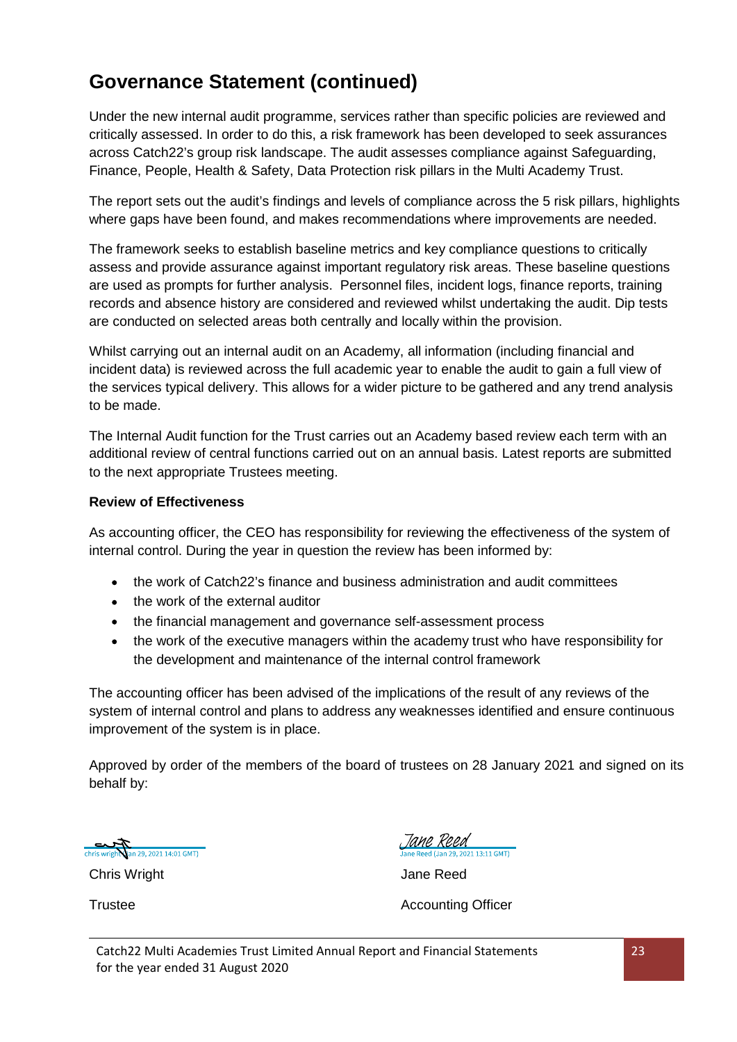# Governance Statement (continued)

Under the new internal audit programme, services rather than specific policies are reviewed and critically assessed. In order to do this, a risk framework has been developed to seek assurances across Catch22's group risk landscape. The audit assesses compliance against Safeguarding, Finance, People, Health & Safety, Data Protection risk pillars in the Multi Academy Trust.

The report sets out the audit's findings and levels of compliance across the 5 risk pillars, highlights where gaps have been found, and makes recommendations where improvements are needed.

The framework seeks to establish baseline metrics and key compliance questions to critically assess and provide assurance against important regulatory risk areas. These baseline questions are used as prompts for further analysis. Personnel files, incident logs, finance reports, training records and absence history are considered and reviewed whilst undertaking the audit. Dip tests are conducted on selected areas both centrally and locally within the provision.

Whilst carrying out an internal audit on an Academy, all information (including financial and incident data) is reviewed across the full academic year to enable the audit to gain a full view of the services typical delivery. This allows for a wider picture to be gathered and any trend analysis to be made.

The Internal Audit function for the Trust carries out an Academy based review each term with an additional review of central functions carried out on an annual basis. Latest reports are submitted to the next appropriate Trustees meeting.

**Review of Effectiveness**

As accounting officer, the CEO has responsibility for reviewing the effectiveness of the system of internal control. During the year in question the review has been informed by:

- the work of Catch22's finance and business administration and audit committees
- the work of the external auditor
- the financial management and governance self-assessment process
- the work of the executive managers within the academy trust who have responsibility for the development and maintenance of the internal control framework

The accounting officer has been advised of the implications of the result of any reviews of the system of internal control and plans to address any weaknesses identified and ensure continuous improvement of the system is in place.

Approved by order of the members of the board of trustees on 28 January 2021 and signed on its behalf by:

chris wright (Jan 29, 2021 14:01 GMT)

Chris Wright

Trustee

Jane Reed (Jan 29, 2021 13:11 GMT)

Jane Reed

Accounting Officer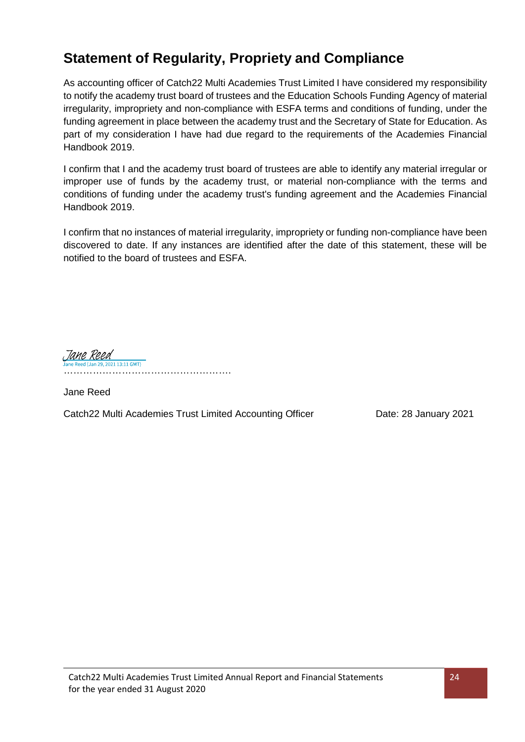## Statement of Regularity, Propriety and Compliance

As accounting officer of Catch22 Multi Academies Trust Limited I have considered my responsibility to notify the academy trust board of trustees and the Education Schools Funding Agency of material irregularity, impropriety and non-compliance with ESFA terms and conditions of funding, under the funding agreement in place between the academy trust and the Secretary of State for Education. As part of my consideration I have had due regard to the requirements of the Academies Financial Handbook 2019.

I confirm that I and the academy trust board of trustees are able to identify any material irregular or improper use of funds by the academy trust, or material non-compliance with the terms and conditions of funding under the academy trust's funding agreement and the Academies Financial Handbook 2019.

I confirm that no instances of material irregularity, impropriety or funding non-compliance have been discovered to date. If any instances are identified after the date of this statement, these will be notified to the board of trustees and ESFA.

Jane Reed
Jane Reed (Jan 29, 2021 13:11 GMT)
……………………………………………

Jane Reed

Catch22 Multi Academies Trust Limited Accounting Officer  Date: 28 January 2021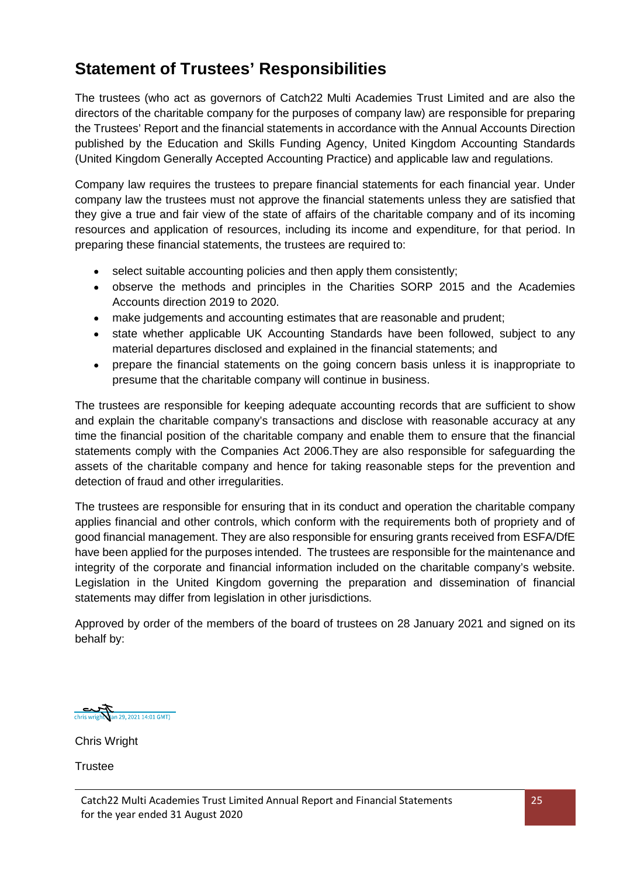# Statement of Trustees' Responsibilities

The trustees (who act as governors of Catch22 Multi Academies Trust Limited and are also the directors of the charitable company for the purposes of company law) are responsible for preparing the Trustees' Report and the financial statements in accordance with the Annual Accounts Direction published by the Education and Skills Funding Agency, United Kingdom Accounting Standards (United Kingdom Generally Accepted Accounting Practice) and applicable law and regulations.

Company law requires the trustees to prepare financial statements for each financial year. Under company law the trustees must not approve the financial statements unless they are satisfied that they give a true and fair view of the state of affairs of the charitable company and of its incoming resources and application of resources, including its income and expenditure, for that period. In preparing these financial statements, the trustees are required to:

- select suitable accounting policies and then apply them consistently;
- observe the methods and principles in the Charities SORP 2015 and the Academies Accounts direction 2019 to 2020.
- make judgements and accounting estimates that are reasonable and prudent;
- state whether applicable UK Accounting Standards have been followed, subject to any material departures disclosed and explained in the financial statements; and
- prepare the financial statements on the going concern basis unless it is inappropriate to presume that the charitable company will continue in business.

The trustees are responsible for keeping adequate accounting records that are sufficient to show and explain the charitable company's transactions and disclose with reasonable accuracy at any time the financial position of the charitable company and enable them to ensure that the financial statements comply with the Companies Act 2006.They are also responsible for safeguarding the assets of the charitable company and hence for taking reasonable steps for the prevention and detection of fraud and other irregularities.

The trustees are responsible for ensuring that in its conduct and operation the charitable company applies financial and other controls, which conform with the requirements both of propriety and of good financial management. They are also responsible for ensuring grants received from ESFA/DfE have been applied for the purposes intended. The trustees are responsible for the maintenance and integrity of the corporate and financial information included on the charitable company's website. Legislation in the United Kingdom governing the preparation and dissemination of financial statements may differ from legislation in other jurisdictions.

Approved by order of the members of the board of trustees on 28 January 2021 and signed on its behalf by:

chris wright (Jan 29, 2021 14:01 GMT)

Chris Wright

Trustee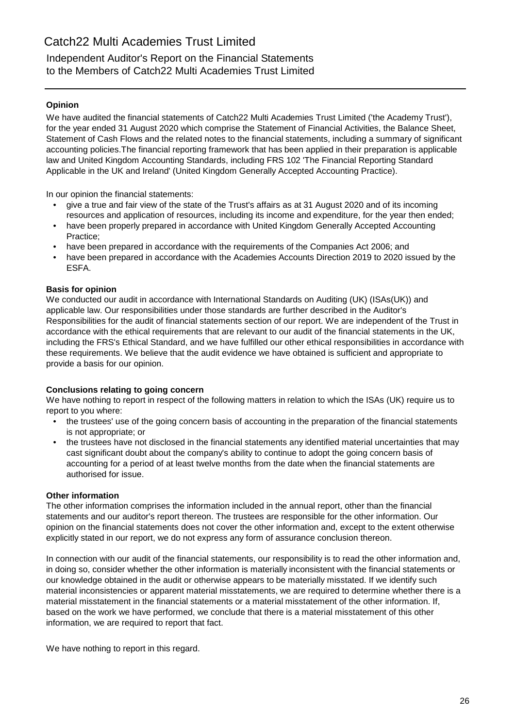# Catch22 Multi Academies Trust Limited

## Independent Auditor's Report on the Financial Statements to the Members of Catch22 Multi Academies Trust Limited

**Opinion**

We have audited the financial statements of Catch22 Multi Academies Trust Limited ('the Academy Trust'), for the year ended 31 August 2020 which comprise the Statement of Financial Activities, the Balance Sheet, Statement of Cash Flows and the related notes to the financial statements, including a summary of significant accounting policies.The financial reporting framework that has been applied in their preparation is applicable law and United Kingdom Accounting Standards, including FRS 102 'The Financial Reporting Standard Applicable in the UK and Ireland' (United Kingdom Generally Accepted Accounting Practice).

In our opinion the financial statements:

- give a true and fair view of the state of the Trust's affairs as at 31 August 2020 and of its incoming resources and application of resources, including its income and expenditure, for the year then ended;
- have been properly prepared in accordance with United Kingdom Generally Accepted Accounting Practice;
- have been prepared in accordance with the requirements of the Companies Act 2006; and
- have been prepared in accordance with the Academies Accounts Direction 2019 to 2020 issued by the ESFA.

**Basis for opinion**

We conducted our audit in accordance with International Standards on Auditing (UK) (ISAs(UK)) and applicable law. Our responsibilities under those standards are further described in the Auditor's Responsibilities for the audit of financial statements section of our report. We are independent of the Trust in accordance with the ethical requirements that are relevant to our audit of the financial statements in the UK, including the FRS's Ethical Standard, and we have fulfilled our other ethical responsibilities in accordance with these requirements. We believe that the audit evidence we have obtained is sufficient and appropriate to provide a basis for our opinion.

**Conclusions relating to going concern**

We have nothing to report in respect of the following matters in relation to which the ISAs (UK) require us to report to you where:

- the trustees' use of the going concern basis of accounting in the preparation of the financial statements is not appropriate; or
- the trustees have not disclosed in the financial statements any identified material uncertainties that may cast significant doubt about the company's ability to continue to adopt the going concern basis of accounting for a period of at least twelve months from the date when the financial statements are authorised for issue.

**Other information**

The other information comprises the information included in the annual report, other than the financial statements and our auditor's report thereon. The trustees are responsible for the other information. Our opinion on the financial statements does not cover the other information and, except to the extent otherwise explicitly stated in our report, we do not express any form of assurance conclusion thereon.

In connection with our audit of the financial statements, our responsibility is to read the other information and, in doing so, consider whether the other information is materially inconsistent with the financial statements or our knowledge obtained in the audit or otherwise appears to be materially misstated. If we identify such material inconsistencies or apparent material misstatements, we are required to determine whether there is a material misstatement in the financial statements or a material misstatement of the other information. If, based on the work we have performed, we conclude that there is a material misstatement of this other information, we are required to report that fact.

We have nothing to report in this regard.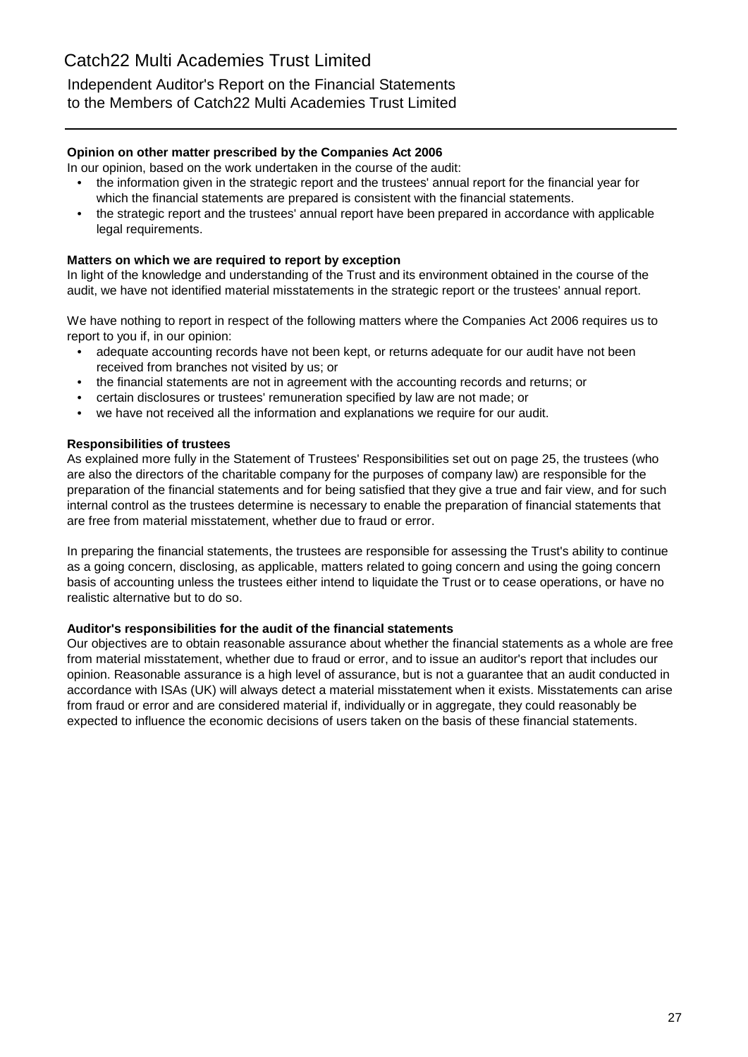**Opinion on other matter prescribed by the Companies Act 2006**

In our opinion, based on the work undertaken in the course of the audit:

- the information given in the strategic report and the trustees' annual report for the financial year for which the financial statements are prepared is consistent with the financial statements.
- the strategic report and the trustees' annual report have been prepared in accordance with applicable legal requirements.

**Matters on which we are required to report by exception**

In light of the knowledge and understanding of the Trust and its environment obtained in the course of the audit, we have not identified material misstatements in the strategic report or the trustees' annual report.

We have nothing to report in respect of the following matters where the Companies Act 2006 requires us to report to you if, in our opinion:

- adequate accounting records have not been kept, or returns adequate for our audit have not been received from branches not visited by us; or
- the financial statements are not in agreement with the accounting records and returns; or
- certain disclosures or trustees' remuneration specified by law are not made; or
- we have not received all the information and explanations we require for our audit.

**Responsibilities of trustees**

As explained more fully in the Statement of Trustees' Responsibilities set out on page 25, the trustees (who are also the directors of the charitable company for the purposes of company law) are responsible for the preparation of the financial statements and for being satisfied that they give a true and fair view, and for such internal control as the trustees determine is necessary to enable the preparation of financial statements that are free from material misstatement, whether due to fraud or error.

In preparing the financial statements, the trustees are responsible for assessing the Trust's ability to continue as a going concern, disclosing, as applicable, matters related to going concern and using the going concern basis of accounting unless the trustees either intend to liquidate the Trust or to cease operations, or have no realistic alternative but to do so.

**Auditor's responsibilities for the audit of the financial statements**

Our objectives are to obtain reasonable assurance about whether the financial statements as a whole are free from material misstatement, whether due to fraud or error, and to issue an auditor's report that includes our opinion. Reasonable assurance is a high level of assurance, but is not a guarantee that an audit conducted in accordance with ISAs (UK) will always detect a material misstatement when it exists. Misstatements can arise from fraud or error and are considered material if, individually or in aggregate, they could reasonably be expected to influence the economic decisions of users taken on the basis of these financial statements.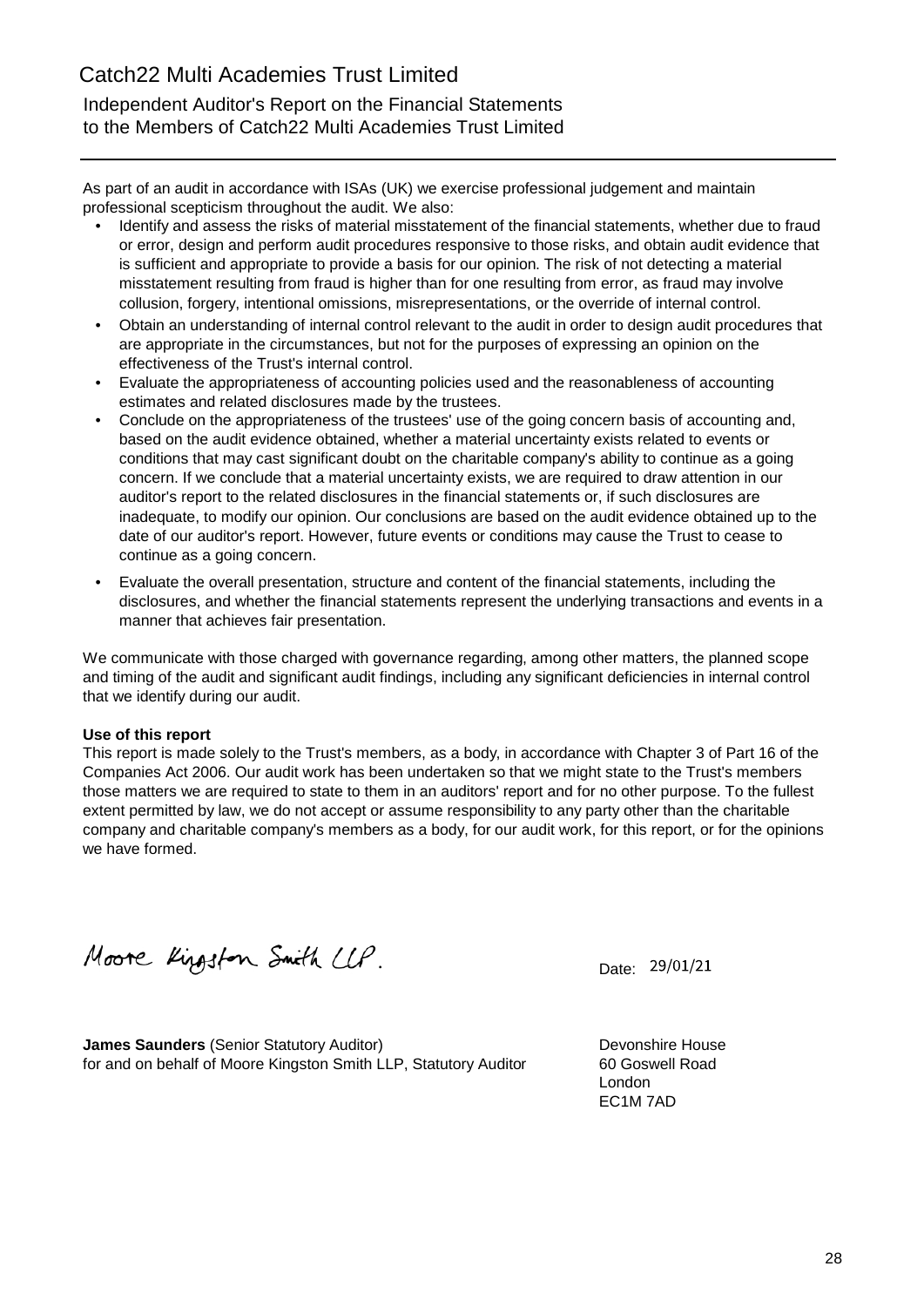As part of an audit in accordance with ISAs (UK) we exercise professional judgement and maintain professional scepticism throughout the audit. We also:

- Identify and assess the risks of material misstatement of the financial statements, whether due to fraud or error, design and perform audit procedures responsive to those risks, and obtain audit evidence that is sufficient and appropriate to provide a basis for our opinion. The risk of not detecting a material misstatement resulting from fraud is higher than for one resulting from error, as fraud may involve collusion, forgery, intentional omissions, misrepresentations, or the override of internal control.
- Obtain an understanding of internal control relevant to the audit in order to design audit procedures that are appropriate in the circumstances, but not for the purposes of expressing an opinion on the effectiveness of the Trust's internal control.
- Evaluate the appropriateness of accounting policies used and the reasonableness of accounting estimates and related disclosures made by the trustees.
- Conclude on the appropriateness of the trustees' use of the going concern basis of accounting and, based on the audit evidence obtained, whether a material uncertainty exists related to events or conditions that may cast significant doubt on the charitable company's ability to continue as a going concern. If we conclude that a material uncertainty exists, we are required to draw attention in our auditor's report to the related disclosures in the financial statements or, if such disclosures are inadequate, to modify our opinion. Our conclusions are based on the audit evidence obtained up to the date of our auditor's report. However, future events or conditions may cause the Trust to cease to continue as a going concern.
- Evaluate the overall presentation, structure and content of the financial statements, including the disclosures, and whether the financial statements represent the underlying transactions and events in a manner that achieves fair presentation.

We communicate with those charged with governance regarding, among other matters, the planned scope and timing of the audit and significant audit findings, including any significant deficiencies in internal control that we identify during our audit.

**Use of this report**

This report is made solely to the Trust's members, as a body, in accordance with Chapter 3 of Part 16 of the Companies Act 2006. Our audit work has been undertaken so that we might state to the Trust's members those matters we are required to state to them in an auditors' report and for no other purpose. To the fullest extent permitted by law, we do not accept or assume responsibility to any party other than the charitable company and charitable company's members as a body, for our audit work, for this report, or for the opinions we have formed.

Moore Kingston Smith LLP.

Date: 29/01/21

**James Saunders** (Senior Statutory Auditor)
for and on behalf of Moore Kingston Smith LLP, Statutory Auditor

Devonshire House
60 Goswell Road
London
EC1M 7AD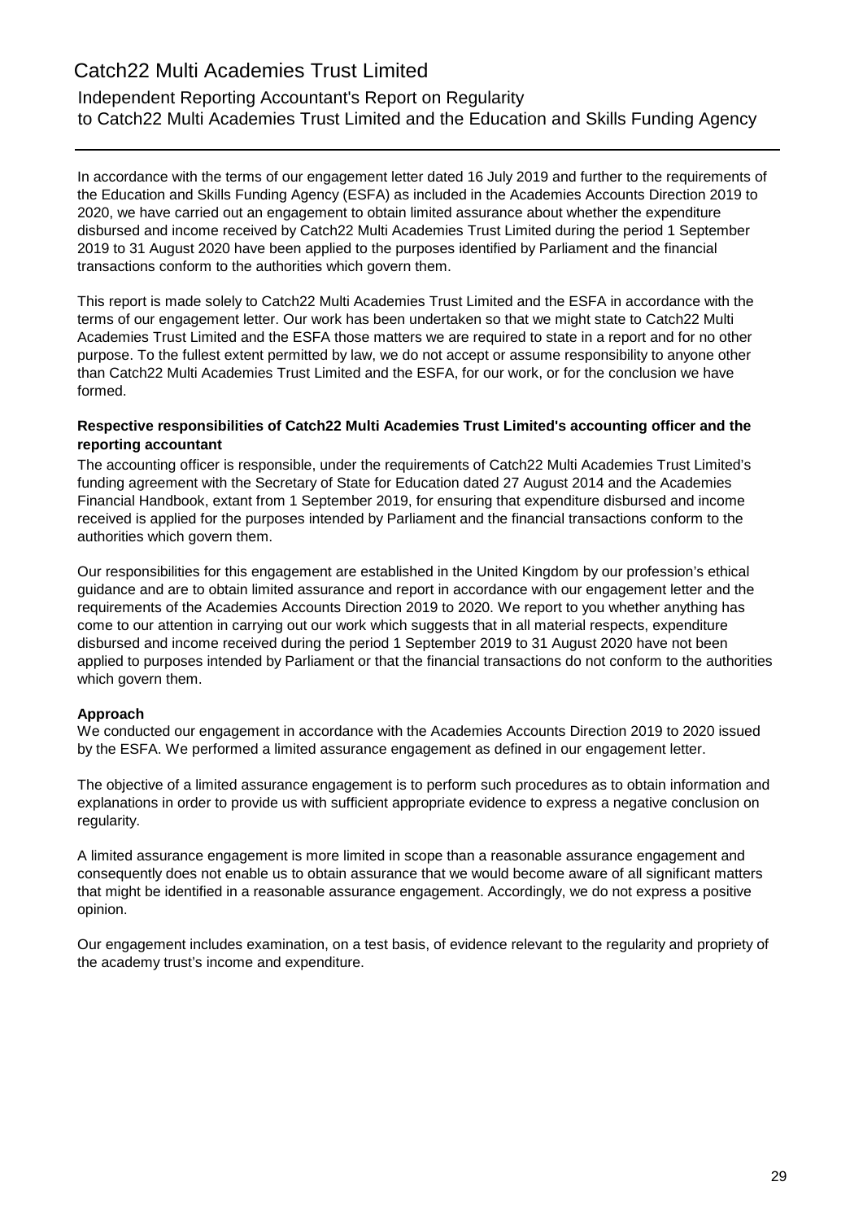# Catch22 Multi Academies Trust Limited

## Independent Reporting Accountant's Report on Regularity to Catch22 Multi Academies Trust Limited and the Education and Skills Funding Agency

In accordance with the terms of our engagement letter dated 16 July 2019 and further to the requirements of the Education and Skills Funding Agency (ESFA) as included in the Academies Accounts Direction 2019 to 2020, we have carried out an engagement to obtain limited assurance about whether the expenditure disbursed and income received by Catch22 Multi Academies Trust Limited during the period 1 September 2019 to 31 August 2020 have been applied to the purposes identified by Parliament and the financial transactions conform to the authorities which govern them.

This report is made solely to Catch22 Multi Academies Trust Limited and the ESFA in accordance with the terms of our engagement letter. Our work has been undertaken so that we might state to Catch22 Multi Academies Trust Limited and the ESFA those matters we are required to state in a report and for no other purpose. To the fullest extent permitted by law, we do not accept or assume responsibility to anyone other than Catch22 Multi Academies Trust Limited and the ESFA, for our work, or for the conclusion we have formed.

**Respective responsibilities of Catch22 Multi Academies Trust Limited's accounting officer and the reporting accountant**

The accounting officer is responsible, under the requirements of Catch22 Multi Academies Trust Limited's funding agreement with the Secretary of State for Education dated 27 August 2014 and the Academies Financial Handbook, extant from 1 September 2019, for ensuring that expenditure disbursed and income received is applied for the purposes intended by Parliament and the financial transactions conform to the authorities which govern them.

Our responsibilities for this engagement are established in the United Kingdom by our profession's ethical guidance and are to obtain limited assurance and report in accordance with our engagement letter and the requirements of the Academies Accounts Direction 2019 to 2020. We report to you whether anything has come to our attention in carrying out our work which suggests that in all material respects, expenditure disbursed and income received during the period 1 September 2019 to 31 August 2020 have not been applied to purposes intended by Parliament or that the financial transactions do not conform to the authorities which govern them.

**Approach**

We conducted our engagement in accordance with the Academies Accounts Direction 2019 to 2020 issued by the ESFA. We performed a limited assurance engagement as defined in our engagement letter.

The objective of a limited assurance engagement is to perform such procedures as to obtain information and explanations in order to provide us with sufficient appropriate evidence to express a negative conclusion on regularity.

A limited assurance engagement is more limited in scope than a reasonable assurance engagement and consequently does not enable us to obtain assurance that we would become aware of all significant matters that might be identified in a reasonable assurance engagement. Accordingly, we do not express a positive opinion.

Our engagement includes examination, on a test basis, of evidence relevant to the regularity and propriety of the academy trust's income and expenditure.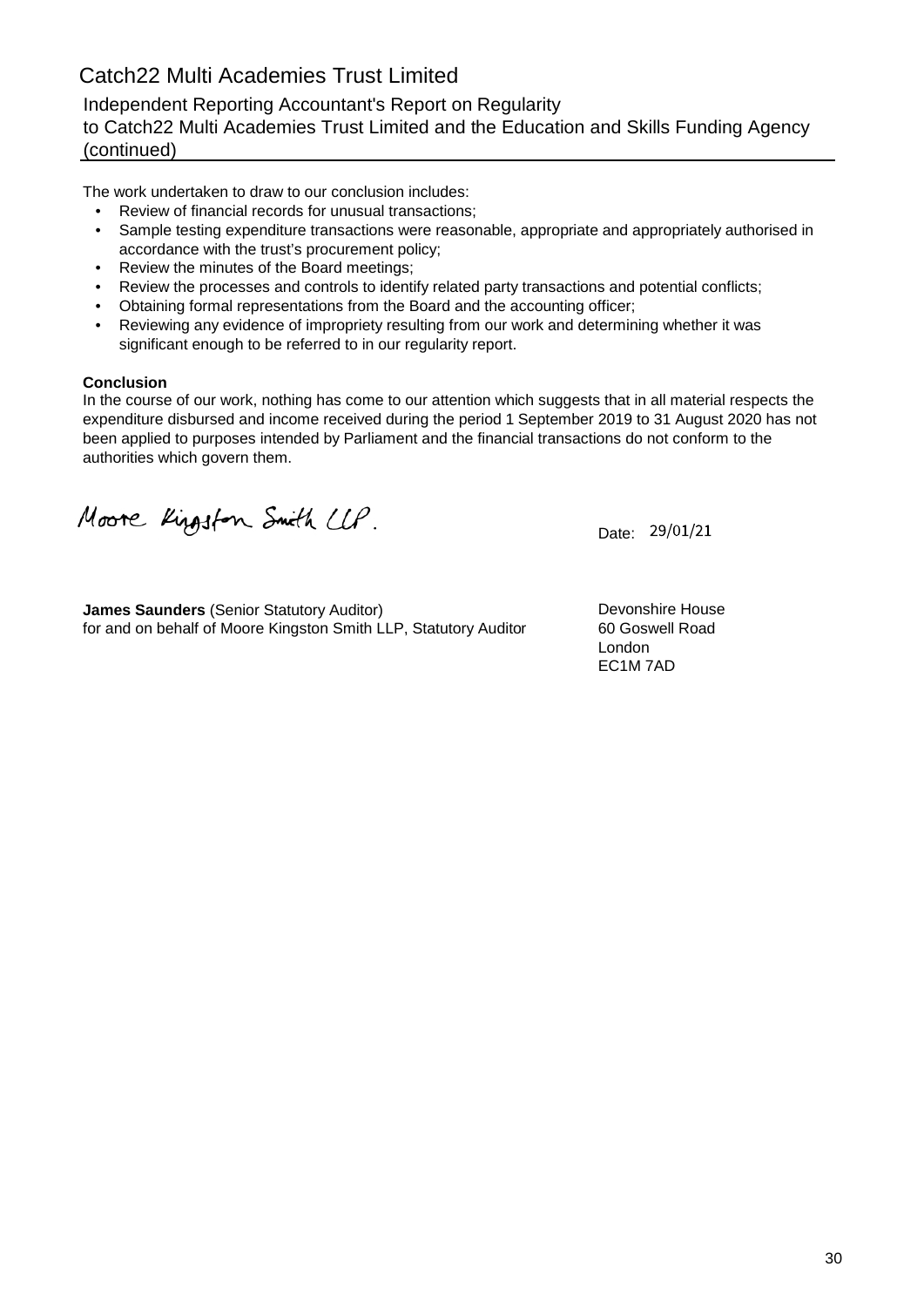# Catch22 Multi Academies Trust Limited

## Independent Reporting Accountant's Report on Regularity to Catch22 Multi Academies Trust Limited and the Education and Skills Funding Agency (continued)

The work undertaken to draw to our conclusion includes:

- Review of financial records for unusual transactions;
- Sample testing expenditure transactions were reasonable, appropriate and appropriately authorised in accordance with the trust's procurement policy;
- Review the minutes of the Board meetings;
- Review the processes and controls to identify related party transactions and potential conflicts;
- Obtaining formal representations from the Board and the accounting officer;
- Reviewing any evidence of impropriety resulting from our work and determining whether it was significant enough to be referred to in our regularity report.

**Conclusion**

In the course of our work, nothing has come to our attention which suggests that in all material respects the expenditure disbursed and income received during the period 1 September 2019 to 31 August 2020 has not been applied to purposes intended by Parliament and the financial transactions do not conform to the authorities which govern them.

Moore Kingston Smith LLP.

Date: 29/01/21

**James Saunders** (Senior Statutory Auditor)
for and on behalf of Moore Kingston Smith LLP, Statutory Auditor

Devonshire House
60 Goswell Road
London
EC1M 7AD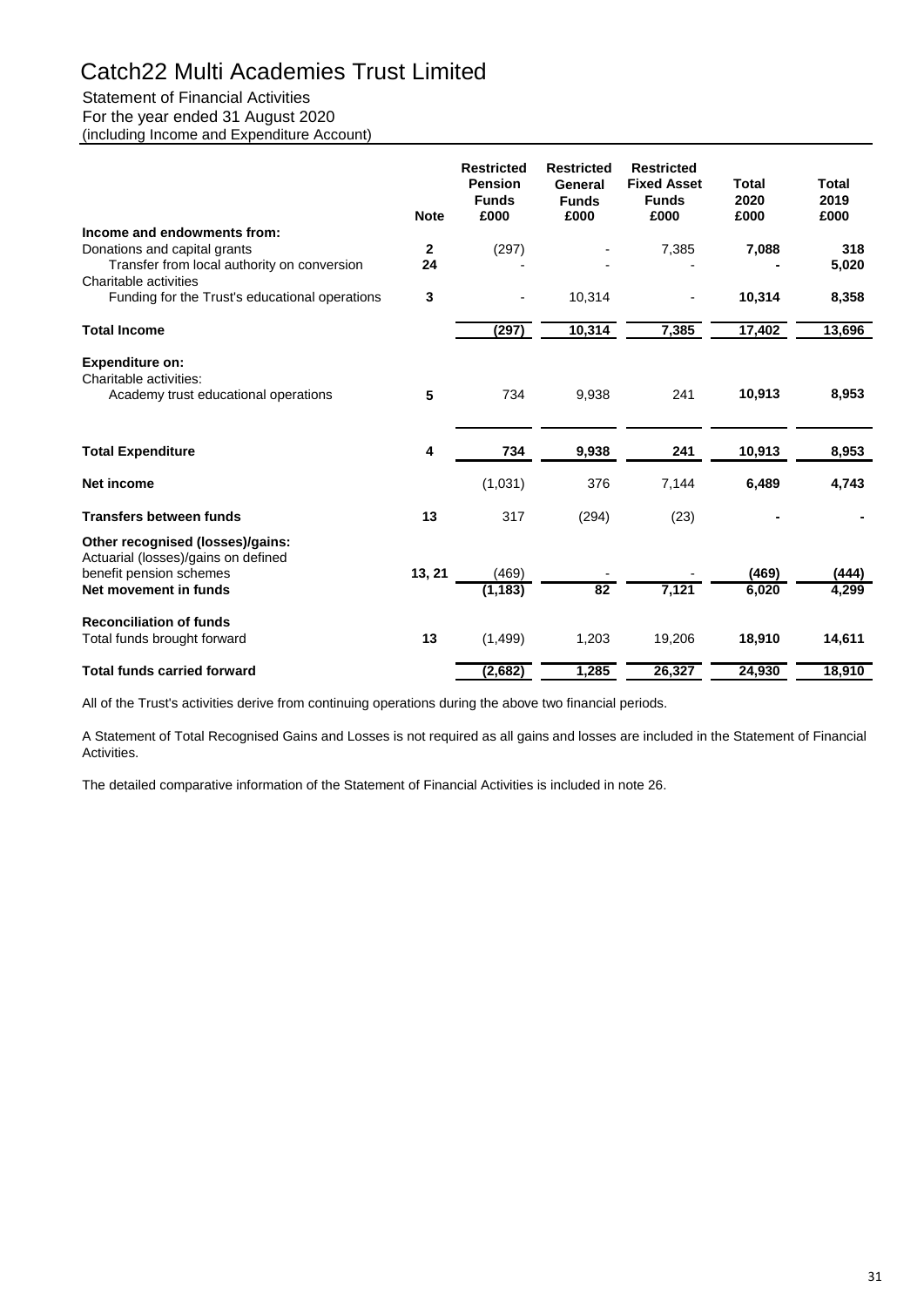# Catch22 Multi Academies Trust Limited

Statement of Financial Activities
For the year ended 31 August 2020
(including Income and Expenditure Account)

| | Note | Restricted Pension Funds £000 | Restricted General Funds £000 | Restricted Fixed Asset Funds £000 | Total 2020 £000 | Total 2019 £000 |
|---|---|---|---|---|---|---|
| **Income and endowments from:** | | | | | | |
| Donations and capital grants | 2 | (297) | - | 7,385 | **7,088** | **318** |
| Transfer from local authority on conversion | 24 | - | - | - | **-** | **5,020** |
| Charitable activities | | | | | | |
| Funding for the Trust's educational operations | 3 | - | 10,314 | - | **10,314** | **8,358** |
| **Total Income** | | **(297)** | **10,314** | **7,385** | **17,402** | **13,696** |
| **Expenditure on:** | | | | | | |
| Charitable activities: | | | | | | |
| Academy trust educational operations | 5 | 734 | 9,938 | 241 | **10,913** | **8,953** |
| **Total Expenditure** | 4 | **734** | **9,938** | **241** | **10,913** | **8,953** |
| **Net income** | | (1,031) | 376 | 7,144 | **6,489** | **4,743** |
| **Transfers between funds** | 13 | 317 | (294) | (23) | **-** | **-** |
| **Other recognised (losses)/gains:** | | | | | | |
| Actuarial (losses)/gains on defined benefit pension schemes | 13, 21 | (469) | - | - | **(469)** | **(444)** |
| **Net movement in funds** | | **(1,183)** | **82** | **7,121** | **6,020** | **4,299** |
| **Reconciliation of funds** | | | | | | |
| Total funds brought forward | 13 | (1,499) | 1,203 | 19,206 | **18,910** | **14,611** |
| **Total funds carried forward** | | **(2,682)** | **1,285** | **26,327** | **24,930** | **18,910** |

All of the Trust's activities derive from continuing operations during the above two financial periods.

A Statement of Total Recognised Gains and Losses is not required as all gains and losses are included in the Statement of Financial Activities.

The detailed comparative information of the Statement of Financial Activities is included in note 26.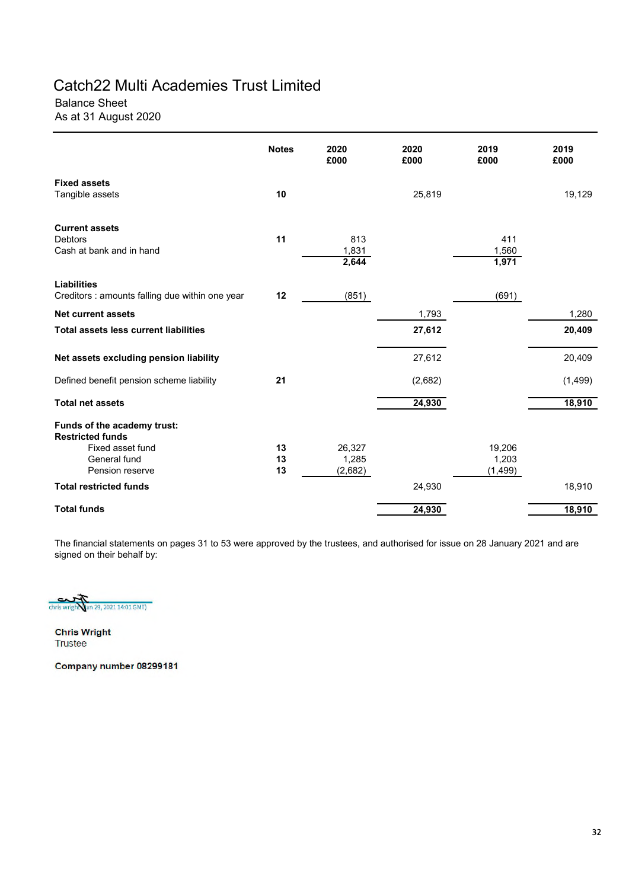# Catch22 Multi Academies Trust Limited

## Balance Sheet

### As at 31 August 2020

| | Notes | 2020 £000 | 2020 £000 | 2019 £000 | 2019 £000 |
|---|---|---|---|---|---|
| **Fixed assets** | | | | | |
| Tangible assets | 10 | | 25,819 | | 19,129 |
| **Current assets** | | | | | |
| Debtors | 11 | 813 | | 411 | |
| Cash at bank and in hand | | 1,831 | | 1,560 | |
| | | **2,644** | | **1,971** | |
| **Liabilities** | | | | | |
| Creditors : amounts falling due within one year | 12 | (851) | | (691) | |
| **Net current assets** | | | 1,793 | | 1,280 |
| **Total assets less current liabilities** | | | **27,612** | | **20,409** |
| **Net assets excluding pension liability** | | | 27,612 | | 20,409 |
| Defined benefit pension scheme liability | 21 | | (2,682) | | (1,499) |
| **Total net assets** | | | **24,930** | | **18,910** |
| **Funds of the academy trust:** | | | | | |
| **Restricted funds** | | | | | |
| Fixed asset fund | 13 | 26,327 | | 19,206 | |
| General fund | 13 | 1,285 | | 1,203 | |
| Pension reserve | 13 | (2,682) | | (1,499) | |
| **Total restricted funds** | | | 24,930 | | 18,910 |
| **Total funds** | | | **24,930** | | **18,910** |

The financial statements on pages 31 to 53 were approved by the trustees, and authorised for issue on 28 January 2021 and are signed on their behalf by:

chris wright (Jan 29, 2021 14:01 GMT)

**Chris Wright**
Trustee

**Company number 08299181**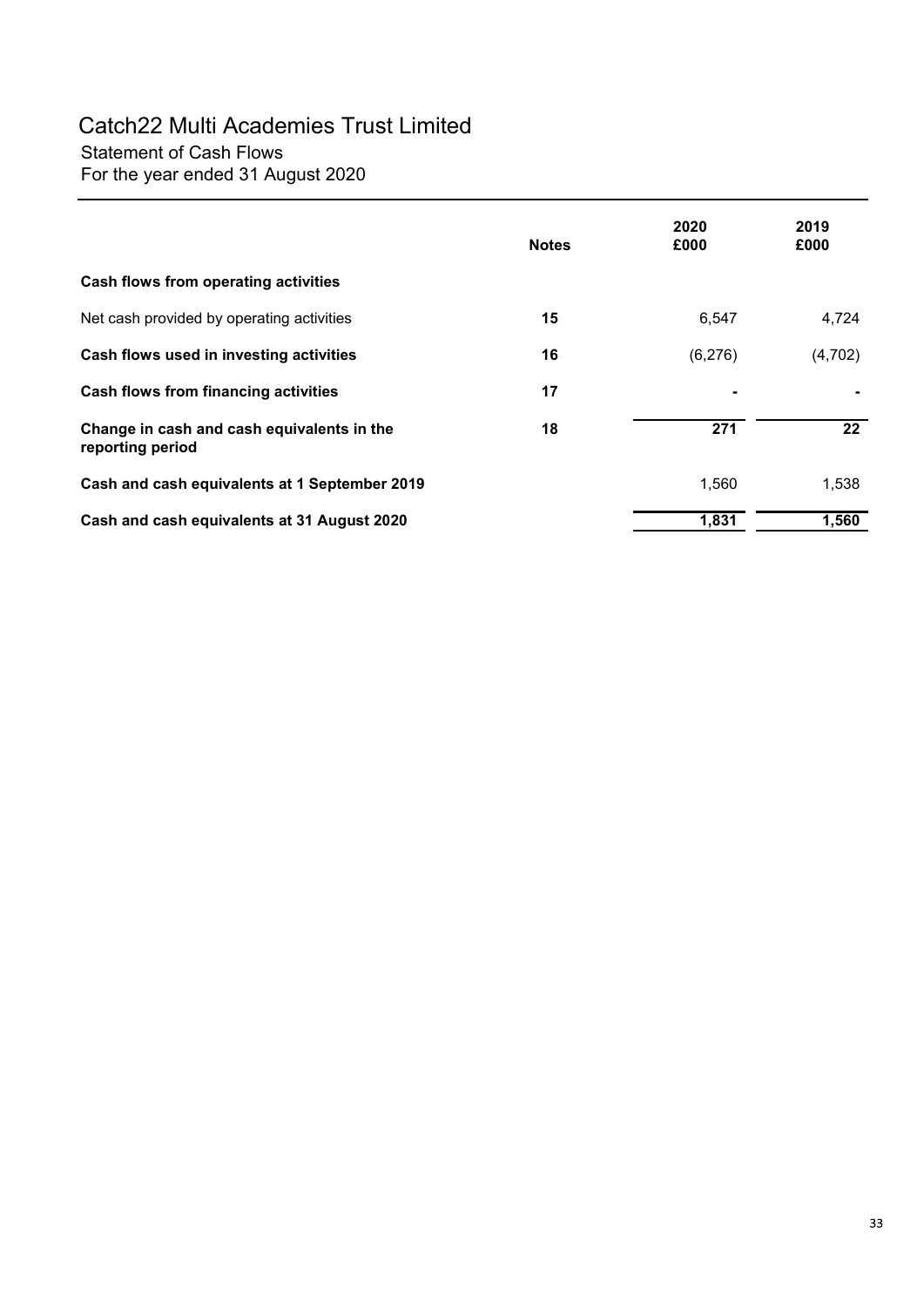# Catch22 Multi Academies Trust Limited

## Statement of Cash Flows

For the year ended 31 August 2020

| | Notes | 2020 £000 | 2019 £000 |
|---|---|---|---|
| **Cash flows from operating activities** | | | |
| Net cash provided by operating activities | **15** | 6,547 | 4,724 |
| **Cash flows used in investing activities** | **16** | (6,276) | (4,702) |
| **Cash flows from financing activities** | **17** | - | - |
| **Change in cash and cash equivalents in the reporting period** | **18** | **271** | **22** |
| **Cash and cash equivalents at 1 September 2019** | | 1,560 | 1,538 |
| **Cash and cash equivalents at 31 August 2020** | | **1,831** | **1,560** |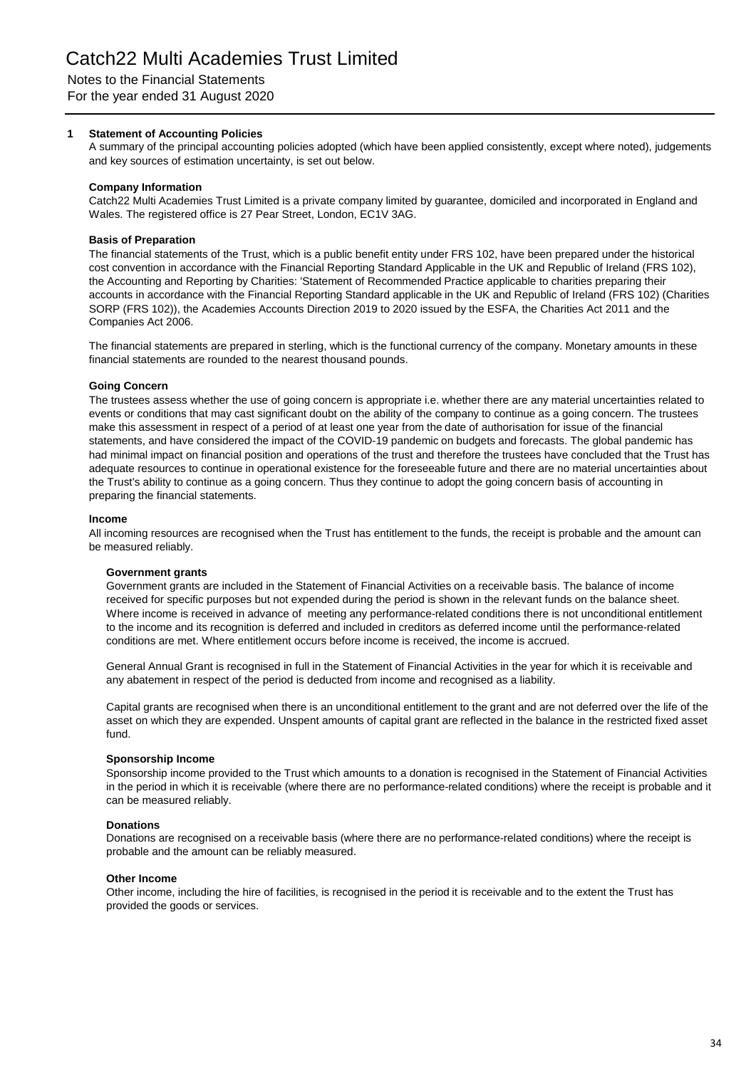# Catch22 Multi Academies Trust Limited

Notes to the Financial Statements
For the year ended 31 August 2020

## 1 Statement of Accounting Policies

A summary of the principal accounting policies adopted (which have been applied consistently, except where noted), judgements and key sources of estimation uncertainty, is set out below.

### Company Information

Catch22 Multi Academies Trust Limited is a private company limited by guarantee, domiciled and incorporated in England and Wales. The registered office is 27 Pear Street, London, EC1V 3AG.

### Basis of Preparation

The financial statements of the Trust, which is a public benefit entity under FRS 102, have been prepared under the historical cost convention in accordance with the Financial Reporting Standard Applicable in the UK and Republic of Ireland (FRS 102), the Accounting and Reporting by Charities: 'Statement of Recommended Practice applicable to charities preparing their accounts in accordance with the Financial Reporting Standard applicable in the UK and Republic of Ireland (FRS 102) (Charities SORP (FRS 102)), the Academies Accounts Direction 2019 to 2020 issued by the ESFA, the Charities Act 2011 and the Companies Act 2006.

The financial statements are prepared in sterling, which is the functional currency of the company. Monetary amounts in these financial statements are rounded to the nearest thousand pounds.

### Going Concern

The trustees assess whether the use of going concern is appropriate i.e. whether there are any material uncertainties related to events or conditions that may cast significant doubt on the ability of the company to continue as a going concern. The trustees make this assessment in respect of a period of at least one year from the date of authorisation for issue of the financial statements, and have considered the impact of the COVID-19 pandemic on budgets and forecasts. The global pandemic has had minimal impact on financial position and operations of the trust and therefore the trustees have concluded that the Trust has adequate resources to continue in operational existence for the foreseeable future and there are no material uncertainties about the Trust's ability to continue as a going concern. Thus they continue to adopt the going concern basis of accounting in preparing the financial statements.

### Income

All incoming resources are recognised when the Trust has entitlement to the funds, the receipt is probable and the amount can be measured reliably.

#### Government grants

Government grants are included in the Statement of Financial Activities on a receivable basis. The balance of income received for specific purposes but not expended during the period is shown in the relevant funds on the balance sheet. Where income is received in advance of meeting any performance-related conditions there is not unconditional entitlement to the income and its recognition is deferred and included in creditors as deferred income until the performance-related conditions are met. Where entitlement occurs before income is received, the income is accrued.

General Annual Grant is recognised in full in the Statement of Financial Activities in the year for which it is receivable and any abatement in respect of the period is deducted from income and recognised as a liability.

Capital grants are recognised when there is an unconditional entitlement to the grant and are not deferred over the life of the asset on which they are expended. Unspent amounts of capital grant are reflected in the balance in the restricted fixed asset fund.

#### Sponsorship Income

Sponsorship income provided to the Trust which amounts to a donation is recognised in the Statement of Financial Activities in the period in which it is receivable (where there are no performance-related conditions) where the receipt is probable and it can be measured reliably.

#### Donations

Donations are recognised on a receivable basis (where there are no performance-related conditions) where the receipt is probable and the amount can be reliably measured.

#### Other Income

Other income, including the hire of facilities, is recognised in the period it is receivable and to the extent the Trust has provided the goods or services.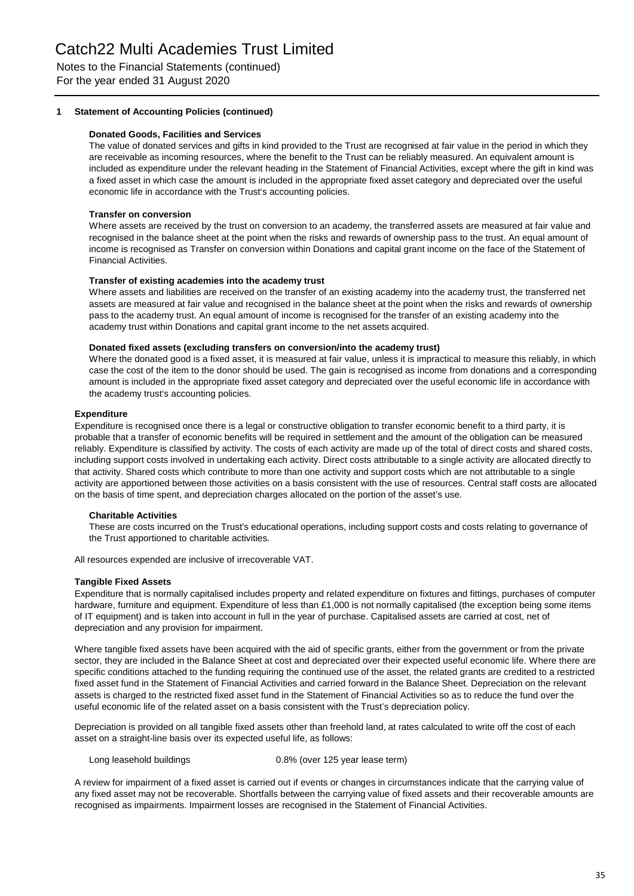# Catch22 Multi Academies Trust Limited

Notes to the Financial Statements (continued)
For the year ended 31 August 2020

## 1 Statement of Accounting Policies (continued)

### Donated Goods, Facilities and Services

The value of donated services and gifts in kind provided to the Trust are recognised at fair value in the period in which they are receivable as incoming resources, where the benefit to the Trust can be reliably measured. An equivalent amount is included as expenditure under the relevant heading in the Statement of Financial Activities, except where the gift in kind was a fixed asset in which case the amount is included in the appropriate fixed asset category and depreciated over the useful economic life in accordance with the Trust's accounting policies.

### Transfer on conversion

Where assets are received by the trust on conversion to an academy, the transferred assets are measured at fair value and recognised in the balance sheet at the point when the risks and rewards of ownership pass to the trust. An equal amount of income is recognised as Transfer on conversion within Donations and capital grant income on the face of the Statement of Financial Activities.

### Transfer of existing academies into the academy trust

Where assets and liabilities are received on the transfer of an existing academy into the academy trust, the transferred net assets are measured at fair value and recognised in the balance sheet at the point when the risks and rewards of ownership pass to the academy trust. An equal amount of income is recognised for the transfer of an existing academy into the academy trust within Donations and capital grant income to the net assets acquired.

### Donated fixed assets (excluding transfers on conversion/into the academy trust)

Where the donated good is a fixed asset, it is measured at fair value, unless it is impractical to measure this reliably, in which case the cost of the item to the donor should be used. The gain is recognised as income from donations and a corresponding amount is included in the appropriate fixed asset category and depreciated over the useful economic life in accordance with the academy trust's accounting policies.

### Expenditure

Expenditure is recognised once there is a legal or constructive obligation to transfer economic benefit to a third party, it is probable that a transfer of economic benefits will be required in settlement and the amount of the obligation can be measured reliably. Expenditure is classified by activity. The costs of each activity are made up of the total of direct costs and shared costs, including support costs involved in undertaking each activity. Direct costs attributable to a single activity are allocated directly to that activity. Shared costs which contribute to more than one activity and support costs which are not attributable to a single activity are apportioned between those activities on a basis consistent with the use of resources. Central staff costs are allocated on the basis of time spent, and depreciation charges allocated on the portion of the asset's use.

### Charitable Activities

These are costs incurred on the Trust's educational operations, including support costs and costs relating to governance of the Trust apportioned to charitable activities.

All resources expended are inclusive of irrecoverable VAT.

### Tangible Fixed Assets

Expenditure that is normally capitalised includes property and related expenditure on fixtures and fittings, purchases of computer hardware, furniture and equipment. Expenditure of less than £1,000 is not normally capitalised (the exception being some items of IT equipment) and is taken into account in full in the year of purchase. Capitalised assets are carried at cost, net of depreciation and any provision for impairment.

Where tangible fixed assets have been acquired with the aid of specific grants, either from the government or from the private sector, they are included in the Balance Sheet at cost and depreciated over their expected useful economic life. Where there are specific conditions attached to the funding requiring the continued use of the asset, the related grants are credited to a restricted fixed asset fund in the Statement of Financial Activities and carried forward in the Balance Sheet. Depreciation on the relevant assets is charged to the restricted fixed asset fund in the Statement of Financial Activities so as to reduce the fund over the useful economic life of the related asset on a basis consistent with the Trust's depreciation policy.

Depreciation is provided on all tangible fixed assets other than freehold land, at rates calculated to write off the cost of each asset on a straight-line basis over its expected useful life, as follows:

| | |
|---|---|
| Long leasehold buildings | 0.8% (over 125 year lease term) |

A review for impairment of a fixed asset is carried out if events or changes in circumstances indicate that the carrying value of any fixed asset may not be recoverable. Shortfalls between the carrying value of fixed assets and their recoverable amounts are recognised as impairments. Impairment losses are recognised in the Statement of Financial Activities.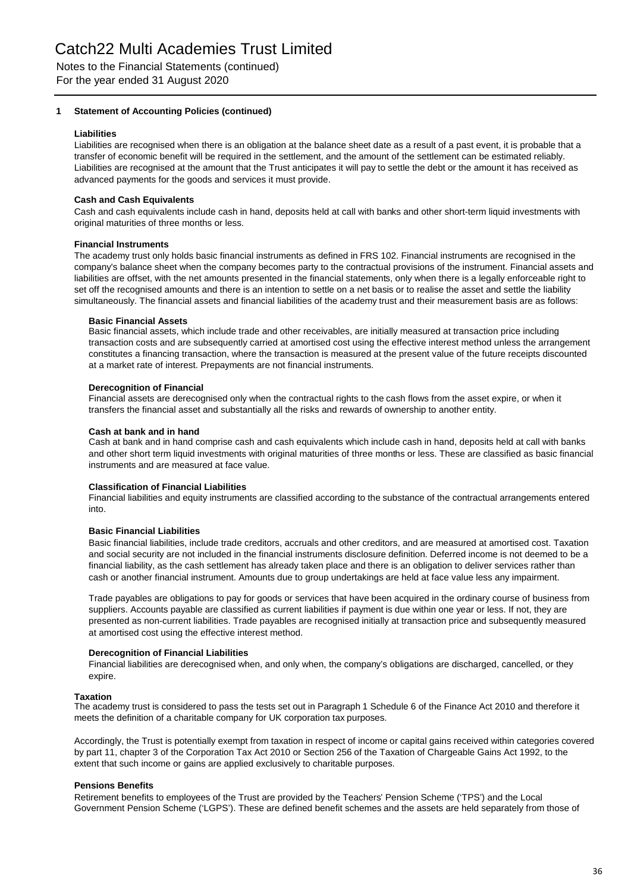## 1 Statement of Accounting Policies (continued)

### Liabilities

Liabilities are recognised when there is an obligation at the balance sheet date as a result of a past event, it is probable that a transfer of economic benefit will be required in the settlement, and the amount of the settlement can be estimated reliably. Liabilities are recognised at the amount that the Trust anticipates it will pay to settle the debt or the amount it has received as advanced payments for the goods and services it must provide.

### Cash and Cash Equivalents

Cash and cash equivalents include cash in hand, deposits held at call with banks and other short-term liquid investments with original maturities of three months or less.

### Financial Instruments

The academy trust only holds basic financial instruments as defined in FRS 102. Financial instruments are recognised in the company's balance sheet when the company becomes party to the contractual provisions of the instrument. Financial assets and liabilities are offset, with the net amounts presented in the financial statements, only when there is a legally enforceable right to set off the recognised amounts and there is an intention to settle on a net basis or to realise the asset and settle the liability simultaneously. The financial assets and financial liabilities of the academy trust and their measurement basis are as follows:

#### Basic Financial Assets

Basic financial assets, which include trade and other receivables, are initially measured at transaction price including transaction costs and are subsequently carried at amortised cost using the effective interest method unless the arrangement constitutes a financing transaction, where the transaction is measured at the present value of the future receipts discounted at a market rate of interest. Prepayments are not financial instruments.

#### Derecognition of Financial

Financial assets are derecognised only when the contractual rights to the cash flows from the asset expire, or when it transfers the financial asset and substantially all the risks and rewards of ownership to another entity.

#### Cash at bank and in hand

Cash at bank and in hand comprise cash and cash equivalents which include cash in hand, deposits held at call with banks and other short term liquid investments with original maturities of three months or less. These are classified as basic financial instruments and are measured at face value.

#### Classification of Financial Liabilities

Financial liabilities and equity instruments are classified according to the substance of the contractual arrangements entered into.

#### Basic Financial Liabilities

Basic financial liabilities, include trade creditors, accruals and other creditors, and are measured at amortised cost. Taxation and social security are not included in the financial instruments disclosure definition. Deferred income is not deemed to be a financial liability, as the cash settlement has already taken place and there is an obligation to deliver services rather than cash or another financial instrument. Amounts due to group undertakings are held at face value less any impairment.

Trade payables are obligations to pay for goods or services that have been acquired in the ordinary course of business from suppliers. Accounts payable are classified as current liabilities if payment is due within one year or less. If not, they are presented as non-current liabilities. Trade payables are recognised initially at transaction price and subsequently measured at amortised cost using the effective interest method.

#### Derecognition of Financial Liabilities

Financial liabilities are derecognised when, and only when, the company's obligations are discharged, cancelled, or they expire.

### Taxation

The academy trust is considered to pass the tests set out in Paragraph 1 Schedule 6 of the Finance Act 2010 and therefore it meets the definition of a charitable company for UK corporation tax purposes.

Accordingly, the Trust is potentially exempt from taxation in respect of income or capital gains received within categories covered by part 11, chapter 3 of the Corporation Tax Act 2010 or Section 256 of the Taxation of Chargeable Gains Act 1992, to the extent that such income or gains are applied exclusively to charitable purposes.

### Pensions Benefits

Retirement benefits to employees of the Trust are provided by the Teachers' Pension Scheme ('TPS') and the Local Government Pension Scheme ('LGPS'). These are defined benefit schemes and the assets are held separately from those of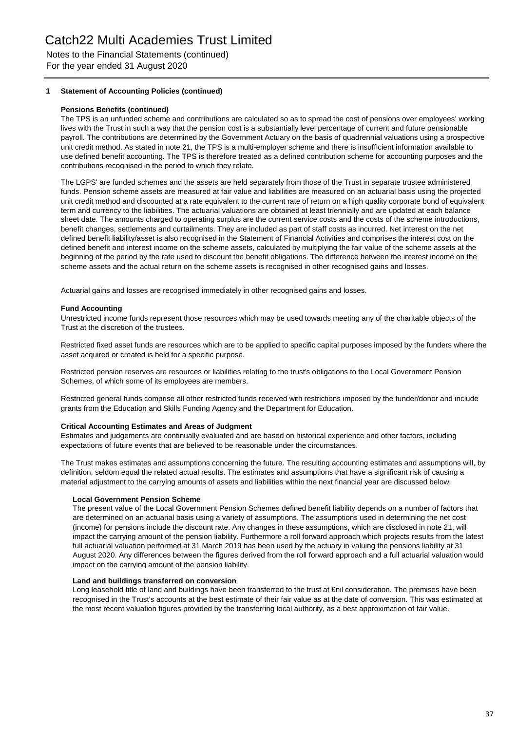**1 Statement of Accounting Policies (continued)**

**Pensions Benefits (continued)**

The TPS is an unfunded scheme and contributions are calculated so as to spread the cost of pensions over employees' working lives with the Trust in such a way that the pension cost is a substantially level percentage of current and future pensionable payroll. The contributions are determined by the Government Actuary on the basis of quadrennial valuations using a prospective unit credit method. As stated in note 21, the TPS is a multi-employer scheme and there is insufficient information available to use defined benefit accounting. The TPS is therefore treated as a defined contribution scheme for accounting purposes and the contributions recognised in the period to which they relate.

The LGPS' are funded schemes and the assets are held separately from those of the Trust in separate trustee administered funds. Pension scheme assets are measured at fair value and liabilities are measured on an actuarial basis using the projected unit credit method and discounted at a rate equivalent to the current rate of return on a high quality corporate bond of equivalent term and currency to the liabilities. The actuarial valuations are obtained at least triennially and are updated at each balance sheet date. The amounts charged to operating surplus are the current service costs and the costs of the scheme introductions, benefit changes, settlements and curtailments. They are included as part of staff costs as incurred. Net interest on the net defined benefit liability/asset is also recognised in the Statement of Financial Activities and comprises the interest cost on the defined benefit and interest income on the scheme assets, calculated by multiplying the fair value of the scheme assets at the beginning of the period by the rate used to discount the benefit obligations. The difference between the interest income on the scheme assets and the actual return on the scheme assets is recognised in other recognised gains and losses.

Actuarial gains and losses are recognised immediately in other recognised gains and losses.

**Fund Accounting**

Unrestricted income funds represent those resources which may be used towards meeting any of the charitable objects of the Trust at the discretion of the trustees.

Restricted fixed asset funds are resources which are to be applied to specific capital purposes imposed by the funders where the asset acquired or created is held for a specific purpose.

Restricted pension reserves are resources or liabilities relating to the trust's obligations to the Local Government Pension Schemes, of which some of its employees are members.

Restricted general funds comprise all other restricted funds received with restrictions imposed by the funder/donor and include grants from the Education and Skills Funding Agency and the Department for Education.

**Critical Accounting Estimates and Areas of Judgment**

Estimates and judgements are continually evaluated and are based on historical experience and other factors, including expectations of future events that are believed to be reasonable under the circumstances.

The Trust makes estimates and assumptions concerning the future. The resulting accounting estimates and assumptions will, by definition, seldom equal the related actual results. The estimates and assumptions that have a significant risk of causing a material adjustment to the carrying amounts of assets and liabilities within the next financial year are discussed below.

**Local Government Pension Scheme**

The present value of the Local Government Pension Schemes defined benefit liability depends on a number of factors that are determined on an actuarial basis using a variety of assumptions. The assumptions used in determining the net cost (income) for pensions include the discount rate. Any changes in these assumptions, which are disclosed in note 21, will impact the carrying amount of the pension liability. Furthermore a roll forward approach which projects results from the latest full actuarial valuation performed at 31 March 2019 has been used by the actuary in valuing the pensions liability at 31 August 2020. Any differences between the figures derived from the roll forward approach and a full actuarial valuation would impact on the carrying amount of the pension liability.

**Land and buildings transferred on conversion**

Long leasehold title of land and buildings have been transferred to the trust at £nil consideration. The premises have been recognised in the Trust's accounts at the best estimate of their fair value as at the date of conversion. This was estimated at the most recent valuation figures provided by the transferring local authority, as a best approximation of fair value.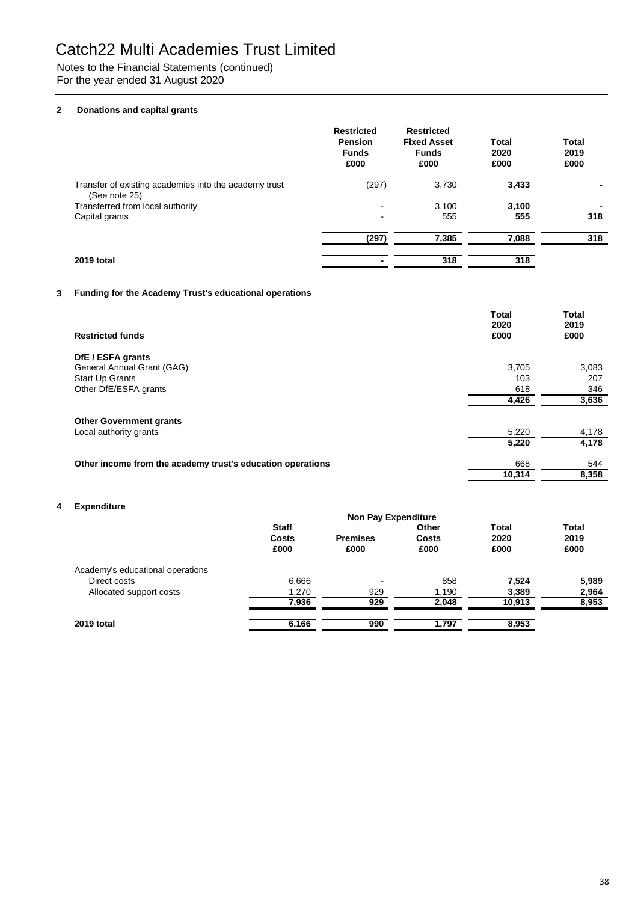# Catch22 Multi Academies Trust Limited

Notes to the Financial Statements (continued)
For the year ended 31 August 2020

### 2 Donations and capital grants

| | Restricted Pension Funds £000 | Restricted Fixed Asset Funds £000 | Total 2020 £000 | Total 2019 £000 |
|---|---|---|---|---|
| Transfer of existing academies into the academy trust (See note 25) | (297) | 3,730 | **3,433** | **-** |
| Transferred from local authority | - | 3,100 | **3,100** | **-** |
| Capital grants | - | 555 | **555** | **318** |
| | **(297)** | **7,385** | **7,088** | **318** |
| **2019 total** | **-** | **318** | **318** | |

### 3 Funding for the Academy Trust's educational operations

| **Restricted funds** | Total 2020 £000 | Total 2019 £000 |
|---|---|---|
| **DfE / ESFA grants** | | |
| General Annual Grant (GAG) | 3,705 | 3,083 |
| Start Up Grants | 103 | 207 |
| Other DfE/ESFA grants | 618 | 346 |
| | **4,426** | **3,636** |
| **Other Government grants** | | |
| Local authority grants | 5,220 | 4,178 |
| | **5,220** | **4,178** |
| **Other income from the academy trust's education operations** | 668 | 544 |
| | **10,314** | **8,358** |

### 4 Expenditure

| | Staff Costs £000 | Non Pay Expenditure Premises £000 | Non Pay Expenditure Other Costs £000 | Total 2020 £000 | Total 2019 £000 |
|---|---|---|---|---|---|
| Academy's educational operations | | | | | |
| Direct costs | 6,666 | - | 858 | **7,524** | **5,989** |
| Allocated support costs | 1,270 | 929 | 1,190 | **3,389** | **2,964** |
| | **7,936** | **929** | **2,048** | **10,913** | **8,953** |
| **2019 total** | **6,166** | **990** | **1,797** | **8,953** | |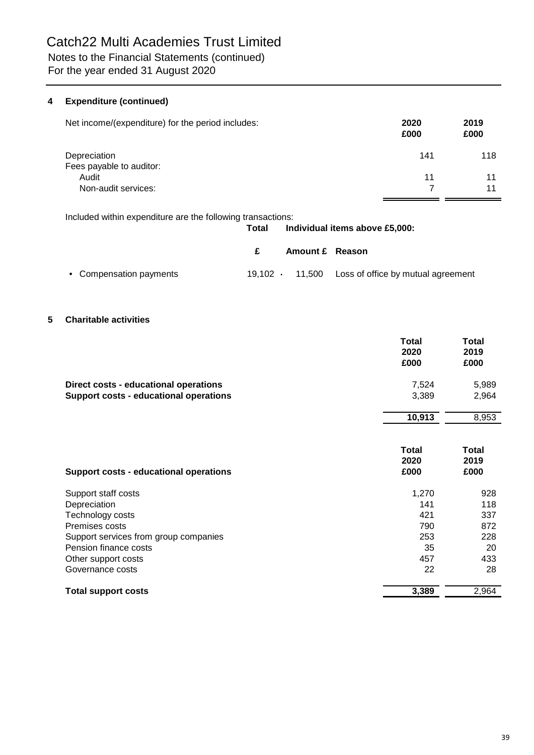# Catch22 Multi Academies Trust Limited

Notes to the Financial Statements (continued)
For the year ended 31 August 2020

## 4 Expenditure (continued)

| Net income/(expenditure) for the period includes: | 2020 £000 | 2019 £000 |
|---|---|---|
| Depreciation | 141 | 118 |
| Fees payable to auditor: | | |
| Audit | 11 | 11 |
| Non-audit services: | 7 | 11 |

Included within expenditure are the following transactions:

| | Total | Individual items above £5,000: | |
|---|---|---|---|
| | £ | Amount £ | Reason |
| • Compensation payments | 19,102 | • 11,500 | Loss of office by mutual agreement |

## 5 Charitable activities

| | Total 2020 £000 | Total 2019 £000 |
|---|---|---|
| **Direct costs - educational operations** | 7,524 | 5,989 |
| **Support costs - educational operations** | 3,389 | 2,964 |
| | **10,913** | 8,953 |

| **Support costs - educational operations** | Total 2020 £000 | Total 2019 £000 |
|---|---|---|
| Support staff costs | 1,270 | 928 |
| Depreciation | 141 | 118 |
| Technology costs | 421 | 337 |
| Premises costs | 790 | 872 |
| Support services from group companies | 253 | 228 |
| Pension finance costs | 35 | 20 |
| Other support costs | 457 | 433 |
| Governance costs | 22 | 28 |
| **Total support costs** | **3,389** | 2,964 |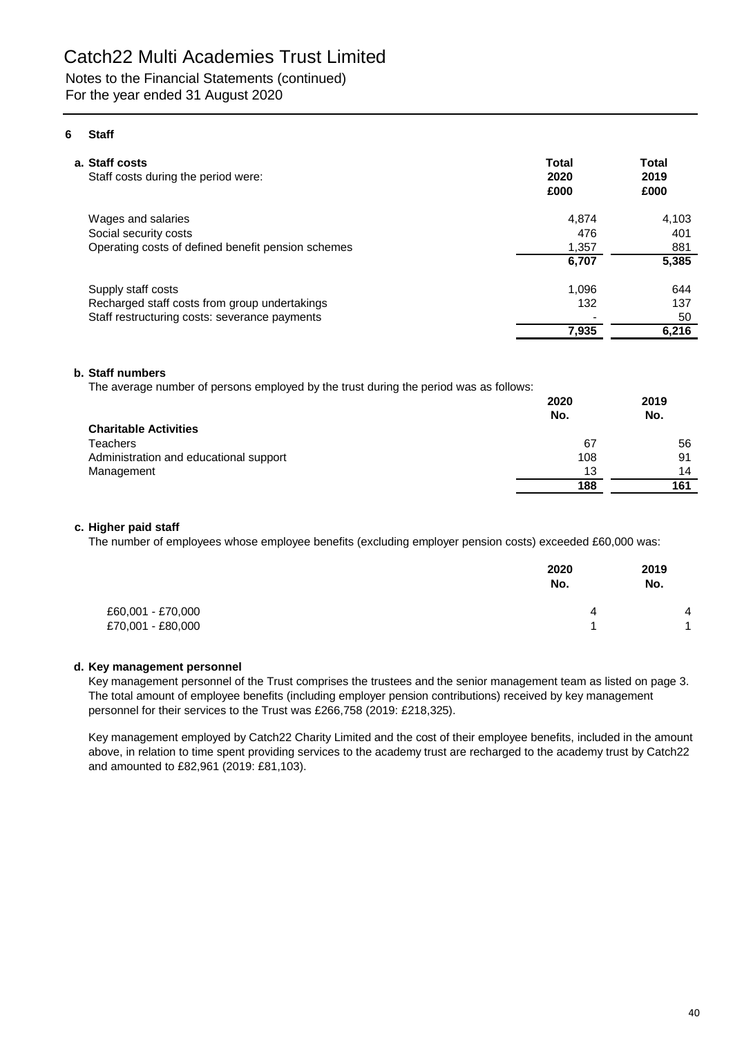# Catch22 Multi Academies Trust Limited

Notes to the Financial Statements (continued)
For the year ended 31 August 2020

## 6 Staff

### a. Staff costs

| Staff costs during the period were: | Total 2020 £000 | Total 2019 £000 |
|---|---|---|
| Wages and salaries | 4,874 | 4,103 |
| Social security costs | 476 | 401 |
| Operating costs of defined benefit pension schemes | 1,357 | 881 |
| | **6,707** | **5,385** |
| Supply staff costs | 1,096 | 644 |
| Recharged staff costs from group undertakings | 132 | 137 |
| Staff restructuring costs: severance payments | - | 50 |
| | **7,935** | **6,216** |

### b. Staff numbers

The average number of persons employed by the trust during the period was as follows:

| | 2020 No. | 2019 No. |
|---|---|---|
| **Charitable Activities** | | |
| Teachers | 67 | 56 |
| Administration and educational support | 108 | 91 |
| Management | 13 | 14 |
| | **188** | **161** |

### c. Higher paid staff

The number of employees whose employee benefits (excluding employer pension costs) exceeded £60,000 was:

| | 2020 No. | 2019 No. |
|---|---|---|
| £60,001 - £70,000 | 4 | 4 |
| £70,001 - £80,000 | 1 | 1 |

### d. Key management personnel

Key management personnel of the Trust comprises the trustees and the senior management team as listed on page 3. The total amount of employee benefits (including employer pension contributions) received by key management personnel for their services to the Trust was £266,758 (2019: £218,325).

Key management employed by Catch22 Charity Limited and the cost of their employee benefits, included in the amount above, in relation to time spent providing services to the academy trust are recharged to the academy trust by Catch22 and amounted to £82,961 (2019: £81,103).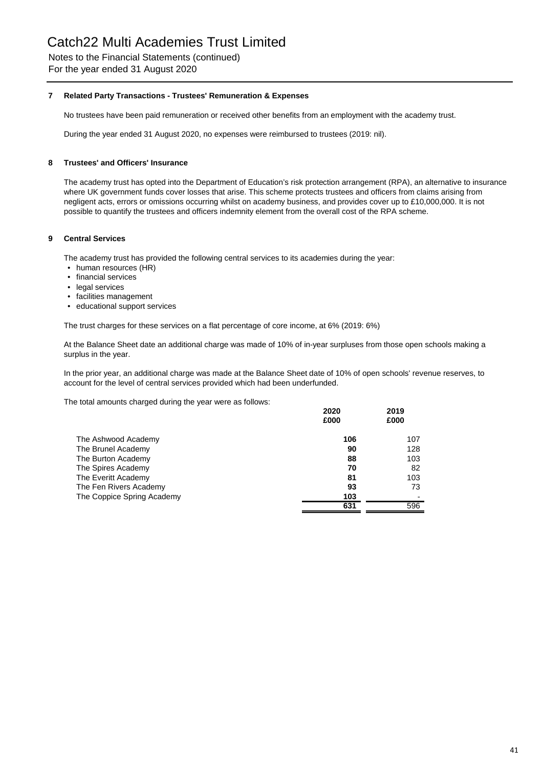### 7 Related Party Transactions - Trustees' Remuneration & Expenses

No trustees have been paid remuneration or received other benefits from an employment with the academy trust.

During the year ended 31 August 2020, no expenses were reimbursed to trustees (2019: nil).

### 8 Trustees' and Officers' Insurance

The academy trust has opted into the Department of Education's risk protection arrangement (RPA), an alternative to insurance where UK government funds cover losses that arise. This scheme protects trustees and officers from claims arising from negligent acts, errors or omissions occurring whilst on academy business, and provides cover up to £10,000,000. It is not possible to quantify the trustees and officers indemnity element from the overall cost of the RPA scheme.

### 9 Central Services

The academy trust has provided the following central services to its academies during the year:

- human resources (HR)
- financial services
- legal services
- facilities management
- educational support services

The trust charges for these services on a flat percentage of core income, at 6% (2019: 6%)

At the Balance Sheet date an additional charge was made of 10% of in-year surpluses from those open schools making a surplus in the year.

In the prior year, an additional charge was made at the Balance Sheet date of 10% of open schools' revenue reserves, to account for the level of central services provided which had been underfunded.

The total amounts charged during the year were as follows:

| | 2020 £000 | 2019 £000 |
|---|---|---|
| The Ashwood Academy | **106** | 107 |
| The Brunel Academy | **90** | 128 |
| The Burton Academy | **88** | 103 |
| The Spires Academy | **70** | 82 |
| The Everitt Academy | **81** | 103 |
| The Fen Rivers Academy | **93** | 73 |
| The Coppice Spring Academy | **103** | - |
| | **631** | 596 |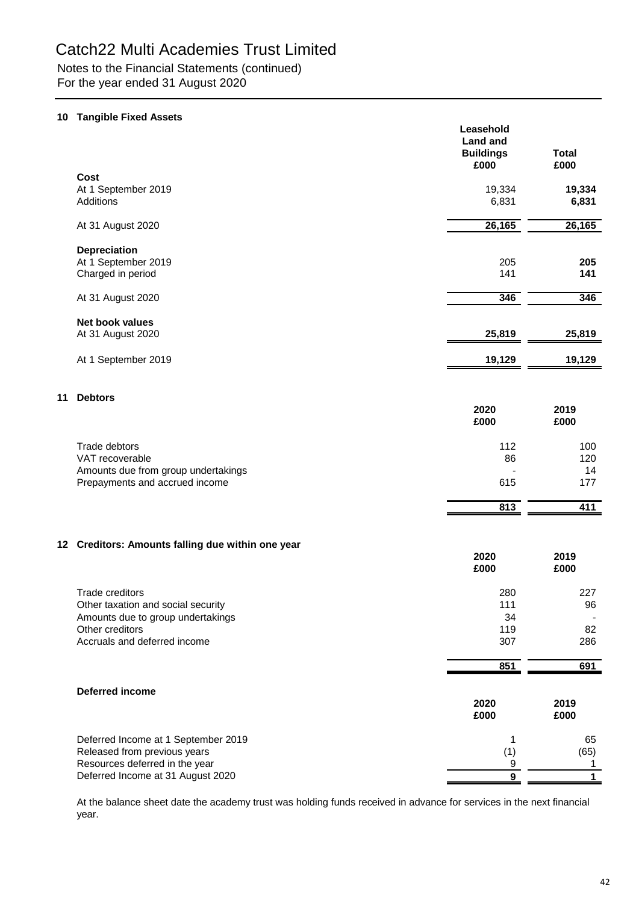# Catch22 Multi Academies Trust Limited

Notes to the Financial Statements (continued)
For the year ended 31 August 2020

## 10 Tangible Fixed Assets

| | Leasehold Land and Buildings £000 | Total £000 |
|---|---|---|
| **Cost** | | |
| At 1 September 2019 | 19,334 | **19,334** |
| Additions | 6,831 | **6,831** |
| At 31 August 2020 | **26,165** | **26,165** |
| **Depreciation** | | |
| At 1 September 2019 | 205 | **205** |
| Charged in period | 141 | **141** |
| At 31 August 2020 | **346** | **346** |
| **Net book values** | | |
| At 31 August 2020 | **25,819** | **25,819** |
| At 1 September 2019 | **19,129** | **19,129** |

## 11 Debtors

| | 2020 £000 | 2019 £000 |
|---|---|---|
| Trade debtors | 112 | 100 |
| VAT recoverable | 86 | 120 |
| Amounts due from group undertakings | - | 14 |
| Prepayments and accrued income | 615 | 177 |
| | **813** | **411** |

## 12 Creditors: Amounts falling due within one year

| | 2020 £000 | 2019 £000 |
|---|---|---|
| Trade creditors | 280 | 227 |
| Other taxation and social security | 111 | 96 |
| Amounts due to group undertakings | 34 | - |
| Other creditors | 119 | 82 |
| Accruals and deferred income | 307 | 286 |
| | **851** | **691** |

**Deferred income**

| | 2020 £000 | 2019 £000 |
|---|---|---|
| Deferred Income at 1 September 2019 | 1 | 65 |
| Released from previous years | (1) | (65) |
| Resources deferred in the year | 9 | 1 |
| Deferred Income at 31 August 2020 | **9** | **1** |

At the balance sheet date the academy trust was holding funds received in advance for services in the next financial year.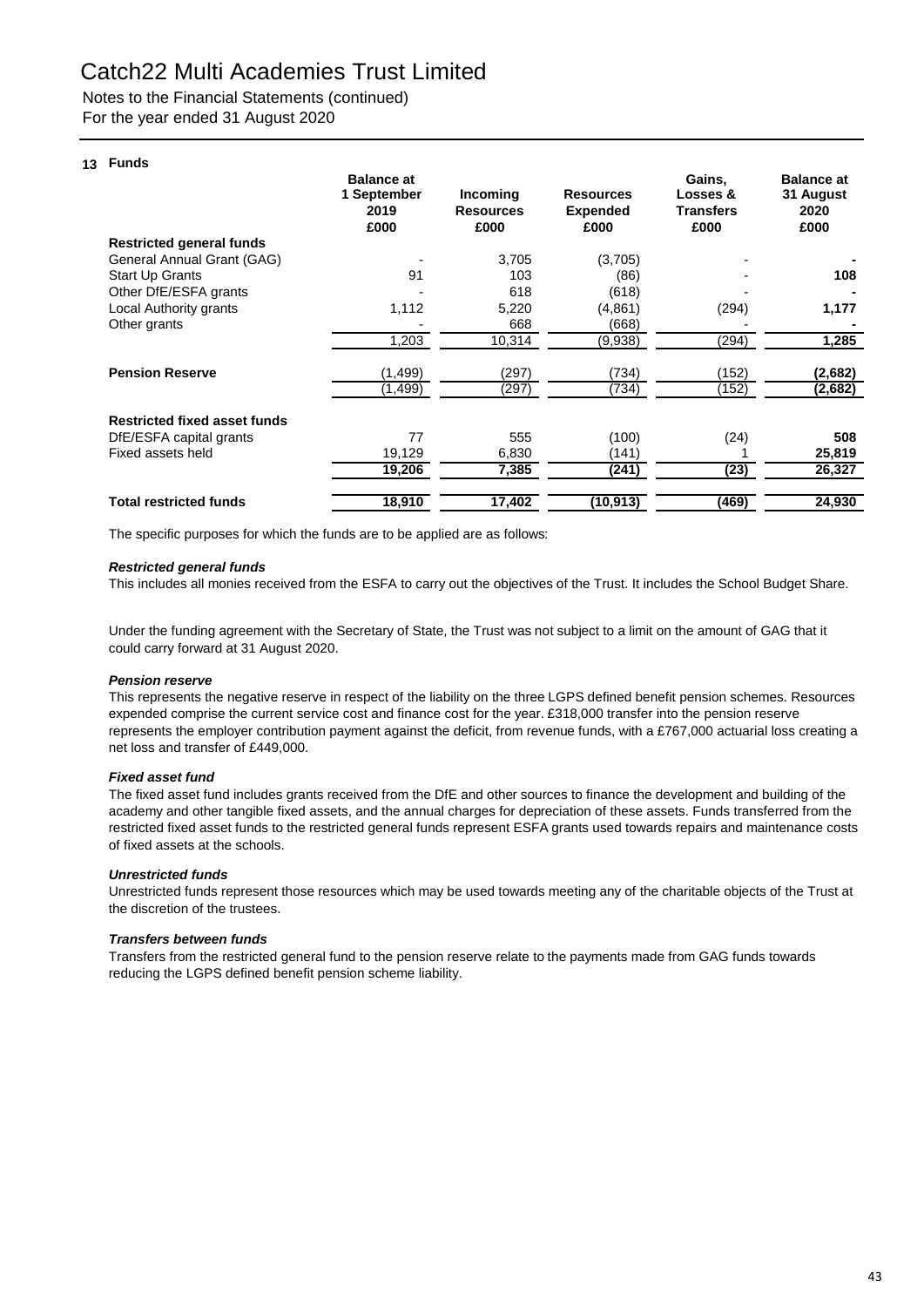# Catch22 Multi Academies Trust Limited

Notes to the Financial Statements (continued)
For the year ended 31 August 2020

## 13 Funds

| | Balance at 1 September 2019 £000 | Incoming Resources £000 | Resources Expended £000 | Gains, Losses & Transfers £000 | Balance at 31 August 2020 £000 |
|---|---|---|---|---|---|
| **Restricted general funds** | | | | | |
| General Annual Grant (GAG) | - | 3,705 | (3,705) | - | **-** |
| Start Up Grants | 91 | 103 | (86) | - | **108** |
| Other DfE/ESFA grants | - | 618 | (618) | - | **-** |
| Local Authority grants | 1,112 | 5,220 | (4,861) | (294) | **1,177** |
| Other grants | - | 668 | (668) | - | **-** |
| | 1,203 | 10,314 | (9,938) | (294) | **1,285** |
| **Pension Reserve** | (1,499) | (297) | (734) | (152) | **(2,682)** |
| | (1,499) | (297) | (734) | (152) | **(2,682)** |
| **Restricted fixed asset funds** | | | | | |
| DfE/ESFA capital grants | 77 | 555 | (100) | (24) | **508** |
| Fixed assets held | 19,129 | 6,830 | (141) | 1 | **25,819** |
| | **19,206** | **7,385** | **(241)** | **(23)** | **26,327** |
| **Total restricted funds** | **18,910** | **17,402** | **(10,913)** | **(469)** | **24,930** |

The specific purposes for which the funds are to be applied are as follows:

***Restricted general funds***

This includes all monies received from the ESFA to carry out the objectives of the Trust. It includes the School Budget Share.

Under the funding agreement with the Secretary of State, the Trust was not subject to a limit on the amount of GAG that it could carry forward at 31 August 2020.

***Pension reserve***

This represents the negative reserve in respect of the liability on the three LGPS defined benefit pension schemes. Resources expended comprise the current service cost and finance cost for the year. £318,000 transfer into the pension reserve represents the employer contribution payment against the deficit, from revenue funds, with a £767,000 actuarial loss creating a net loss and transfer of £449,000.

***Fixed asset fund***

The fixed asset fund includes grants received from the DfE and other sources to finance the development and building of the academy and other tangible fixed assets, and the annual charges for depreciation of these assets. Funds transferred from the restricted fixed asset funds to the restricted general funds represent ESFA grants used towards repairs and maintenance costs of fixed assets at the schools.

***Unrestricted funds***

Unrestricted funds represent those resources which may be used towards meeting any of the charitable objects of the Trust at the discretion of the trustees.

***Transfers between funds***

Transfers from the restricted general fund to the pension reserve relate to the payments made from GAG funds towards reducing the LGPS defined benefit pension scheme liability.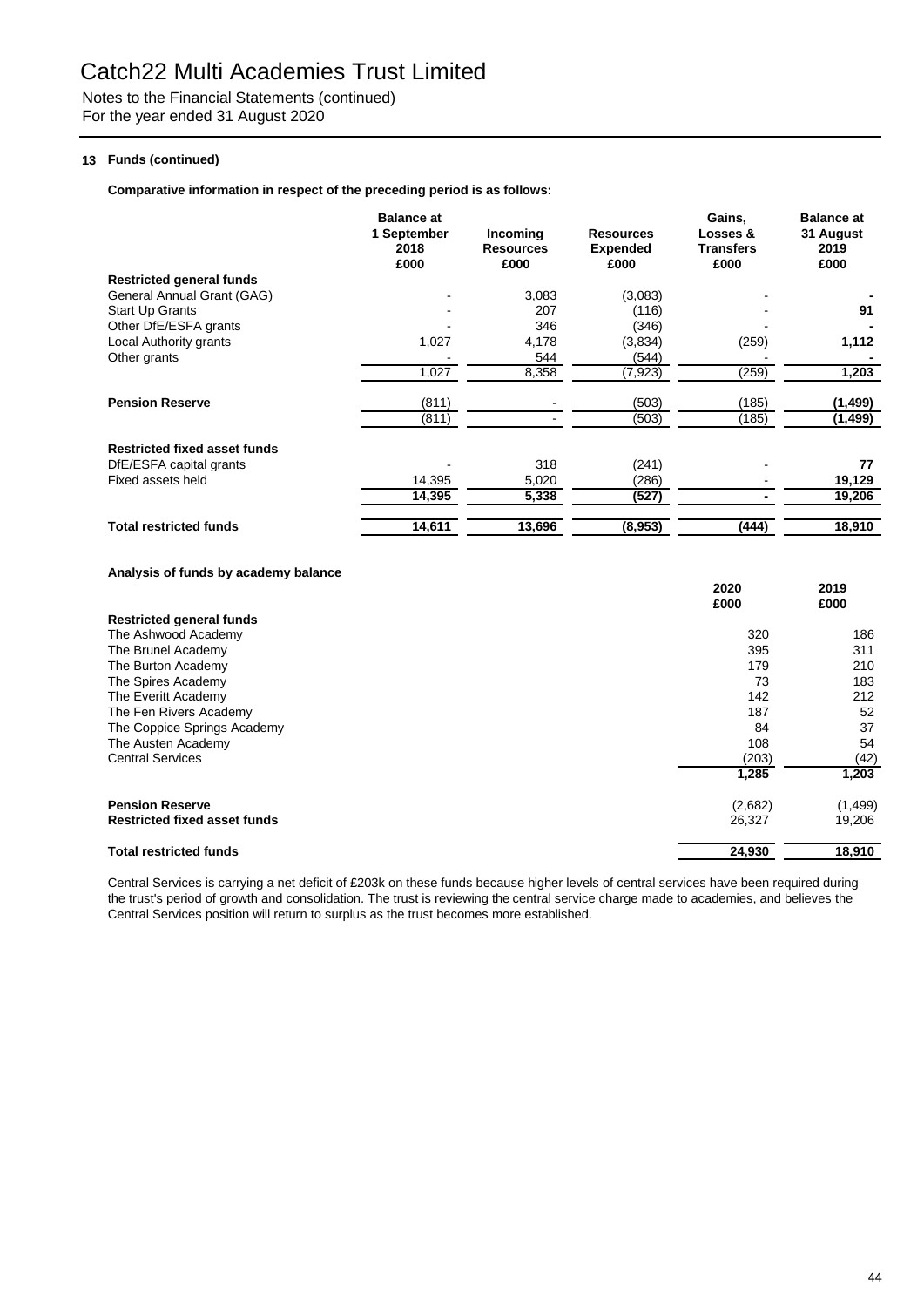# Catch22 Multi Academies Trust Limited

Notes to the Financial Statements (continued)
For the year ended 31 August 2020

**13 Funds (continued)**

**Comparative information in respect of the preceding period is as follows:**

| | Balance at 1 September 2018 £000 | Incoming Resources £000 | Resources Expended £000 | Gains, Losses & Transfers £000 | Balance at 31 August 2019 £000 |
|---|---|---|---|---|---|
| **Restricted general funds** | | | | | |
| General Annual Grant (GAG) | - | 3,083 | (3,083) | - | **-** |
| Start Up Grants | - | 207 | (116) | - | **91** |
| Other DfE/ESFA grants | - | 346 | (346) | - | **-** |
| Local Authority grants | 1,027 | 4,178 | (3,834) | (259) | **1,112** |
| Other grants | - | 544 | (544) | - | **-** |
| | 1,027 | 8,358 | (7,923) | (259) | **1,203** |
| **Pension Reserve** | (811) | - | (503) | (185) | **(1,499)** |
| | (811) | - | (503) | (185) | **(1,499)** |
| **Restricted fixed asset funds** | | | | | |
| DfE/ESFA capital grants | - | 318 | (241) | - | **77** |
| Fixed assets held | 14,395 | 5,020 | (286) | - | **19,129** |
| | **14,395** | **5,338** | **(527)** | **-** | **19,206** |
| **Total restricted funds** | **14,611** | **13,696** | **(8,953)** | **(444)** | **18,910** |

**Analysis of funds by academy balance**

| | 2020 £000 | 2019 £000 |
|---|---|---|
| **Restricted general funds** | | |
| The Ashwood Academy | 320 | 186 |
| The Brunel Academy | 395 | 311 |
| The Burton Academy | 179 | 210 |
| The Spires Academy | 73 | 183 |
| The Everitt Academy | 142 | 212 |
| The Fen Rivers Academy | 187 | 52 |
| The Coppice Springs Academy | 84 | 37 |
| The Austen Academy | 108 | 54 |
| Central Services | (203) | (42) |
| | **1,285** | **1,203** |
| **Pension Reserve** | (2,682) | (1,499) |
| **Restricted fixed asset funds** | 26,327 | 19,206 |
| **Total restricted funds** | **24,930** | **18,910** |

Central Services is carrying a net deficit of £203k on these funds because higher levels of central services have been required during the trust's period of growth and consolidation. The trust is reviewing the central service charge made to academies, and believes the Central Services position will return to surplus as the trust becomes more established.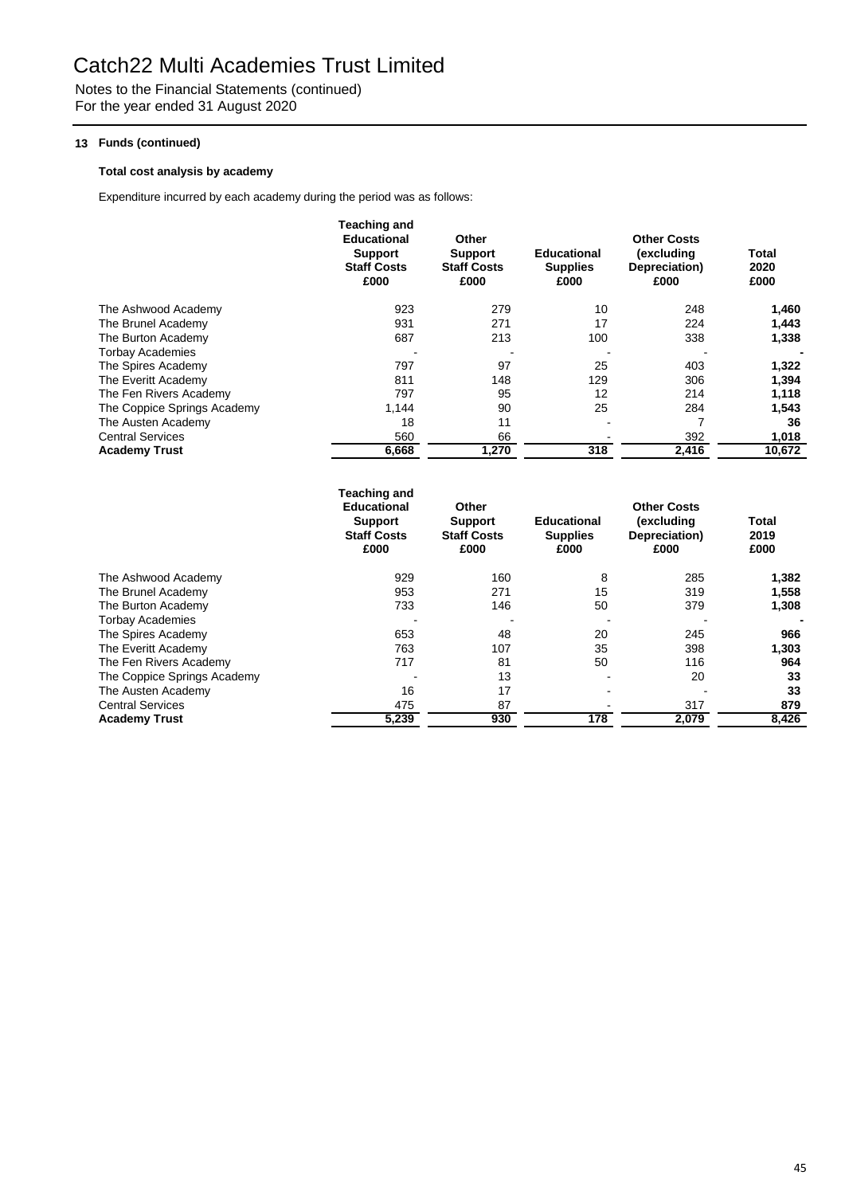# Catch22 Multi Academies Trust Limited

Notes to the Financial Statements (continued)
For the year ended 31 August 2020

**13 Funds (continued)**

**Total cost analysis by academy**

Expenditure incurred by each academy during the period was as follows:

| | Teaching and Educational Support Staff Costs £000 | Other Support Staff Costs £000 | Educational Supplies £000 | Other Costs (excluding Depreciation) £000 | Total 2020 £000 |
|---|---|---|---|---|---|
| The Ashwood Academy | 923 | 279 | 10 | 248 | **1,460** |
| The Brunel Academy | 931 | 271 | 17 | 224 | **1,443** |
| The Burton Academy | 687 | 213 | 100 | 338 | **1,338** |
| Torbay Academies | - | - | - | - | **-** |
| The Spires Academy | 797 | 97 | 25 | 403 | **1,322** |
| The Everitt Academy | 811 | 148 | 129 | 306 | **1,394** |
| The Fen Rivers Academy | 797 | 95 | 12 | 214 | **1,118** |
| The Coppice Springs Academy | 1,144 | 90 | 25 | 284 | **1,543** |
| The Austen Academy | 18 | 11 | - | 7 | **36** |
| Central Services | 560 | 66 | - | 392 | **1,018** |
| **Academy Trust** | **6,668** | **1,270** | **318** | **2,416** | **10,672** |

| | Teaching and Educational Support Staff Costs £000 | Other Support Staff Costs £000 | Educational Supplies £000 | Other Costs (excluding Depreciation) £000 | Total 2019 £000 |
|---|---|---|---|---|---|
| The Ashwood Academy | 929 | 160 | 8 | 285 | **1,382** |
| The Brunel Academy | 953 | 271 | 15 | 319 | **1,558** |
| The Burton Academy | 733 | 146 | 50 | 379 | **1,308** |
| Torbay Academies | - | - | - | - | **-** |
| The Spires Academy | 653 | 48 | 20 | 245 | **966** |
| The Everitt Academy | 763 | 107 | 35 | 398 | **1,303** |
| The Fen Rivers Academy | 717 | 81 | 50 | 116 | **964** |
| The Coppice Springs Academy | - | 13 | - | 20 | **33** |
| The Austen Academy | 16 | 17 | - | - | **33** |
| Central Services | 475 | 87 | - | 317 | **879** |
| **Academy Trust** | **5,239** | **930** | **178** | **2,079** | **8,426** |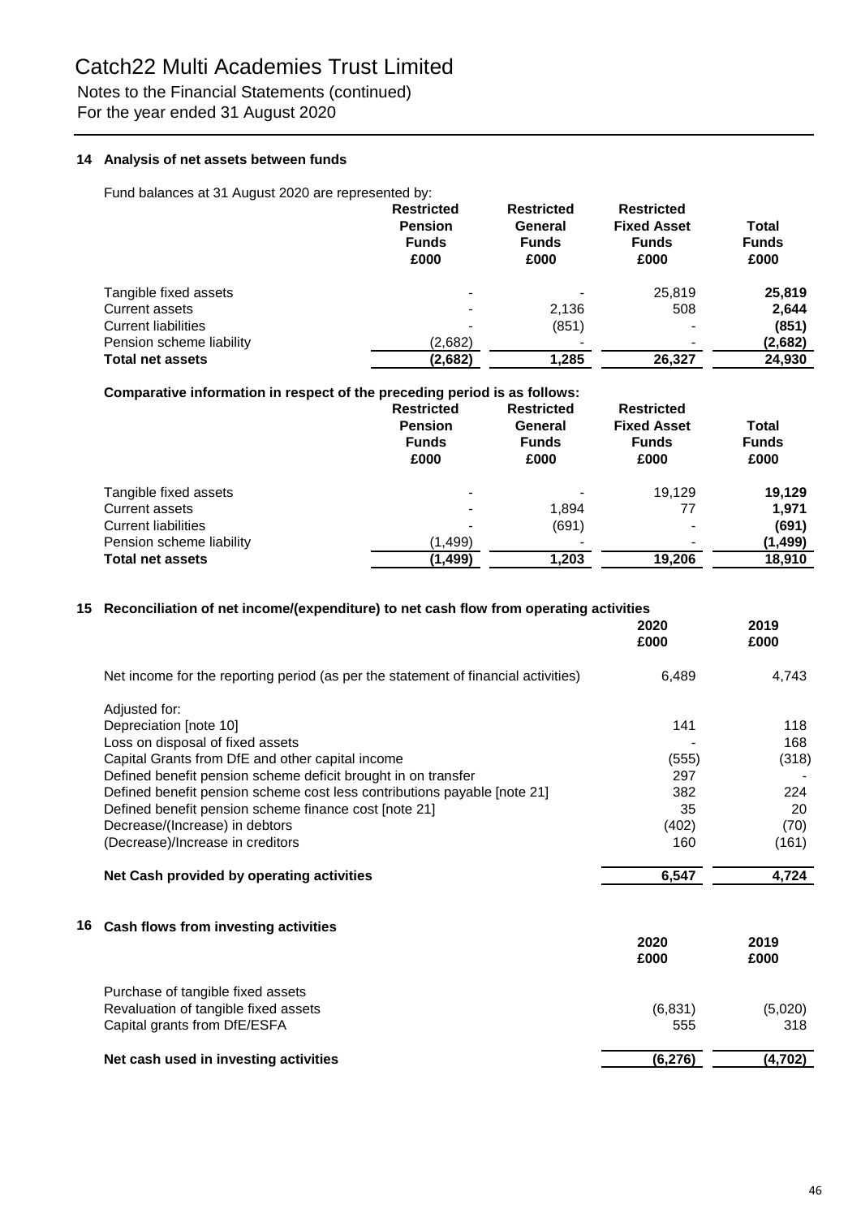# Catch22 Multi Academies Trust Limited

Notes to the Financial Statements (continued)
For the year ended 31 August 2020

## 14 Analysis of net assets between funds

Fund balances at 31 August 2020 are represented by:

| | Restricted Pension Funds £000 | Restricted General Funds £000 | Restricted Fixed Asset Funds £000 | Total Funds £000 |
|---|---|---|---|---|
| Tangible fixed assets | - | - | 25,819 | **25,819** |
| Current assets | - | 2,136 | 508 | **2,644** |
| Current liabilities | - | (851) | - | **(851)** |
| Pension scheme liability | (2,682) | - | - | **(2,682)** |
| **Total net assets** | **(2,682)** | **1,285** | **26,327** | **24,930** |

**Comparative information in respect of the preceding period is as follows:**

| | Restricted Pension Funds £000 | Restricted General Funds £000 | Restricted Fixed Asset Funds £000 | Total Funds £000 |
|---|---|---|---|---|
| Tangible fixed assets | - | - | 19,129 | **19,129** |
| Current assets | - | 1,894 | 77 | **1,971** |
| Current liabilities | - | (691) | - | **(691)** |
| Pension scheme liability | (1,499) | - | - | **(1,499)** |
| **Total net assets** | **(1,499)** | **1,203** | **19,206** | **18,910** |

## 15 Reconciliation of net income/(expenditure) to net cash flow from operating activities

| | 2020 £000 | 2019 £000 |
|---|---|---|
| Net income for the reporting period (as per the statement of financial activities) | 6,489 | 4,743 |
| Adjusted for: | | |
| Depreciation [note 10] | 141 | 118 |
| Loss on disposal of fixed assets | - | 168 |
| Capital Grants from DfE and other capital income | (555) | (318) |
| Defined benefit pension scheme deficit brought in on transfer | 297 | - |
| Defined benefit pension scheme cost less contributions payable [note 21] | 382 | 224 |
| Defined benefit pension scheme finance cost [note 21] | 35 | 20 |
| Decrease/(Increase) in debtors | (402) | (70) |
| (Decrease)/Increase in creditors | 160 | (161) |
| **Net Cash provided by operating activities** | **6,547** | **4,724** |

## 16 Cash flows from investing activities

| | 2020 £000 | 2019 £000 |
|---|---|---|
| Purchase of tangible fixed assets | | |
| Revaluation of tangible fixed assets | (6,831) | (5,020) |
| Capital grants from DfE/ESFA | 555 | 318 |
| **Net cash used in investing activities** | **(6,276)** | **(4,702)** |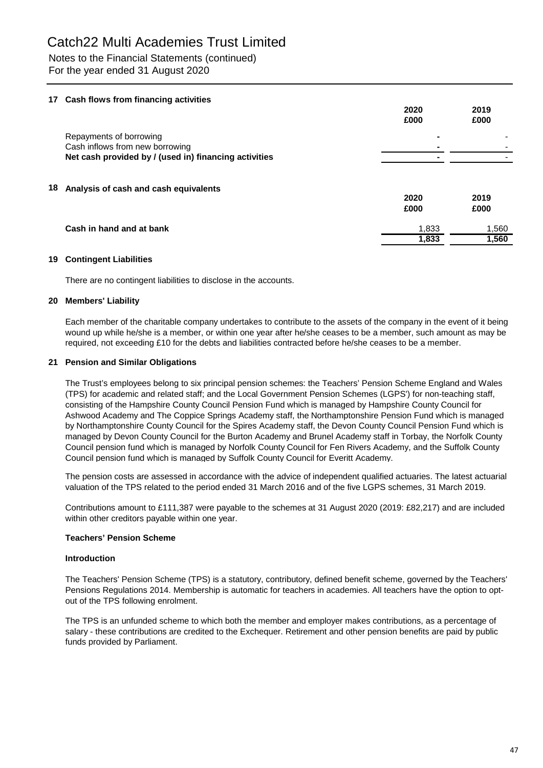# Catch22 Multi Academies Trust Limited

Notes to the Financial Statements (continued)
For the year ended 31 August 2020

### 17 Cash flows from financing activities

| | 2020 £000 | 2019 £000 |
|---|---|---|
| Repayments of borrowing | - | - |
| Cash inflows from new borrowing | - | - |
| **Net cash provided by / (used in) financing activities** | - | - |

### 18 Analysis of cash and cash equivalents

| | 2020 £000 | 2019 £000 |
|---|---|---|
| **Cash in hand and at bank** | 1,833 | 1,560 |
| | **1,833** | **1,560** |

### 19 Contingent Liabilities

There are no contingent liabilities to disclose in the accounts.

### 20 Members' Liability

Each member of the charitable company undertakes to contribute to the assets of the company in the event of it being wound up while he/she is a member, or within one year after he/she ceases to be a member, such amount as may be required, not exceeding £10 for the debts and liabilities contracted before he/she ceases to be a member.

### 21 Pension and Similar Obligations

The Trust's employees belong to six principal pension schemes: the Teachers' Pension Scheme England and Wales (TPS) for academic and related staff; and the Local Government Pension Schemes (LGPS') for non-teaching staff, consisting of the Hampshire County Council Pension Fund which is managed by Hampshire County Council for Ashwood Academy and The Coppice Springs Academy staff, the Northamptonshire Pension Fund which is managed by Northamptonshire County Council for the Spires Academy staff, the Devon County Council Pension Fund which is managed by Devon County Council for the Burton Academy and Brunel Academy staff in Torbay, the Norfolk County Council pension fund which is managed by Norfolk County Council for Fen Rivers Academy, and the Suffolk County Council pension fund which is managed by Suffolk County Council for Everitt Academy.

The pension costs are assessed in accordance with the advice of independent qualified actuaries. The latest actuarial valuation of the TPS related to the period ended 31 March 2016 and of the five LGPS schemes, 31 March 2019.

Contributions amount to £111,387 were payable to the schemes at 31 August 2020 (2019: £82,217) and are included within other creditors payable within one year.

**Teachers' Pension Scheme**

**Introduction**

The Teachers' Pension Scheme (TPS) is a statutory, contributory, defined benefit scheme, governed by the Teachers' Pensions Regulations 2014. Membership is automatic for teachers in academies. All teachers have the option to opt-out of the TPS following enrolment.

The TPS is an unfunded scheme to which both the member and employer makes contributions, as a percentage of salary - these contributions are credited to the Exchequer. Retirement and other pension benefits are paid by public funds provided by Parliament.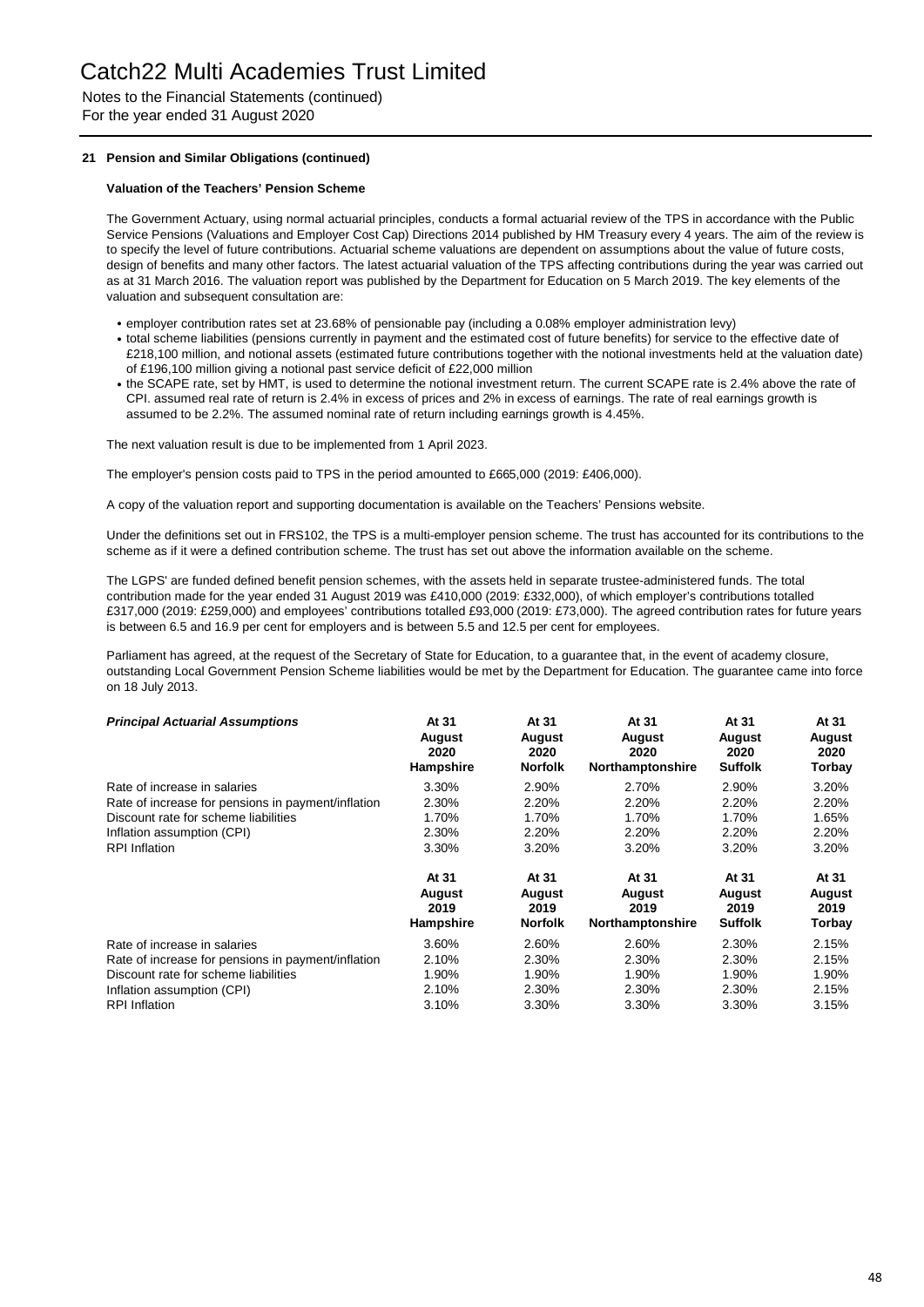# Catch22 Multi Academies Trust Limited

Notes to the Financial Statements (continued)
For the year ended 31 August 2020

### 21 Pension and Similar Obligations (continued)

**Valuation of the Teachers' Pension Scheme**

The Government Actuary, using normal actuarial principles, conducts a formal actuarial review of the TPS in accordance with the Public Service Pensions (Valuations and Employer Cost Cap) Directions 2014 published by HM Treasury every 4 years. The aim of the review is to specify the level of future contributions. Actuarial scheme valuations are dependent on assumptions about the value of future costs, design of benefits and many other factors. The latest actuarial valuation of the TPS affecting contributions during the year was carried out as at 31 March 2016. The valuation report was published by the Department for Education on 5 March 2019. The key elements of the valuation and subsequent consultation are:

- employer contribution rates set at 23.68% of pensionable pay (including a 0.08% employer administration levy)
- total scheme liabilities (pensions currently in payment and the estimated cost of future benefits) for service to the effective date of £218,100 million, and notional assets (estimated future contributions together with the notional investments held at the valuation date) of £196,100 million giving a notional past service deficit of £22,000 million
- the SCAPE rate, set by HMT, is used to determine the notional investment return. The current SCAPE rate is 2.4% above the rate of CPI. assumed real rate of return is 2.4% in excess of prices and 2% in excess of earnings. The rate of real earnings growth is assumed to be 2.2%. The assumed nominal rate of return including earnings growth is 4.45%.

The next valuation result is due to be implemented from 1 April 2023.

The employer's pension costs paid to TPS in the period amounted to £665,000 (2019: £406,000).

A copy of the valuation report and supporting documentation is available on the Teachers' Pensions website.

Under the definitions set out in FRS102, the TPS is a multi-employer pension scheme. The trust has accounted for its contributions to the scheme as if it were a defined contribution scheme. The trust has set out above the information available on the scheme.

The LGPS' are funded defined benefit pension schemes, with the assets held in separate trustee-administered funds. The total contribution made for the year ended 31 August 2019 was £410,000 (2019: £332,000), of which employer's contributions totalled £317,000 (2019: £259,000) and employees' contributions totalled £93,000 (2019: £73,000). The agreed contribution rates for future years is between 6.5 and 16.9 per cent for employers and is between 5.5 and 12.5 per cent for employees.

Parliament has agreed, at the request of the Secretary of State for Education, to a guarantee that, in the event of academy closure, outstanding Local Government Pension Scheme liabilities would be met by the Department for Education. The guarantee came into force on 18 July 2013.

| ***Principal Actuarial Assumptions*** | **At 31 August 2020 Hampshire** | **At 31 August 2020 Norfolk** | **At 31 August 2020 Northamptonshire** | **At 31 August 2020 Suffolk** | **At 31 August 2020 Torbay** |
|---|---|---|---|---|---|
| Rate of increase in salaries | 3.30% | 2.90% | 2.70% | 2.90% | 3.20% |
| Rate of increase for pensions in payment/inflation | 2.30% | 2.20% | 2.20% | 2.20% | 2.20% |
| Discount rate for scheme liabilities | 1.70% | 1.70% | 1.70% | 1.70% | 1.65% |
| Inflation assumption (CPI) | 2.30% | 2.20% | 2.20% | 2.20% | 2.20% |
| RPI Inflation | 3.30% | 3.20% | 3.20% | 3.20% | 3.20% |

| | **At 31 August 2019 Hampshire** | **At 31 August 2019 Norfolk** | **At 31 August 2019 Northamptonshire** | **At 31 August 2019 Suffolk** | **At 31 August 2019 Torbay** |
|---|---|---|---|---|---|
| Rate of increase in salaries | 3.60% | 2.60% | 2.60% | 2.30% | 2.15% |
| Rate of increase for pensions in payment/inflation | 2.10% | 2.30% | 2.30% | 2.30% | 2.15% |
| Discount rate for scheme liabilities | 1.90% | 1.90% | 1.90% | 1.90% | 1.90% |
| Inflation assumption (CPI) | 2.10% | 2.30% | 2.30% | 2.30% | 2.15% |
| RPI Inflation | 3.10% | 3.30% | 3.30% | 3.30% | 3.15% |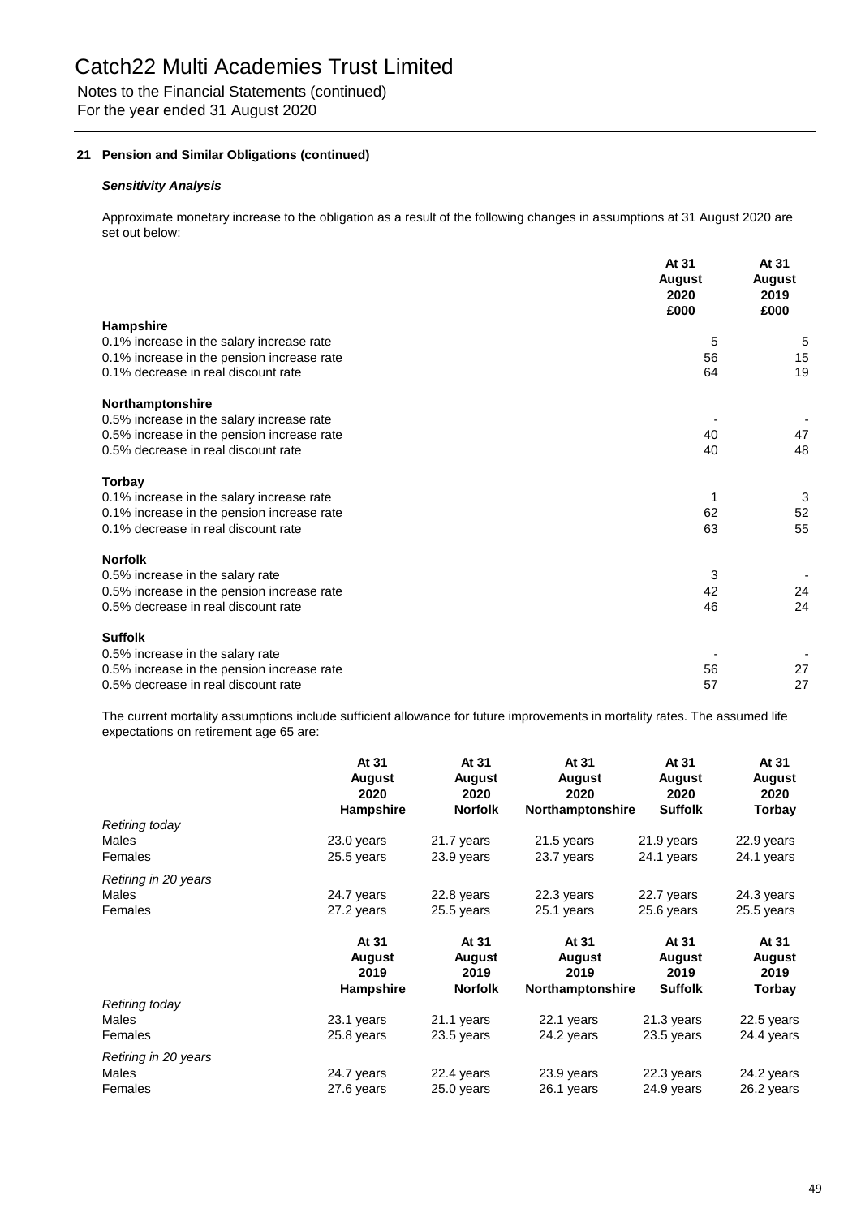# Catch22 Multi Academies Trust Limited

Notes to the Financial Statements (continued)
For the year ended 31 August 2020

### 21 Pension and Similar Obligations (continued)

***Sensitivity Analysis***

Approximate monetary increase to the obligation as a result of the following changes in assumptions at 31 August 2020 are set out below:

| | At 31 August 2020 £000 | At 31 August 2019 £000 |
|---|---|---|
| **Hampshire** | | |
| 0.1% increase in the salary increase rate | 5 | 5 |
| 0.1% increase in the pension increase rate | 56 | 15 |
| 0.1% decrease in real discount rate | 64 | 19 |
| **Northamptonshire** | | |
| 0.5% increase in the salary increase rate | - | - |
| 0.5% increase in the pension increase rate | 40 | 47 |
| 0.5% decrease in real discount rate | 40 | 48 |
| **Torbay** | | |
| 0.1% increase in the salary increase rate | 1 | 3 |
| 0.1% increase in the pension increase rate | 62 | 52 |
| 0.1% decrease in real discount rate | 63 | 55 |
| **Norfolk** | | |
| 0.5% increase in the salary rate | 3 | - |
| 0.5% increase in the pension increase rate | 42 | 24 |
| 0.5% decrease in real discount rate | 46 | 24 |
| **Suffolk** | | |
| 0.5% increase in the salary rate | - | - |
| 0.5% increase in the pension increase rate | 56 | 27 |
| 0.5% decrease in real discount rate | 57 | 27 |

The current mortality assumptions include sufficient allowance for future improvements in mortality rates. The assumed life expectations on retirement age 65 are:

| | At 31 August 2020 Hampshire | At 31 August 2020 Norfolk | At 31 August 2020 Northamptonshire | At 31 August 2020 Suffolk | At 31 August 2020 Torbay |
|---|---|---|---|---|---|
| *Retiring today* | | | | | |
| Males | 23.0 years | 21.7 years | 21.5 years | 21.9 years | 22.9 years |
| Females | 25.5 years | 23.9 years | 23.7 years | 24.1 years | 24.1 years |
| *Retiring in 20 years* | | | | | |
| Males | 24.7 years | 22.8 years | 22.3 years | 22.7 years | 24.3 years |
| Females | 27.2 years | 25.5 years | 25.1 years | 25.6 years | 25.5 years |

| | At 31 August 2019 Hampshire | At 31 August 2019 Norfolk | At 31 August 2019 Northamptonshire | At 31 August 2019 Suffolk | At 31 August 2019 Torbay |
|---|---|---|---|---|---|
| *Retiring today* | | | | | |
| Males | 23.1 years | 21.1 years | 22.1 years | 21.3 years | 22.5 years |
| Females | 25.8 years | 23.5 years | 24.2 years | 23.5 years | 24.4 years |
| *Retiring in 20 years* | | | | | |
| Males | 24.7 years | 22.4 years | 23.9 years | 22.3 years | 24.2 years |
| Females | 27.6 years | 25.0 years | 26.1 years | 24.9 years | 26.2 years |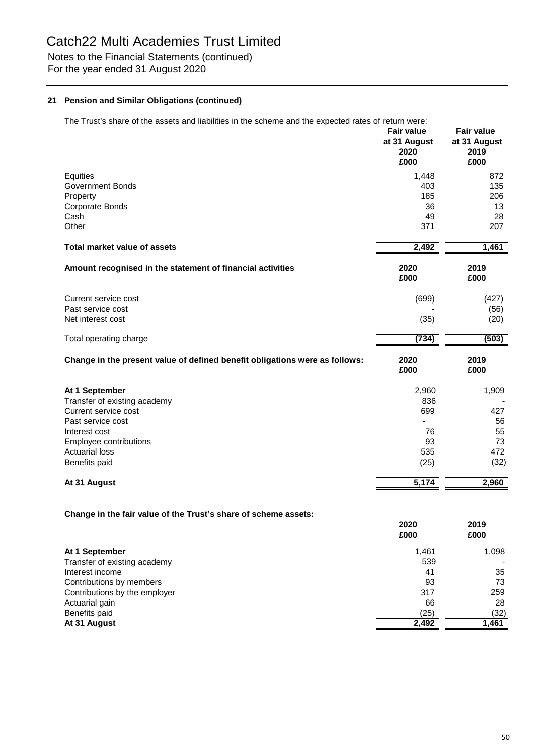# Catch22 Multi Academies Trust Limited

Notes to the Financial Statements (continued)
For the year ended 31 August 2020

### 21 Pension and Similar Obligations (continued)

The Trust's share of the assets and liabilities in the scheme and the expected rates of return were:

| | Fair value at 31 August 2020 £000 | Fair value at 31 August 2019 £000 |
|---|---|---|
| Equities | 1,448 | 872 |
| Government Bonds | 403 | 135 |
| Property | 185 | 206 |
| Corporate Bonds | 36 | 13 |
| Cash | 49 | 28 |
| Other | 371 | 207 |
| **Total market value of assets** | **2,492** | **1,461** |

| **Amount recognised in the statement of financial activities** | **2020 £000** | **2019 £000** |
|---|---|---|
| Current service cost | (699) | (427) |
| Past service cost | - | (56) |
| Net interest cost | (35) | (20) |
| Total operating charge | (734) | (503) |

| **Change in the present value of defined benefit obligations were as follows:** | **2020 £000** | **2019 £000** |
|---|---|---|
| **At 1 September** | 2,960 | 1,909 |
| Transfer of existing academy | 836 | - |
| Current service cost | 699 | 427 |
| Past service cost | - | 56 |
| Interest cost | 76 | 55 |
| Employee contributions | 93 | 73 |
| Actuarial loss | 535 | 472 |
| Benefits paid | (25) | (32) |
| **At 31 August** | **5,174** | **2,960** |

**Change in the fair value of the Trust's share of scheme assets:**

| | **2020 £000** | **2019 £000** |
|---|---|---|
| **At 1 September** | 1,461 | 1,098 |
| Transfer of existing academy | 539 | - |
| Interest income | 41 | 35 |
| Contributions by members | 93 | 73 |
| Contributions by the employer | 317 | 259 |
| Actuarial gain | 66 | 28 |
| Benefits paid | (25) | (32) |
| **At 31 August** | **2,492** | **1,461** |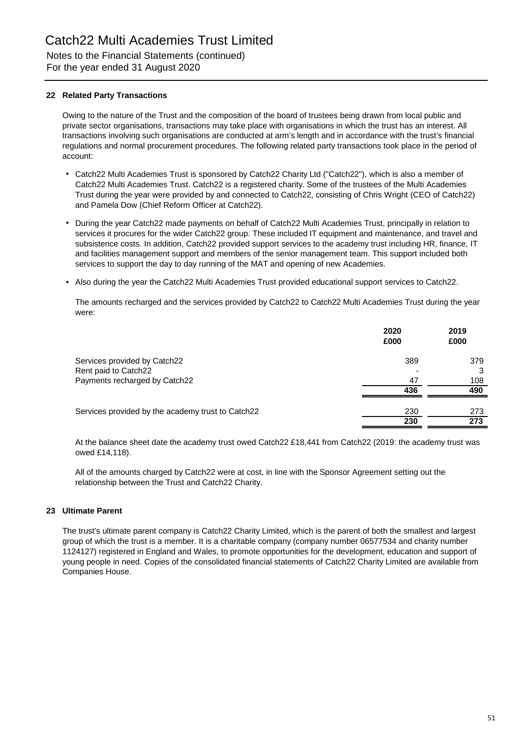# Catch22 Multi Academies Trust Limited

Notes to the Financial Statements (continued)
For the year ended 31 August 2020

### 22 Related Party Transactions

Owing to the nature of the Trust and the composition of the board of trustees being drawn from local public and private sector organisations, transactions may take place with organisations in which the trust has an interest. All transactions involving such organisations are conducted at arm's length and in accordance with the trust's financial regulations and normal procurement procedures. The following related party transactions took place in the period of account:

- Catch22 Multi Academies Trust is sponsored by Catch22 Charity Ltd ("Catch22"), which is also a member of Catch22 Multi Academies Trust. Catch22 is a registered charity. Some of the trustees of the Multi Academies Trust during the year were provided by and connected to Catch22, consisting of Chris Wright (CEO of Catch22) and Pamela Dow (Chief Reform Officer at Catch22).
- During the year Catch22 made payments on behalf of Catch22 Multi Academies Trust, principally in relation to services it procures for the wider Catch22 group. These included IT equipment and maintenance, and travel and subsistence costs. In addition, Catch22 provided support services to the academy trust including HR, finance, IT and facilities management support and members of the senior management team. This support included both services to support the day to day running of the MAT and opening of new Academies.
- Also during the year the Catch22 Multi Academies Trust provided educational support services to Catch22.

The amounts recharged and the services provided by Catch22 to Catch22 Multi Academies Trust during the year were:

| | 2020 £000 | 2019 £000 |
|---|---|---|
| Services provided by Catch22 | 389 | 379 |
| Rent paid to Catch22 | - | 3 |
| Payments recharged by Catch22 | 47 | 108 |
| | **436** | **490** |
| | | |
| Services provided by the academy trust to Catch22 | 230 | 273 |
| | **230** | **273** |

At the balance sheet date the academy trust owed Catch22 £18,441 from Catch22 (2019: the academy trust was owed £14,118).

All of the amounts charged by Catch22 were at cost, in line with the Sponsor Agreement setting out the relationship between the Trust and Catch22 Charity.

### 23 Ultimate Parent

The trust's ultimate parent company is Catch22 Charity Limited, which is the parent of both the smallest and largest group of which the trust is a member. It is a charitable company (company number 06577534 and charity number 1124127) registered in England and Wales, to promote opportunities for the development, education and support of young people in need. Copies of the consolidated financial statements of Catch22 Charity Limited are available from Companies House.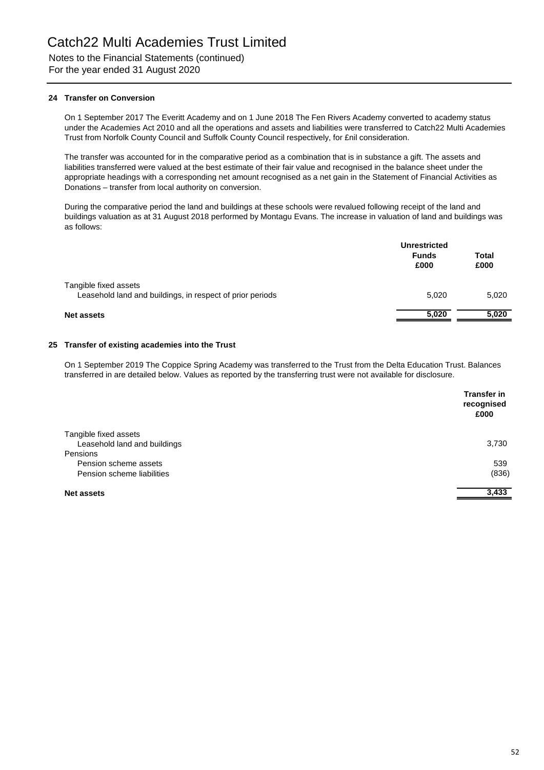# Catch22 Multi Academies Trust Limited

Notes to the Financial Statements (continued)
For the year ended 31 August 2020

### 24 Transfer on Conversion

On 1 September 2017 The Everitt Academy and on 1 June 2018 The Fen Rivers Academy converted to academy status under the Academies Act 2010 and all the operations and assets and liabilities were transferred to Catch22 Multi Academies Trust from Norfolk County Council and Suffolk County Council respectively, for £nil consideration.

The transfer was accounted for in the comparative period as a combination that is in substance a gift. The assets and liabilities transferred were valued at the best estimate of their fair value and recognised in the balance sheet under the appropriate headings with a corresponding net amount recognised as a net gain in the Statement of Financial Activities as Donations – transfer from local authority on conversion.

During the comparative period the land and buildings at these schools were revalued following receipt of the land and buildings valuation as at 31 August 2018 performed by Montagu Evans. The increase in valuation of land and buildings was as follows:

| | Unrestricted Funds £000 | Total £000 |
|---|---|---|
| Tangible fixed assets | | |
| Leasehold land and buildings, in respect of prior periods | 5,020 | 5,020 |
| **Net assets** | **5,020** | **5,020** |

### 25 Transfer of existing academies into the Trust

On 1 September 2019 The Coppice Spring Academy was transferred to the Trust from the Delta Education Trust. Balances transferred in are detailed below. Values as reported by the transferring trust were not available for disclosure.

| | Transfer in recognised £000 |
|---|---|
| Tangible fixed assets | |
| Leasehold land and buildings | 3,730 |
| Pensions | |
| Pension scheme assets | 539 |
| Pension scheme liabilities | (836) |
| **Net assets** | **3,433** |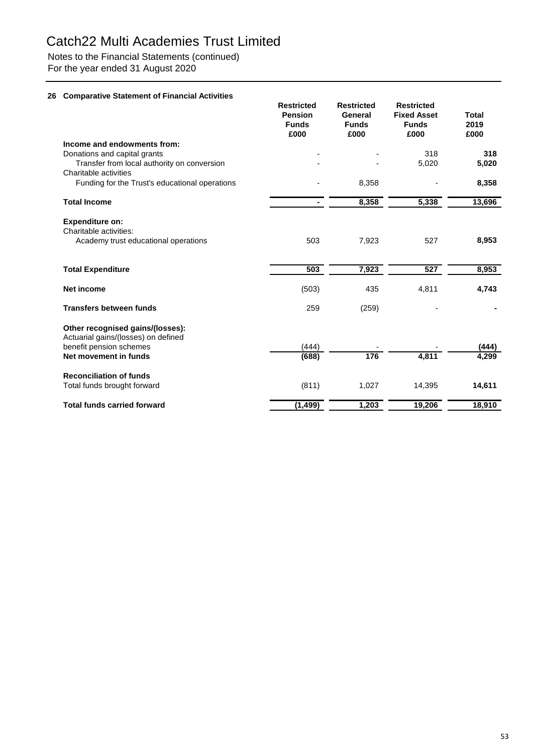# Catch22 Multi Academies Trust Limited

Notes to the Financial Statements (continued)
For the year ended 31 August 2020

## 26 Comparative Statement of Financial Activities

| | Restricted Pension Funds £000 | Restricted General Funds £000 | Restricted Fixed Asset Funds £000 | Total 2019 £000 |
|---|---|---|---|---|
| **Income and endowments from:** | | | | |
| Donations and capital grants | - | - | 318 | **318** |
| Transfer from local authority on conversion | - | - | 5,020 | **5,020** |
| Charitable activities | | | | |
| Funding for the Trust's educational operations | - | 8,358 | - | **8,358** |
| **Total Income** | **-** | **8,358** | **5,338** | **13,696** |
| **Expenditure on:** | | | | |
| Charitable activities: | | | | |
| Academy trust educational operations | 503 | 7,923 | 527 | **8,953** |
| **Total Expenditure** | **503** | **7,923** | **527** | **8,953** |
| **Net income** | (503) | 435 | 4,811 | **4,743** |
| **Transfers between funds** | 259 | (259) | - | **-** |
| **Other recognised gains/(losses):** | | | | |
| Actuarial gains/(losses) on defined benefit pension schemes | (444) | - | - | **(444)** |
| **Net movement in funds** | **(688)** | **176** | **4,811** | **4,299** |
| **Reconciliation of funds** | | | | |
| Total funds brought forward | (811) | 1,027 | 14,395 | **14,611** |
| **Total funds carried forward** | **(1,499)** | **1,203** | **19,206** | **18,910** |